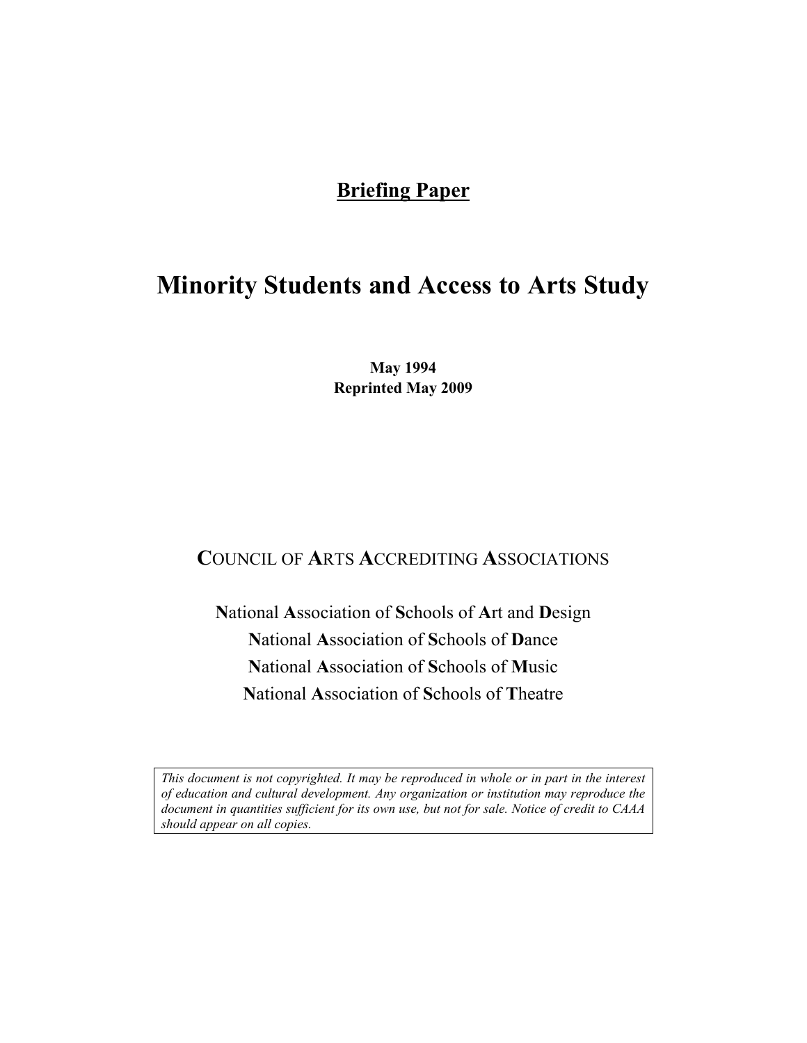**Briefing Paper**

# Minority Students and Access to Arts Study

**May 1994**
**Reprinted May 2009**

**C**OUNCIL OF **A**RTS **A**CCREDITING **A**SSOCIATIONS

**N**ational **A**ssociation of **S**chools of **A**rt and **D**esign
**N**ational **A**ssociation of **S**chools of **D**ance
**N**ational **A**ssociation of **S**chools of **M**usic
**N**ational **A**ssociation of **S**chools of **T**heatre

*This document is not copyrighted. It may be reproduced in whole or in part in the interest of education and cultural development. Any organization or institution may reproduce the document in quantities sufficient for its own use, but not for sale. Notice of credit to CAAA should appear on all copies.*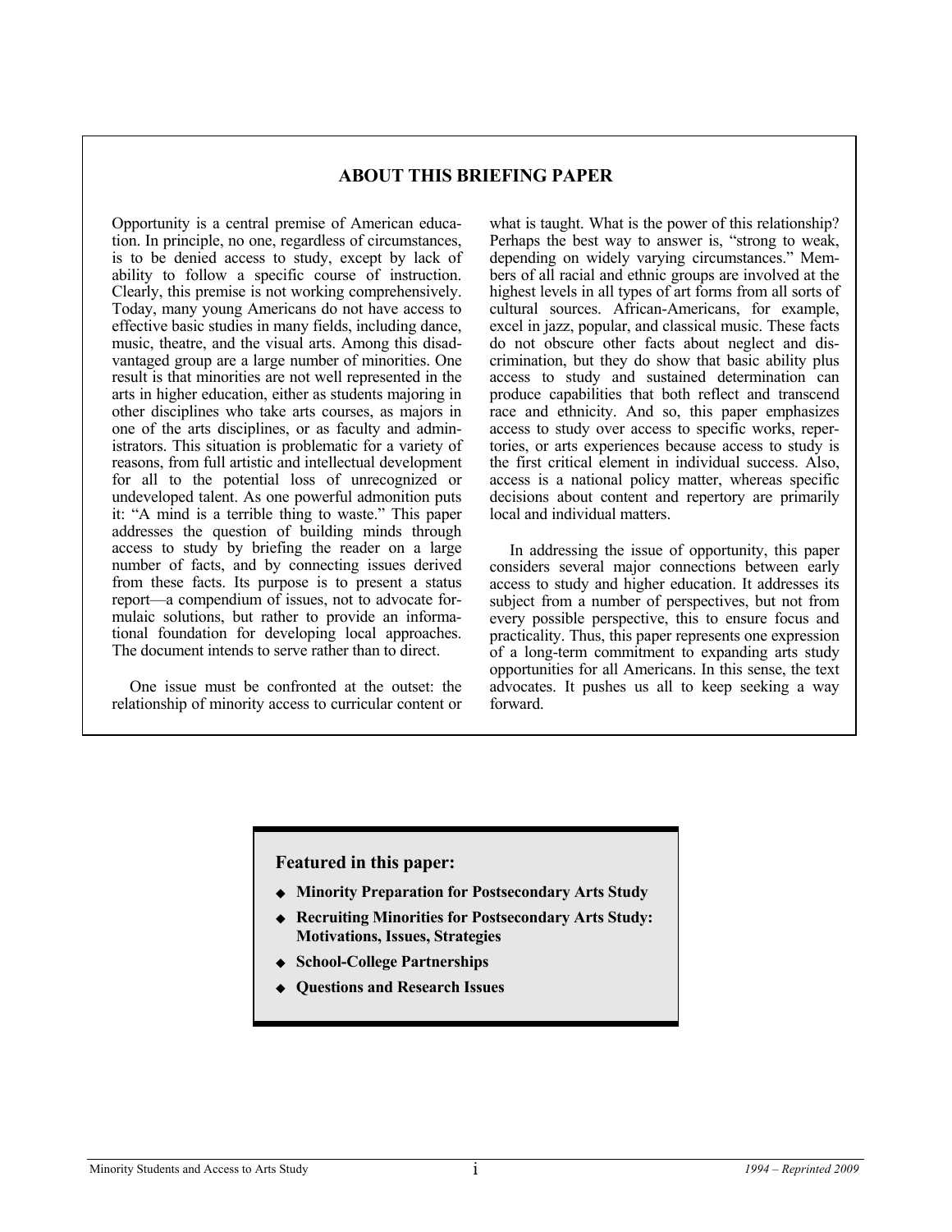## ABOUT THIS BRIEFING PAPER

Opportunity is a central premise of American education. In principle, no one, regardless of circumstances, is to be denied access to study, except by lack of ability to follow a specific course of instruction. Clearly, this premise is not working comprehensively. Today, many young Americans do not have access to effective basic studies in many fields, including dance, music, theatre, and the visual arts. Among this disadvantaged group are a large number of minorities. One result is that minorities are not well represented in the arts in higher education, either as students majoring in other disciplines who take arts courses, as majors in one of the arts disciplines, or as faculty and administrators. This situation is problematic for a variety of reasons, from full artistic and intellectual development for all to the potential loss of unrecognized or undeveloped talent. As one powerful admonition puts it: "A mind is a terrible thing to waste." This paper addresses the question of building minds through access to study by briefing the reader on a large number of facts, and by connecting issues derived from these facts. Its purpose is to present a status report—a compendium of issues, not to advocate formulaic solutions, but rather to provide an informational foundation for developing local approaches. The document intends to serve rather than to direct.

One issue must be confronted at the outset: the relationship of minority access to curricular content or what is taught. What is the power of this relationship? Perhaps the best way to answer is, "strong to weak, depending on widely varying circumstances." Members of all racial and ethnic groups are involved at the highest levels in all types of art forms from all sorts of cultural sources. African-Americans, for example, excel in jazz, popular, and classical music. These facts do not obscure other facts about neglect and discrimination, but they do show that basic ability plus access to study and sustained determination can produce capabilities that both reflect and transcend race and ethnicity. And so, this paper emphasizes access to study over access to specific works, repertories, or arts experiences because access to study is the first critical element in individual success. Also, access is a national policy matter, whereas specific decisions about content and repertory are primarily local and individual matters.

In addressing the issue of opportunity, this paper considers several major connections between early access to study and higher education. It addresses its subject from a number of perspectives, but not from every possible perspective, this to ensure focus and practicality. Thus, this paper represents one expression of a long-term commitment to expanding arts study opportunities for all Americans. In this sense, the text advocates. It pushes us all to keep seeking a way forward.

**Featured in this paper:**

- **Minority Preparation for Postsecondary Arts Study**
- **Recruiting Minorities for Postsecondary Arts Study: Motivations, Issues, Strategies**
- **School-College Partnerships**
- **Questions and Research Issues**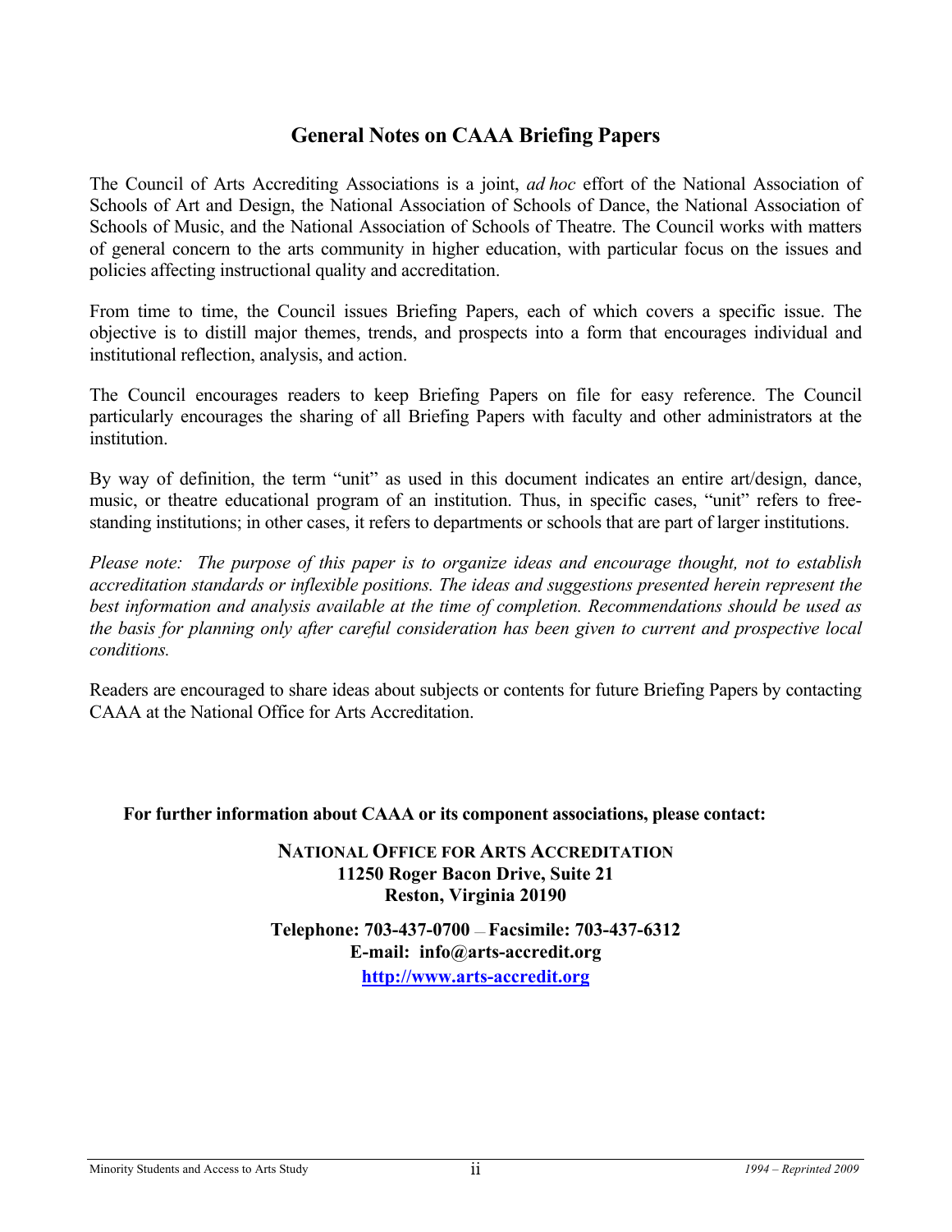## General Notes on CAAA Briefing Papers

The Council of Arts Accrediting Associations is a joint, *ad hoc* effort of the National Association of Schools of Art and Design, the National Association of Schools of Dance, the National Association of Schools of Music, and the National Association of Schools of Theatre. The Council works with matters of general concern to the arts community in higher education, with particular focus on the issues and policies affecting instructional quality and accreditation.

From time to time, the Council issues Briefing Papers, each of which covers a specific issue. The objective is to distill major themes, trends, and prospects into a form that encourages individual and institutional reflection, analysis, and action.

The Council encourages readers to keep Briefing Papers on file for easy reference. The Council particularly encourages the sharing of all Briefing Papers with faculty and other administrators at the institution.

By way of definition, the term "unit" as used in this document indicates an entire art/design, dance, music, or theatre educational program of an institution. Thus, in specific cases, "unit" refers to free-standing institutions; in other cases, it refers to departments or schools that are part of larger institutions.

*Please note: The purpose of this paper is to organize ideas and encourage thought, not to establish accreditation standards or inflexible positions. The ideas and suggestions presented herein represent the best information and analysis available at the time of completion. Recommendations should be used as the basis for planning only after careful consideration has been given to current and prospective local conditions.*

Readers are encouraged to share ideas about subjects or contents for future Briefing Papers by contacting CAAA at the National Office for Arts Accreditation.

**For further information about CAAA or its component associations, please contact:**

**NATIONAL OFFICE FOR ARTS ACCREDITATION**
**11250 Roger Bacon Drive, Suite 21**
**Reston, Virginia 20190**

**Telephone: 703-437-0700 — Facsimile: 703-437-6312**
**E-mail: info@arts-accredit.org**
**[http://www.arts-accredit.org](http://www.arts-accredit.org)**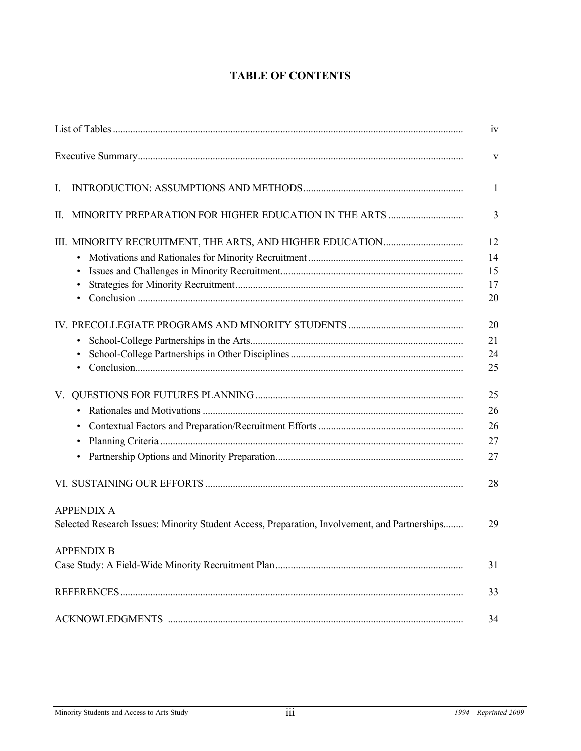# TABLE OF CONTENTS

| | |
|---|---|
| List of Tables | iv |
| Executive Summary | v |
| I. INTRODUCTION: ASSUMPTIONS AND METHODS | 1 |
| II. MINORITY PREPARATION FOR HIGHER EDUCATION IN THE ARTS | 3 |
| III. MINORITY RECRUITMENT, THE ARTS, AND HIGHER EDUCATION | 12 |
| • Motivations and Rationales for Minority Recruitment | 14 |
| • Issues and Challenges in Minority Recruitment | 15 |
| • Strategies for Minority Recruitment | 17 |
| • Conclusion | 20 |
| IV. PRECOLLEGIATE PROGRAMS AND MINORITY STUDENTS | 20 |
| • School-College Partnerships in the Arts | 21 |
| • School-College Partnerships in Other Disciplines | 24 |
| • Conclusion | 25 |
| V. QUESTIONS FOR FUTURES PLANNING | 25 |
| • Rationales and Motivations | 26 |
| • Contextual Factors and Preparation/Recruitment Efforts | 26 |
| • Planning Criteria | 27 |
| • Partnership Options and Minority Preparation | 27 |
| VI. SUSTAINING OUR EFFORTS | 28 |
| APPENDIX A<br>Selected Research Issues: Minority Student Access, Preparation, Involvement, and Partnerships | 29 |
| APPENDIX B<br>Case Study: A Field-Wide Minority Recruitment Plan | 31 |
| REFERENCES | 33 |
| ACKNOWLEDGMENTS | 34 |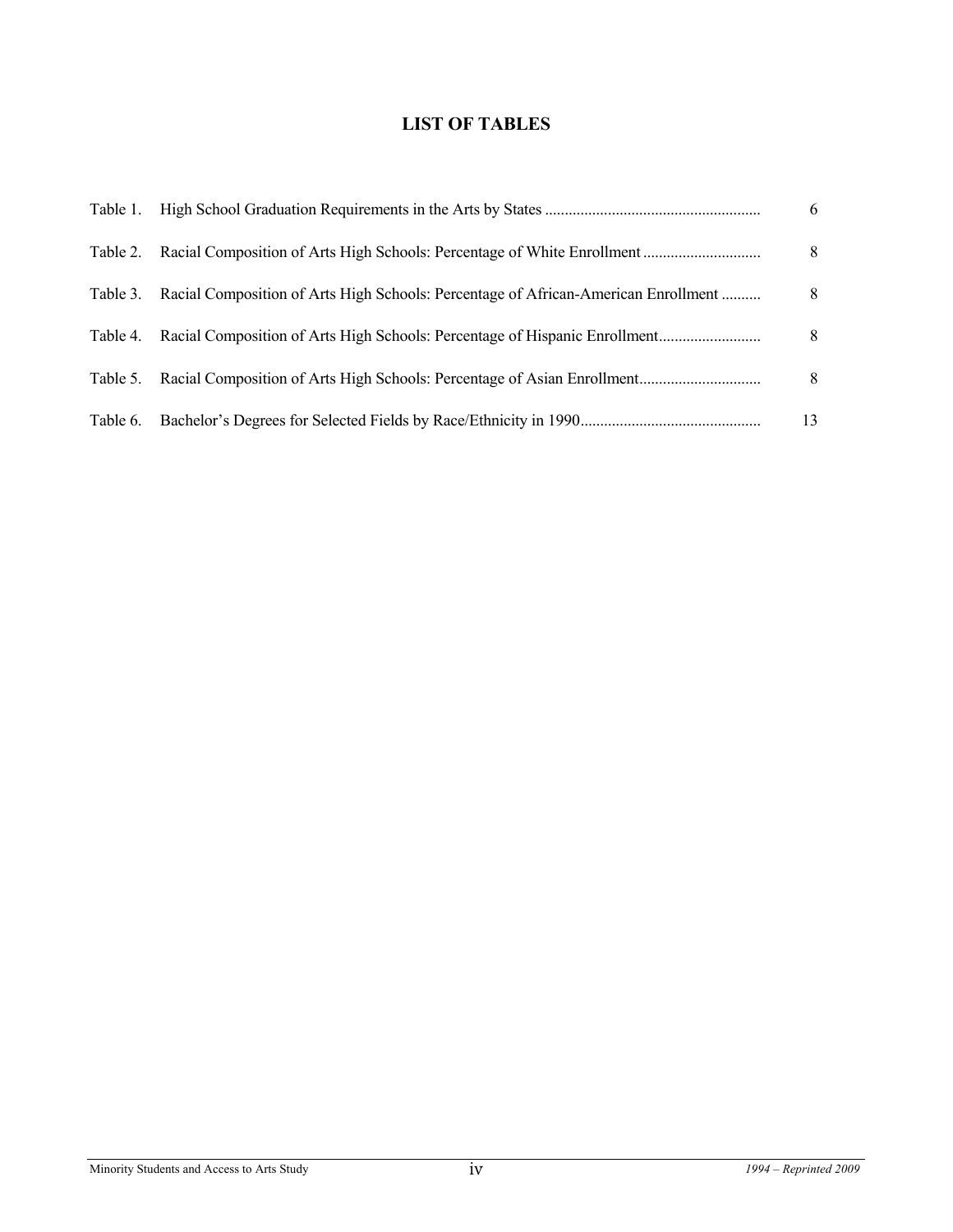# LIST OF TABLES

| | | |
|---|---|---|
| Table 1. | High School Graduation Requirements in the Arts by States | 6 |
| Table 2. | Racial Composition of Arts High Schools: Percentage of White Enrollment | 8 |
| Table 3. | Racial Composition of Arts High Schools: Percentage of African-American Enrollment | 8 |
| Table 4. | Racial Composition of Arts High Schools: Percentage of Hispanic Enrollment | 8 |
| Table 5. | Racial Composition of Arts High Schools: Percentage of Asian Enrollment | 8 |
| Table 6. | Bachelor's Degrees for Selected Fields by Race/Ethnicity in 1990 | 13 |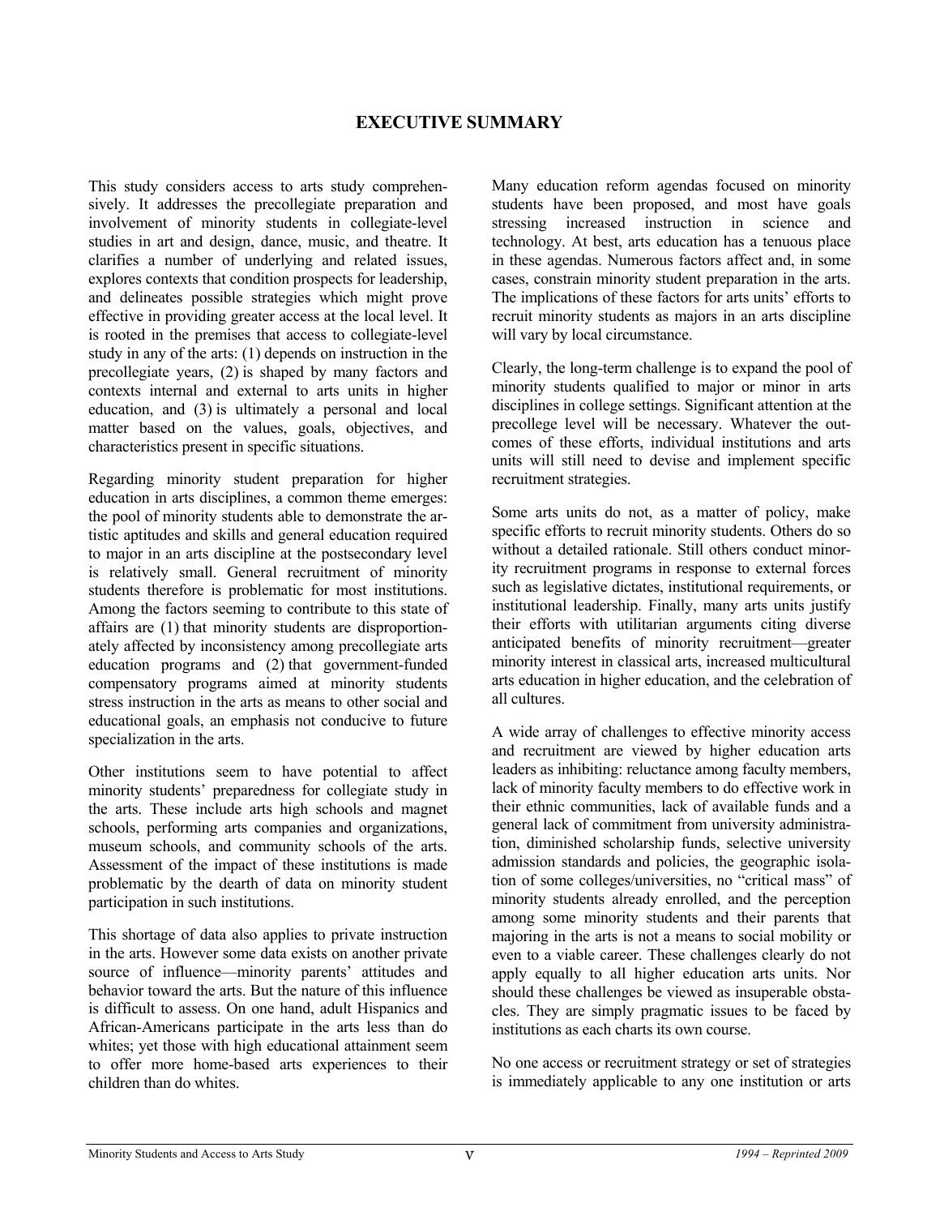# EXECUTIVE SUMMARY

This study considers access to arts study comprehensively. It addresses the precollegiate preparation and involvement of minority students in collegiate-level studies in art and design, dance, music, and theatre. It clarifies a number of underlying and related issues, explores contexts that condition prospects for leadership, and delineates possible strategies which might prove effective in providing greater access at the local level. It is rooted in the premises that access to collegiate-level study in any of the arts: (1) depends on instruction in the precollegiate years, (2) is shaped by many factors and contexts internal and external to arts units in higher education, and (3) is ultimately a personal and local matter based on the values, goals, objectives, and characteristics present in specific situations.

Regarding minority student preparation for higher education in arts disciplines, a common theme emerges: the pool of minority students able to demonstrate the artistic aptitudes and skills and general education required to major in an arts discipline at the postsecondary level is relatively small. General recruitment of minority students therefore is problematic for most institutions. Among the factors seeming to contribute to this state of affairs are (1) that minority students are disproportionately affected by inconsistency among precollegiate arts education programs and (2) that government-funded compensatory programs aimed at minority students stress instruction in the arts as means to other social and educational goals, an emphasis not conducive to future specialization in the arts.

Other institutions seem to have potential to affect minority students' preparedness for collegiate study in the arts. These include arts high schools and magnet schools, performing arts companies and organizations, museum schools, and community schools of the arts. Assessment of the impact of these institutions is made problematic by the dearth of data on minority student participation in such institutions.

This shortage of data also applies to private instruction in the arts. However some data exists on another private source of influence—minority parents' attitudes and behavior toward the arts. But the nature of this influence is difficult to assess. On one hand, adult Hispanics and African-Americans participate in the arts less than do whites; yet those with high educational attainment seem to offer more home-based arts experiences to their children than do whites.

Many education reform agendas focused on minority students have been proposed, and most have goals stressing increased instruction in science and technology. At best, arts education has a tenuous place in these agendas. Numerous factors affect and, in some cases, constrain minority student preparation in the arts. The implications of these factors for arts units' efforts to recruit minority students as majors in an arts discipline will vary by local circumstance.

Clearly, the long-term challenge is to expand the pool of minority students qualified to major or minor in arts disciplines in college settings. Significant attention at the precollege level will be necessary. Whatever the outcomes of these efforts, individual institutions and arts units will still need to devise and implement specific recruitment strategies.

Some arts units do not, as a matter of policy, make specific efforts to recruit minority students. Others do so without a detailed rationale. Still others conduct minority recruitment programs in response to external forces such as legislative dictates, institutional requirements, or institutional leadership. Finally, many arts units justify their efforts with utilitarian arguments citing diverse anticipated benefits of minority recruitment—greater minority interest in classical arts, increased multicultural arts education in higher education, and the celebration of all cultures.

A wide array of challenges to effective minority access and recruitment are viewed by higher education arts leaders as inhibiting: reluctance among faculty members, lack of minority faculty members to do effective work in their ethnic communities, lack of available funds and a general lack of commitment from university administration, diminished scholarship funds, selective university admission standards and policies, the geographic isolation of some colleges/universities, no "critical mass" of minority students already enrolled, and the perception among some minority students and their parents that majoring in the arts is not a means to social mobility or even to a viable career. These challenges clearly do not apply equally to all higher education arts units. Nor should these challenges be viewed as insuperable obstacles. They are simply pragmatic issues to be faced by institutions as each charts its own course.

No one access or recruitment strategy or set of strategies is immediately applicable to any one institution or arts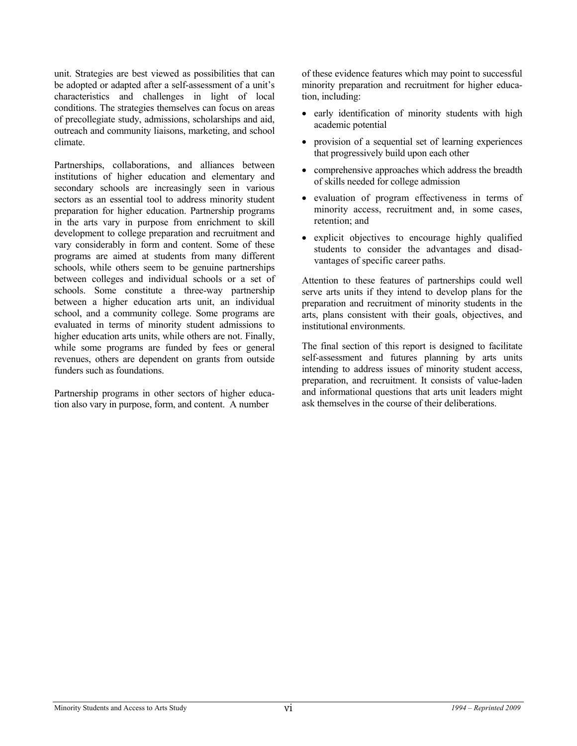unit. Strategies are best viewed as possibilities that can be adopted or adapted after a self-assessment of a unit's characteristics and challenges in light of local conditions. The strategies themselves can focus on areas of precollegiate study, admissions, scholarships and aid, outreach and community liaisons, marketing, and school climate.

Partnerships, collaborations, and alliances between institutions of higher education and elementary and secondary schools are increasingly seen in various sectors as an essential tool to address minority student preparation for higher education. Partnership programs in the arts vary in purpose from enrichment to skill development to college preparation and recruitment and vary considerably in form and content. Some of these programs are aimed at students from many different schools, while others seem to be genuine partnerships between colleges and individual schools or a set of schools. Some constitute a three-way partnership between a higher education arts unit, an individual school, and a community college. Some programs are evaluated in terms of minority student admissions to higher education arts units, while others are not. Finally, while some programs are funded by fees or general revenues, others are dependent on grants from outside funders such as foundations.

Partnership programs in other sectors of higher education also vary in purpose, form, and content. A number of these evidence features which may point to successful minority preparation and recruitment for higher education, including:

- early identification of minority students with high academic potential
- provision of a sequential set of learning experiences that progressively build upon each other
- comprehensive approaches which address the breadth of skills needed for college admission
- evaluation of program effectiveness in terms of minority access, recruitment and, in some cases, retention; and
- explicit objectives to encourage highly qualified students to consider the advantages and disadvantages of specific career paths.

Attention to these features of partnerships could well serve arts units if they intend to develop plans for the preparation and recruitment of minority students in the arts, plans consistent with their goals, objectives, and institutional environments.

The final section of this report is designed to facilitate self-assessment and futures planning by arts units intending to address issues of minority student access, preparation, and recruitment. It consists of value-laden and informational questions that arts unit leaders might ask themselves in the course of their deliberations.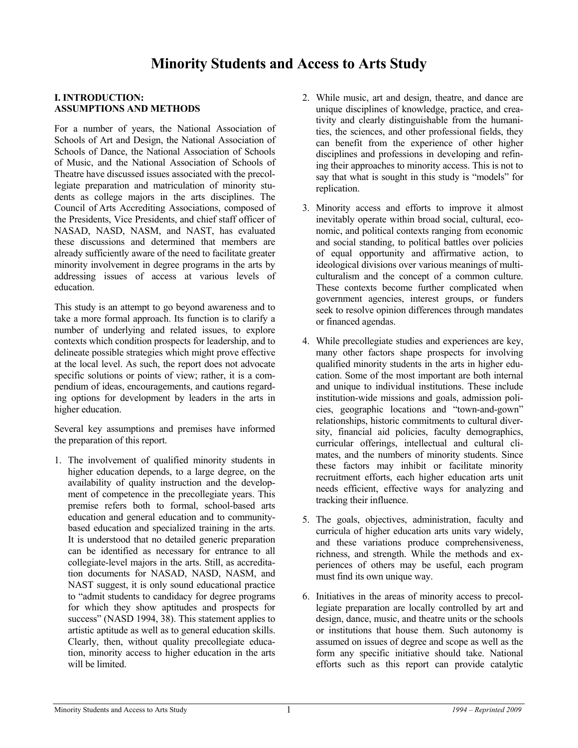# Minority Students and Access to Arts Study

## I. INTRODUCTION: ASSUMPTIONS AND METHODS

For a number of years, the National Association of Schools of Art and Design, the National Association of Schools of Dance, the National Association of Schools of Music, and the National Association of Schools of Theatre have discussed issues associated with the precollegiate preparation and matriculation of minority students as college majors in the arts disciplines. The Council of Arts Accrediting Associations, composed of the Presidents, Vice Presidents, and chief staff officer of NASAD, NASD, NASM, and NAST, has evaluated these discussions and determined that members are already sufficiently aware of the need to facilitate greater minority involvement in degree programs in the arts by addressing issues of access at various levels of education.

This study is an attempt to go beyond awareness and to take a more formal approach. Its function is to clarify a number of underlying and related issues, to explore contexts which condition prospects for leadership, and to delineate possible strategies which might prove effective at the local level. As such, the report does not advocate specific solutions or points of view; rather, it is a compendium of ideas, encouragements, and cautions regarding options for development by leaders in the arts in higher education.

Several key assumptions and premises have informed the preparation of this report.

1. The involvement of qualified minority students in higher education depends, to a large degree, on the availability of quality instruction and the development of competence in the precollegiate years. This premise refers both to formal, school-based arts education and general education and to community-based education and specialized training in the arts. It is understood that no detailed generic preparation can be identified as necessary for entrance to all collegiate-level majors in the arts. Still, as accreditation documents for NASAD, NASD, NASM, and NAST suggest, it is only sound educational practice to "admit students to candidacy for degree programs for which they show aptitudes and prospects for success" (NASD 1994, 38). This statement applies to artistic aptitude as well as to general education skills. Clearly, then, without quality precollegiate education, minority access to higher education in the arts will be limited.

2. While music, art and design, theatre, and dance are unique disciplines of knowledge, practice, and creativity and clearly distinguishable from the humanities, the sciences, and other professional fields, they can benefit from the experience of other higher disciplines and professions in developing and refining their approaches to minority access. This is not to say that what is sought in this study is "models" for replication.

3. Minority access and efforts to improve it almost inevitably operate within broad social, cultural, economic, and political contexts ranging from economic and social standing, to political battles over policies of equal opportunity and affirmative action, to ideological divisions over various meanings of multiculturalism and the concept of a common culture. These contexts become further complicated when government agencies, interest groups, or funders seek to resolve opinion differences through mandates or financed agendas.

4. While precollegiate studies and experiences are key, many other factors shape prospects for involving qualified minority students in the arts in higher education. Some of the most important are both internal and unique to individual institutions. These include institution-wide missions and goals, admission policies, geographic locations and "town-and-gown" relationships, historic commitments to cultural diversity, financial aid policies, faculty demographics, curricular offerings, intellectual and cultural climates, and the numbers of minority students. Since these factors may inhibit or facilitate minority recruitment efforts, each higher education arts unit needs efficient, effective ways for analyzing and tracking their influence.

5. The goals, objectives, administration, faculty and curricula of higher education arts units vary widely, and these variations produce comprehensiveness, richness, and strength. While the methods and experiences of others may be useful, each program must find its own unique way.

6. Initiatives in the areas of minority access to precollegiate preparation are locally controlled by art and design, dance, music, and theatre units or the schools or institutions that house them. Such autonomy is assumed on issues of degree and scope as well as the form any specific initiative should take. National efforts such as this report can provide catalytic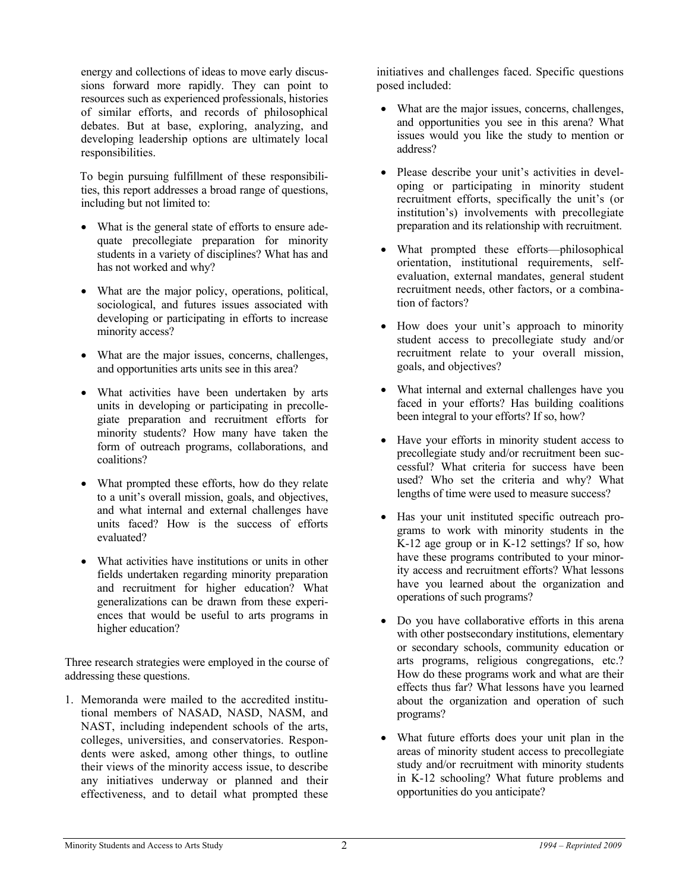energy and collections of ideas to move early discussions forward more rapidly. They can point to resources such as experienced professionals, histories of similar efforts, and records of philosophical debates. But at base, exploring, analyzing, and developing leadership options are ultimately local responsibilities.

To begin pursuing fulfillment of these responsibilities, this report addresses a broad range of questions, including but not limited to:

- What is the general state of efforts to ensure adequate precollegiate preparation for minority students in a variety of disciplines? What has and has not worked and why?
- What are the major policy, operations, political, sociological, and futures issues associated with developing or participating in efforts to increase minority access?
- What are the major issues, concerns, challenges, and opportunities arts units see in this area?
- What activities have been undertaken by arts units in developing or participating in precollegiate preparation and recruitment efforts for minority students? How many have taken the form of outreach programs, collaborations, and coalitions?
- What prompted these efforts, how do they relate to a unit's overall mission, goals, and objectives, and what internal and external challenges have units faced? How is the success of efforts evaluated?
- What activities have institutions or units in other fields undertaken regarding minority preparation and recruitment for higher education? What generalizations can be drawn from these experiences that would be useful to arts programs in higher education?

Three research strategies were employed in the course of addressing these questions.

1. Memoranda were mailed to the accredited institutional members of NASAD, NASD, NASM, and NAST, including independent schools of the arts, colleges, universities, and conservatories. Respondents were asked, among other things, to outline their views of the minority access issue, to describe any initiatives underway or planned and their effectiveness, and to detail what prompted these initiatives and challenges faced. Specific questions posed included:

- What are the major issues, concerns, challenges, and opportunities you see in this arena? What issues would you like the study to mention or address?
- Please describe your unit's activities in developing or participating in minority student recruitment efforts, specifically the unit's (or institution's) involvements with precollegiate preparation and its relationship with recruitment.
- What prompted these efforts—philosophical orientation, institutional requirements, self-evaluation, external mandates, general student recruitment needs, other factors, or a combination of factors?
- How does your unit's approach to minority student access to precollegiate study and/or recruitment relate to your overall mission, goals, and objectives?
- What internal and external challenges have you faced in your efforts? Has building coalitions been integral to your efforts? If so, how?
- Have your efforts in minority student access to precollegiate study and/or recruitment been successful? What criteria for success have been used? Who set the criteria and why? What lengths of time were used to measure success?
- Has your unit instituted specific outreach programs to work with minority students in the K-12 age group or in K-12 settings? If so, how have these programs contributed to your minority access and recruitment efforts? What lessons have you learned about the organization and operations of such programs?
- Do you have collaborative efforts in this arena with other postsecondary institutions, elementary or secondary schools, community education or arts programs, religious congregations, etc.? How do these programs work and what are their effects thus far? What lessons have you learned about the organization and operation of such programs?
- What future efforts does your unit plan in the areas of minority student access to precollegiate study and/or recruitment with minority students in K-12 schooling? What future problems and opportunities do you anticipate?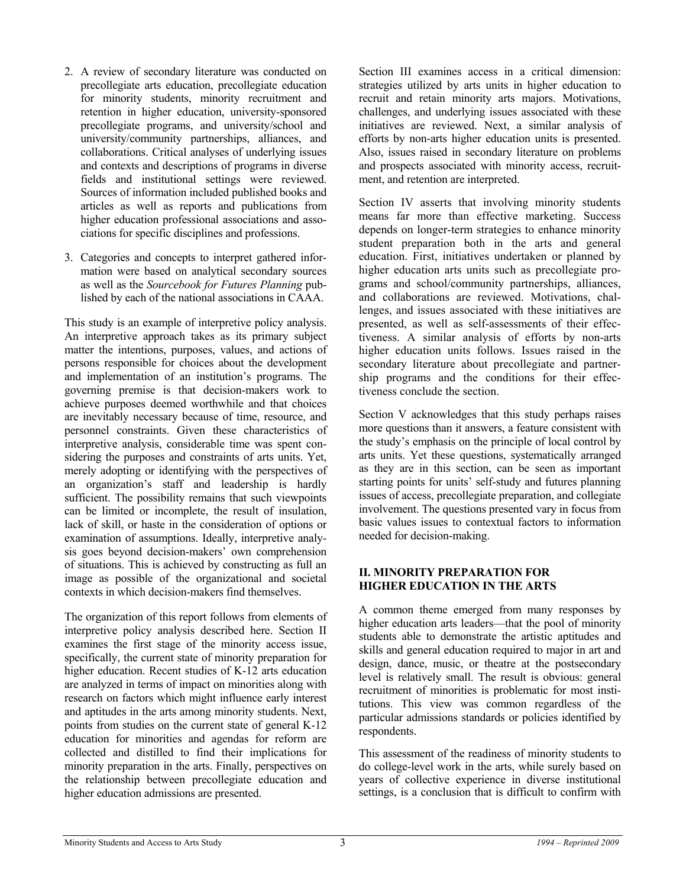2. A review of secondary literature was conducted on precollegiate arts education, precollegiate education for minority students, minority recruitment and retention in higher education, university-sponsored precollegiate programs, and university/school and university/community partnerships, alliances, and collaborations. Critical analyses of underlying issues and contexts and descriptions of programs in diverse fields and institutional settings were reviewed. Sources of information included published books and articles as well as reports and publications from higher education professional associations and associations for specific disciplines and professions.

3. Categories and concepts to interpret gathered information were based on analytical secondary sources as well as the *Sourcebook for Futures Planning* published by each of the national associations in CAAA.

This study is an example of interpretive policy analysis. An interpretive approach takes as its primary subject matter the intentions, purposes, values, and actions of persons responsible for choices about the development and implementation of an institution's programs. The governing premise is that decision-makers work to achieve purposes deemed worthwhile and that choices are inevitably necessary because of time, resource, and personnel constraints. Given these characteristics of interpretive analysis, considerable time was spent considering the purposes and constraints of arts units. Yet, merely adopting or identifying with the perspectives of an organization's staff and leadership is hardly sufficient. The possibility remains that such viewpoints can be limited or incomplete, the result of insulation, lack of skill, or haste in the consideration of options or examination of assumptions. Ideally, interpretive analysis goes beyond decision-makers' own comprehension of situations. This is achieved by constructing as full an image as possible of the organizational and societal contexts in which decision-makers find themselves.

The organization of this report follows from elements of interpretive policy analysis described here. Section II examines the first stage of the minority access issue, specifically, the current state of minority preparation for higher education. Recent studies of K-12 arts education are analyzed in terms of impact on minorities along with research on factors which might influence early interest and aptitudes in the arts among minority students. Next, points from studies on the current state of general K-12 education for minorities and agendas for reform are collected and distilled to find their implications for minority preparation in the arts. Finally, perspectives on the relationship between precollegiate education and higher education admissions are presented.

Section III examines access in a critical dimension: strategies utilized by arts units in higher education to recruit and retain minority arts majors. Motivations, challenges, and underlying issues associated with these initiatives are reviewed. Next, a similar analysis of efforts by non-arts higher education units is presented. Also, issues raised in secondary literature on problems and prospects associated with minority access, recruitment, and retention are interpreted.

Section IV asserts that involving minority students means far more than effective marketing. Success depends on longer-term strategies to enhance minority student preparation both in the arts and general education. First, initiatives undertaken or planned by higher education arts units such as precollegiate programs and school/community partnerships, alliances, and collaborations are reviewed. Motivations, challenges, and issues associated with these initiatives are presented, as well as self-assessments of their effectiveness. A similar analysis of efforts by non-arts higher education units follows. Issues raised in the secondary literature about precollegiate and partnership programs and the conditions for their effectiveness conclude the section.

Section V acknowledges that this study perhaps raises more questions than it answers, a feature consistent with the study's emphasis on the principle of local control by arts units. Yet these questions, systematically arranged as they are in this section, can be seen as important starting points for units' self-study and futures planning issues of access, precollegiate preparation, and collegiate involvement. The questions presented vary in focus from basic values issues to contextual factors to information needed for decision-making.

## II. MINORITY PREPARATION FOR HIGHER EDUCATION IN THE ARTS

A common theme emerged from many responses by higher education arts leaders—that the pool of minority students able to demonstrate the artistic aptitudes and skills and general education required to major in art and design, dance, music, or theatre at the postsecondary level is relatively small. The result is obvious: general recruitment of minorities is problematic for most institutions. This view was common regardless of the particular admissions standards or policies identified by respondents.

This assessment of the readiness of minority students to do college-level work in the arts, while surely based on years of collective experience in diverse institutional settings, is a conclusion that is difficult to confirm with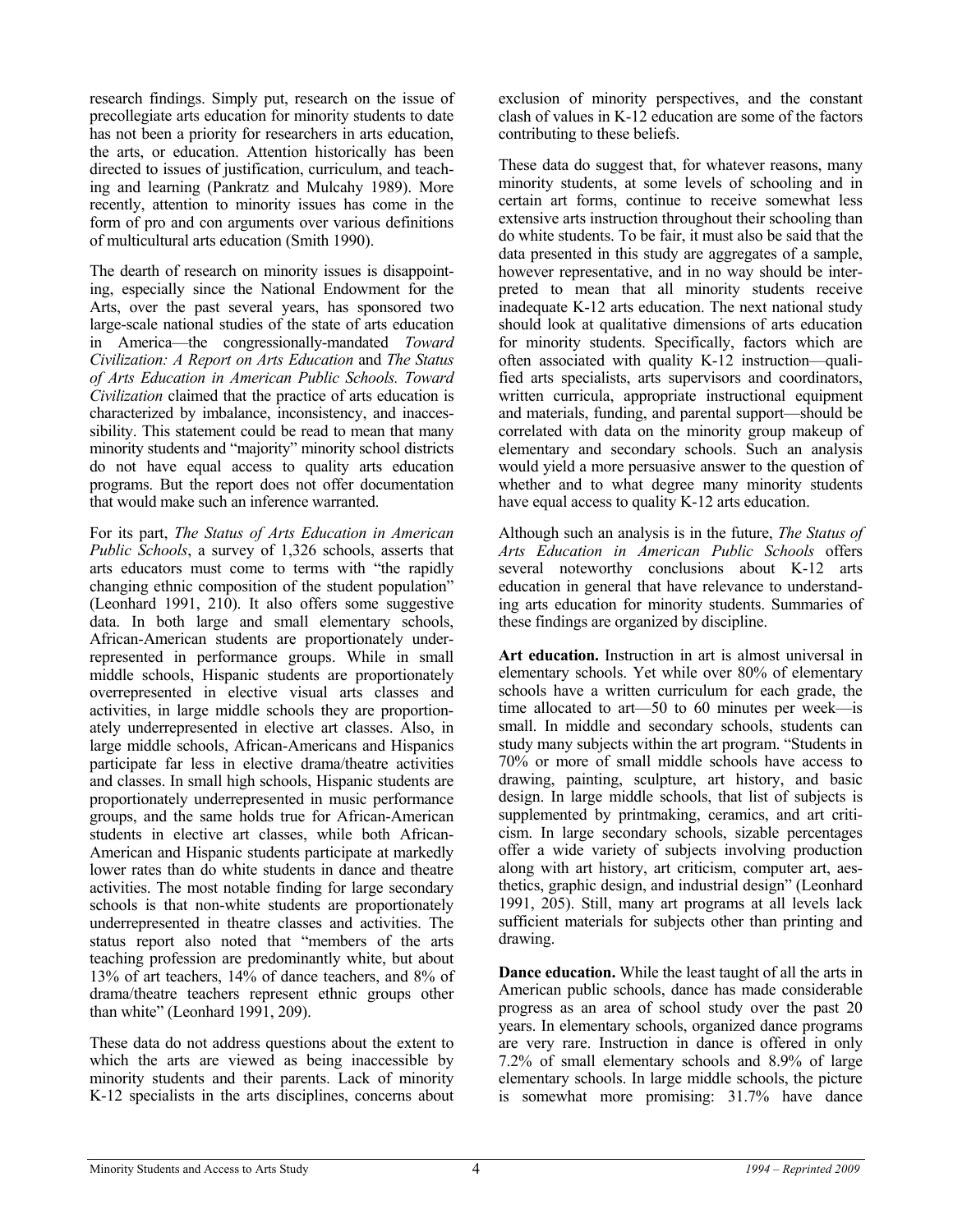research findings. Simply put, research on the issue of precollegiate arts education for minority students to date has not been a priority for researchers in arts education, the arts, or education. Attention historically has been directed to issues of justification, curriculum, and teaching and learning (Pankratz and Mulcahy 1989). More recently, attention to minority issues has come in the form of pro and con arguments over various definitions of multicultural arts education (Smith 1990).

The dearth of research on minority issues is disappointing, especially since the National Endowment for the Arts, over the past several years, has sponsored two large-scale national studies of the state of arts education in America—the congressionally-mandated *Toward Civilization: A Report on Arts Education* and *The Status of Arts Education in American Public Schools. Toward Civilization* claimed that the practice of arts education is characterized by imbalance, inconsistency, and inaccessibility. This statement could be read to mean that many minority students and "majority" minority school districts do not have equal access to quality arts education programs. But the report does not offer documentation that would make such an inference warranted.

For its part, *The Status of Arts Education in American Public Schools*, a survey of 1,326 schools, asserts that arts educators must come to terms with "the rapidly changing ethnic composition of the student population" (Leonhard 1991, 210). It also offers some suggestive data. In both large and small elementary schools, African-American students are proportionately underrepresented in performance groups. While in small middle schools, Hispanic students are proportionately overrepresented in elective visual arts classes and activities, in large middle schools they are proportionately underrepresented in elective art classes. Also, in large middle schools, African-Americans and Hispanics participate far less in elective drama/theatre activities and classes. In small high schools, Hispanic students are proportionately underrepresented in music performance groups, and the same holds true for African-American students in elective art classes, while both African-American and Hispanic students participate at markedly lower rates than do white students in dance and theatre activities. The most notable finding for large secondary schools is that non-white students are proportionately underrepresented in theatre classes and activities. The status report also noted that "members of the arts teaching profession are predominantly white, but about 13% of art teachers, 14% of dance teachers, and 8% of drama/theatre teachers represent ethnic groups other than white" (Leonhard 1991, 209).

These data do not address questions about the extent to which the arts are viewed as being inaccessible by minority students and their parents. Lack of minority K-12 specialists in the arts disciplines, concerns about exclusion of minority perspectives, and the constant clash of values in K-12 education are some of the factors contributing to these beliefs.

These data do suggest that, for whatever reasons, many minority students, at some levels of schooling and in certain art forms, continue to receive somewhat less extensive arts instruction throughout their schooling than do white students. To be fair, it must also be said that the data presented in this study are aggregates of a sample, however representative, and in no way should be interpreted to mean that all minority students receive inadequate K-12 arts education. The next national study should look at qualitative dimensions of arts education for minority students. Specifically, factors which are often associated with quality K-12 instruction—qualified arts specialists, arts supervisors and coordinators, written curricula, appropriate instructional equipment and materials, funding, and parental support—should be correlated with data on the minority group makeup of elementary and secondary schools. Such an analysis would yield a more persuasive answer to the question of whether and to what degree many minority students have equal access to quality K-12 arts education.

Although such an analysis is in the future, *The Status of Arts Education in American Public Schools* offers several noteworthy conclusions about K-12 arts education in general that have relevance to understanding arts education for minority students. Summaries of these findings are organized by discipline.

**Art education.** Instruction in art is almost universal in elementary schools. Yet while over 80% of elementary schools have a written curriculum for each grade, the time allocated to art—50 to 60 minutes per week—is small. In middle and secondary schools, students can study many subjects within the art program. "Students in 70% or more of small middle schools have access to drawing, painting, sculpture, art history, and basic design. In large middle schools, that list of subjects is supplemented by printmaking, ceramics, and art criticism. In large secondary schools, sizable percentages offer a wide variety of subjects involving production along with art history, art criticism, computer art, aesthetics, graphic design, and industrial design" (Leonhard 1991, 205). Still, many art programs at all levels lack sufficient materials for subjects other than printing and drawing.

**Dance education.** While the least taught of all the arts in American public schools, dance has made considerable progress as an area of school study over the past 20 years. In elementary schools, organized dance programs are very rare. Instruction in dance is offered in only 7.2% of small elementary schools and 8.9% of large elementary schools. In large middle schools, the picture is somewhat more promising: 31.7% have dance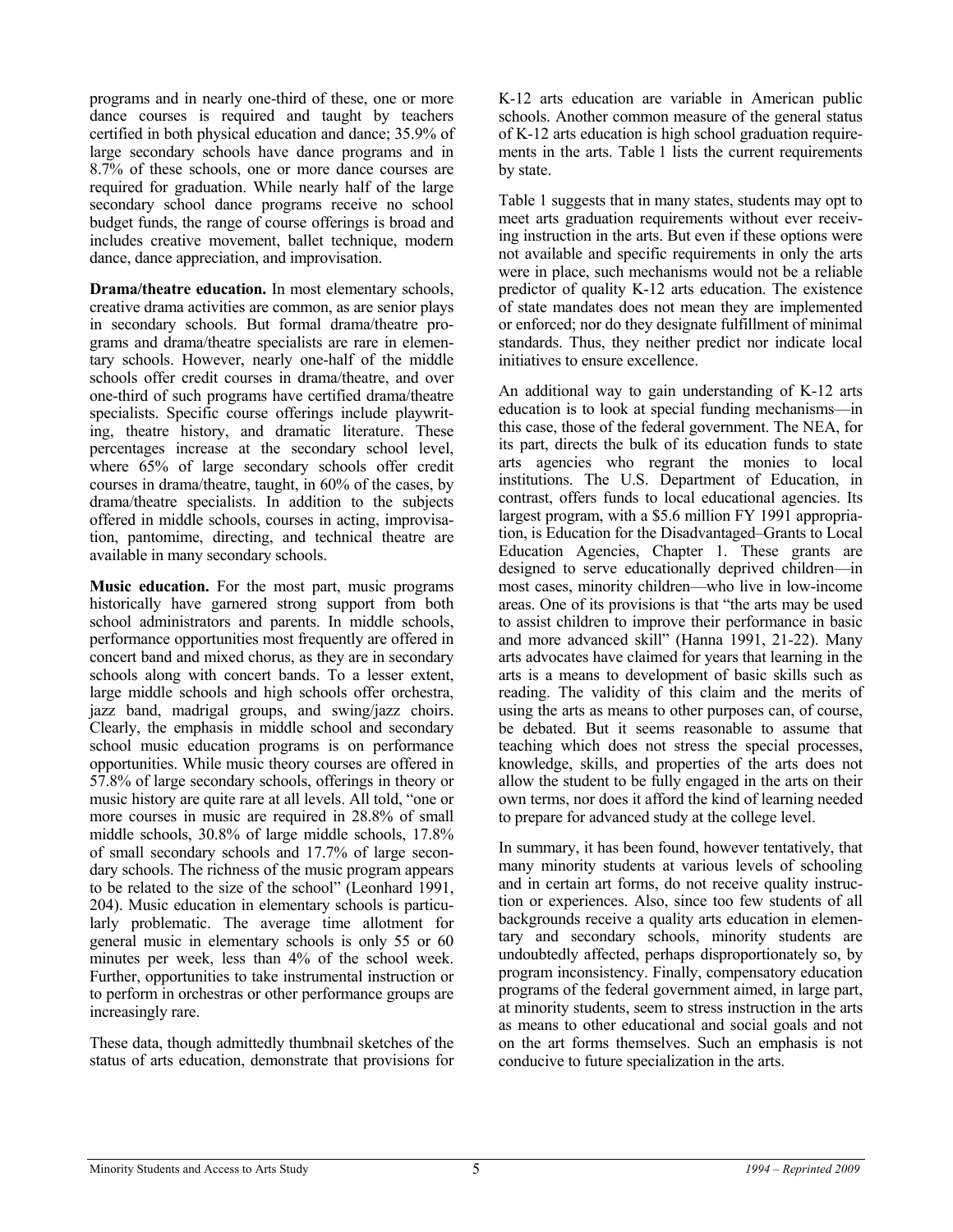programs and in nearly one-third of these, one or more dance courses is required and taught by teachers certified in both physical education and dance; 35.9% of large secondary schools have dance programs and in 8.7% of these schools, one or more dance courses are required for graduation. While nearly half of the large secondary school dance programs receive no school budget funds, the range of course offerings is broad and includes creative movement, ballet technique, modern dance, dance appreciation, and improvisation.

**Drama/theatre education.** In most elementary schools, creative drama activities are common, as are senior plays in secondary schools. But formal drama/theatre programs and drama/theatre specialists are rare in elementary schools. However, nearly one-half of the middle schools offer credit courses in drama/theatre, and over one-third of such programs have certified drama/theatre specialists. Specific course offerings include playwriting, theatre history, and dramatic literature. These percentages increase at the secondary school level, where 65% of large secondary schools offer credit courses in drama/theatre, taught, in 60% of the cases, by drama/theatre specialists. In addition to the subjects offered in middle schools, courses in acting, improvisation, pantomime, directing, and technical theatre are available in many secondary schools.

**Music education.** For the most part, music programs historically have garnered strong support from both school administrators and parents. In middle schools, performance opportunities most frequently are offered in concert band and mixed chorus, as they are in secondary schools along with concert bands. To a lesser extent, large middle schools and high schools offer orchestra, jazz band, madrigal groups, and swing/jazz choirs. Clearly, the emphasis in middle school and secondary school music education programs is on performance opportunities. While music theory courses are offered in 57.8% of large secondary schools, offerings in theory or music history are quite rare at all levels. All told, "one or more courses in music are required in 28.8% of small middle schools, 30.8% of large middle schools, 17.8% of small secondary schools and 17.7% of large secondary schools. The richness of the music program appears to be related to the size of the school" (Leonhard 1991, 204). Music education in elementary schools is particularly problematic. The average time allotment for general music in elementary schools is only 55 or 60 minutes per week, less than 4% of the school week. Further, opportunities to take instrumental instruction or to perform in orchestras or other performance groups are increasingly rare.

These data, though admittedly thumbnail sketches of the status of arts education, demonstrate that provisions for K-12 arts education are variable in American public schools. Another common measure of the general status of K-12 arts education is high school graduation requirements in the arts. Table 1 lists the current requirements by state.

Table 1 suggests that in many states, students may opt to meet arts graduation requirements without ever receiving instruction in the arts. But even if these options were not available and specific requirements in only the arts were in place, such mechanisms would not be a reliable predictor of quality K-12 arts education. The existence of state mandates does not mean they are implemented or enforced; nor do they designate fulfillment of minimal standards. Thus, they neither predict nor indicate local initiatives to ensure excellence.

An additional way to gain understanding of K-12 arts education is to look at special funding mechanisms—in this case, those of the federal government. The NEA, for its part, directs the bulk of its education funds to state arts agencies who regrant the monies to local institutions. The U.S. Department of Education, in contrast, offers funds to local educational agencies. Its largest program, with a $5.6 million FY 1991 appropriation, is Education for the Disadvantaged–Grants to Local Education Agencies, Chapter 1. These grants are designed to serve educationally deprived children—in most cases, minority children—who live in low-income areas. One of its provisions is that "the arts may be used to assist children to improve their performance in basic and more advanced skill" (Hanna 1991, 21-22). Many arts advocates have claimed for years that learning in the arts is a means to development of basic skills such as reading. The validity of this claim and the merits of using the arts as means to other purposes can, of course, be debated. But it seems reasonable to assume that teaching which does not stress the special processes, knowledge, skills, and properties of the arts does not allow the student to be fully engaged in the arts on their own terms, nor does it afford the kind of learning needed to prepare for advanced study at the college level.

In summary, it has been found, however tentatively, that many minority students at various levels of schooling and in certain art forms, do not receive quality instruction or experiences. Also, since too few students of all backgrounds receive a quality arts education in elementary and secondary schools, minority students are undoubtedly affected, perhaps disproportionately so, by program inconsistency. Finally, compensatory education programs of the federal government aimed, in large part, at minority students, seem to stress instruction in the arts as means to other educational and social goals and not on the art forms themselves. Such an emphasis is not conducive to future specialization in the arts.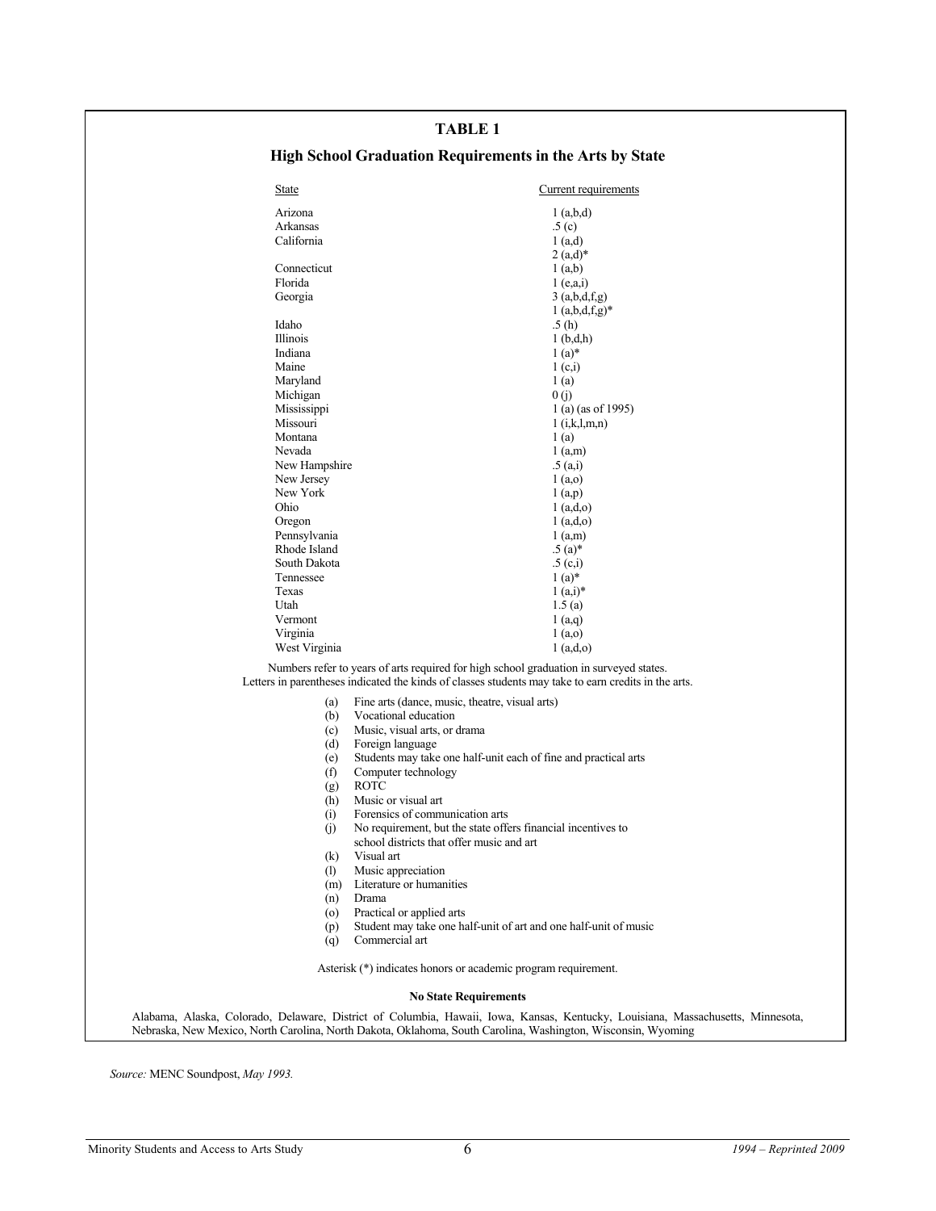## TABLE 1

### High School Graduation Requirements in the Arts by State

| State | Current requirements |
|---|---|
| Arizona | 1 (a,b,d) |
| Arkansas | .5 (c) |
| California | 1 (a,d) |
| | 2 (a,d)* |
| Connecticut | 1 (a,b) |
| Florida | 1 (e,a,i) |
| Georgia | 3 (a,b,d,f,g) |
| | 1 (a,b,d,f,g)* |
| Idaho | .5 (h) |
| Illinois | 1 (b,d,h) |
| Indiana | 1 (a)* |
| Maine | 1 (c,i) |
| Maryland | 1 (a) |
| Michigan | 0 (j) |
| Mississippi | 1 (a) (as of 1995) |
| Missouri | 1 (i,k,l,m,n) |
| Montana | 1 (a) |
| Nevada | 1 (a,m) |
| New Hampshire | .5 (a,i) |
| New Jersey | 1 (a,o) |
| New York | 1 (a,p) |
| Ohio | 1 (a,d,o) |
| Oregon | 1 (a,d,o) |
| Pennsylvania | 1 (a,m) |
| Rhode Island | .5 (a)* |
| South Dakota | .5 (c,i) |
| Tennessee | 1 (a)* |
| Texas | 1 (a,i)* |
| Utah | 1.5 (a) |
| Vermont | 1 (a,q) |
| Virginia | 1 (a,o) |
| West Virginia | 1 (a,d,o) |

Numbers refer to years of arts required for high school graduation in surveyed states.
Letters in parentheses indicated the kinds of classes students may take to earn credits in the arts.

- (a) Fine arts (dance, music, theatre, visual arts)
- (b) Vocational education
- (c) Music, visual arts, or drama
- (d) Foreign language
- (e) Students may take one half-unit each of fine and practical arts
- (f) Computer technology
- (g) ROTC
- (h) Music or visual art
- (i) Forensics of communication arts
- (j) No requirement, but the state offers financial incentives to school districts that offer music and art
- (k) Visual art
- (l) Music appreciation
- (m) Literature or humanities
- (n) Drama
- (o) Practical or applied arts
- (p) Student may take one half-unit of art and one half-unit of music
- (q) Commercial art

Asterisk (*) indicates honors or academic program requirement.

**No State Requirements**

Alabama, Alaska, Colorado, Delaware, District of Columbia, Hawaii, Iowa, Kansas, Kentucky, Louisiana, Massachusetts, Minnesota, Nebraska, New Mexico, North Carolina, North Dakota, Oklahoma, South Carolina, Washington, Wisconsin, Wyoming

*Source:* MENC Soundpost, *May 1993.*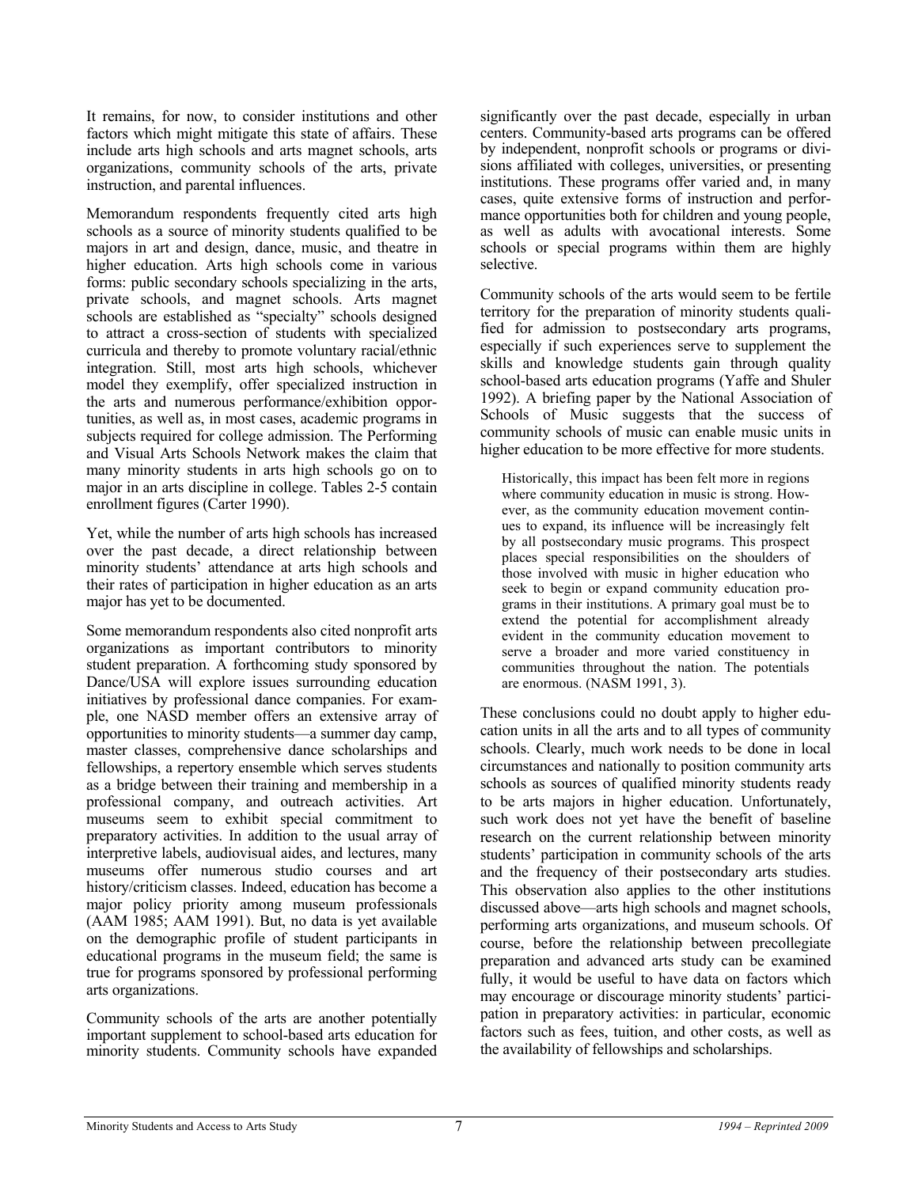It remains, for now, to consider institutions and other factors which might mitigate this state of affairs. These include arts high schools and arts magnet schools, arts organizations, community schools of the arts, private instruction, and parental influences.

Memorandum respondents frequently cited arts high schools as a source of minority students qualified to be majors in art and design, dance, music, and theatre in higher education. Arts high schools come in various forms: public secondary schools specializing in the arts, private schools, and magnet schools. Arts magnet schools are established as "specialty" schools designed to attract a cross-section of students with specialized curricula and thereby to promote voluntary racial/ethnic integration. Still, most arts high schools, whichever model they exemplify, offer specialized instruction in the arts and numerous performance/exhibition opportunities, as well as, in most cases, academic programs in subjects required for college admission. The Performing and Visual Arts Schools Network makes the claim that many minority students in arts high schools go on to major in an arts discipline in college. Tables 2-5 contain enrollment figures (Carter 1990).

Yet, while the number of arts high schools has increased over the past decade, a direct relationship between minority students' attendance at arts high schools and their rates of participation in higher education as an arts major has yet to be documented.

Some memorandum respondents also cited nonprofit arts organizations as important contributors to minority student preparation. A forthcoming study sponsored by Dance/USA will explore issues surrounding education initiatives by professional dance companies. For example, one NASD member offers an extensive array of opportunities to minority students—a summer day camp, master classes, comprehensive dance scholarships and fellowships, a repertory ensemble which serves students as a bridge between their training and membership in a professional company, and outreach activities. Art museums seem to exhibit special commitment to preparatory activities. In addition to the usual array of interpretive labels, audiovisual aides, and lectures, many museums offer numerous studio courses and art history/criticism classes. Indeed, education has become a major policy priority among museum professionals (AAM 1985; AAM 1991). But, no data is yet available on the demographic profile of student participants in educational programs in the museum field; the same is true for programs sponsored by professional performing arts organizations.

Community schools of the arts are another potentially important supplement to school-based arts education for minority students. Community schools have expanded significantly over the past decade, especially in urban centers. Community-based arts programs can be offered by independent, nonprofit schools or programs or divisions affiliated with colleges, universities, or presenting institutions. These programs offer varied and, in many cases, quite extensive forms of instruction and performance opportunities both for children and young people, as well as adults with avocational interests. Some schools or special programs within them are highly selective.

Community schools of the arts would seem to be fertile territory for the preparation of minority students qualified for admission to postsecondary arts programs, especially if such experiences serve to supplement the skills and knowledge students gain through quality school-based arts education programs (Yaffe and Shuler 1992). A briefing paper by the National Association of Schools of Music suggests that the success of community schools of music can enable music units in higher education to be more effective for more students.

> Historically, this impact has been felt more in regions where community education in music is strong. However, as the community education movement continues to expand, its influence will be increasingly felt by all postsecondary music programs. This prospect places special responsibilities on the shoulders of those involved with music in higher education who seek to begin or expand community education programs in their institutions. A primary goal must be to extend the potential for accomplishment already evident in the community education movement to serve a broader and more varied constituency in communities throughout the nation. The potentials are enormous. (NASM 1991, 3).

These conclusions could no doubt apply to higher education units in all the arts and to all types of community schools. Clearly, much work needs to be done in local circumstances and nationally to position community arts schools as sources of qualified minority students ready to be arts majors in higher education. Unfortunately, such work does not yet have the benefit of baseline research on the current relationship between minority students' participation in community schools of the arts and the frequency of their postsecondary arts studies. This observation also applies to the other institutions discussed above—arts high schools and magnet schools, performing arts organizations, and museum schools. Of course, before the relationship between precollegiate preparation and advanced arts study can be examined fully, it would be useful to have data on factors which may encourage or discourage minority students' participation in preparatory activities: in particular, economic factors such as fees, tuition, and other costs, as well as the availability of fellowships and scholarships.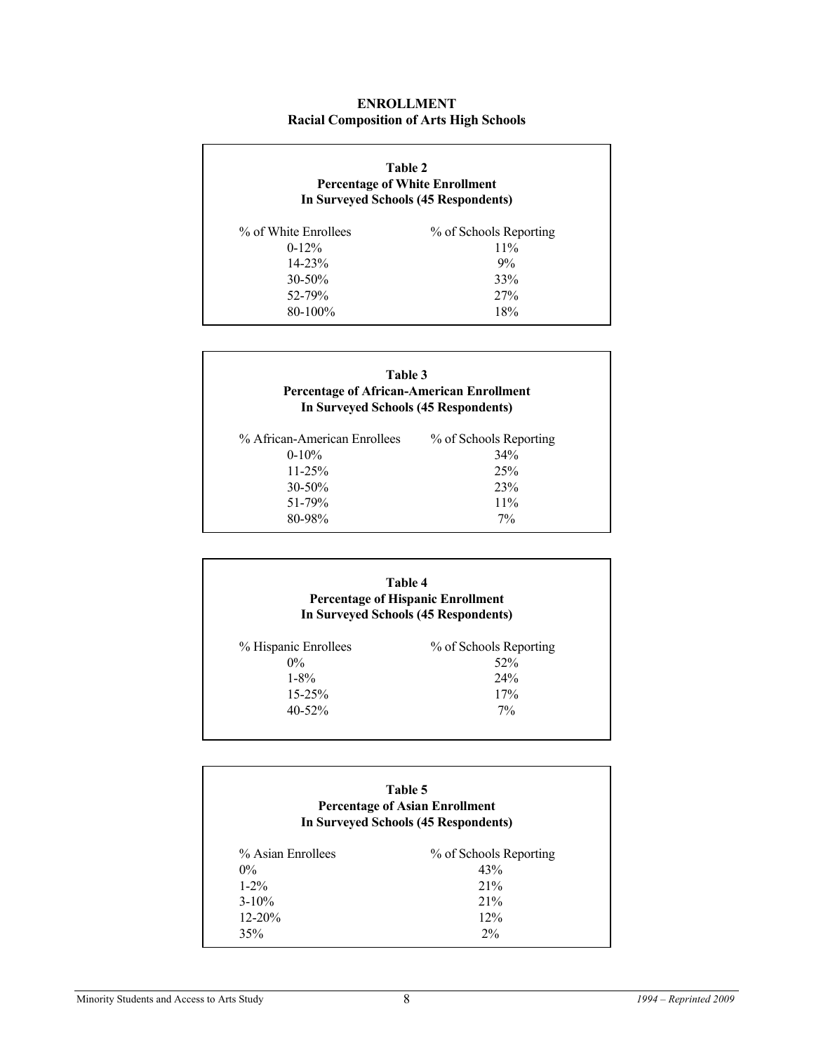**ENROLLMENT**
**Racial Composition of Arts High Schools**

**Table 2**
**Percentage of White Enrollment**
**In Surveyed Schools (45 Respondents)**

| % of White Enrollees | % of Schools Reporting |
|---|---|
| 0-12% | 11% |
| 14-23% | 9% |
| 30-50% | 33% |
| 52-79% | 27% |
| 80-100% | 18% |

**Table 3**
**Percentage of African-American Enrollment**
**In Surveyed Schools (45 Respondents)**

| % African-American Enrollees | % of Schools Reporting |
|---|---|
| 0-10% | 34% |
| 11-25% | 25% |
| 30-50% | 23% |
| 51-79% | 11% |
| 80-98% | 7% |

**Table 4**
**Percentage of Hispanic Enrollment**
**In Surveyed Schools (45 Respondents)**

| % Hispanic Enrollees | % of Schools Reporting |
|---|---|
| 0% | 52% |
| 1-8% | 24% |
| 15-25% | 17% |
| 40-52% | 7% |

**Table 5**
**Percentage of Asian Enrollment**
**In Surveyed Schools (45 Respondents)**

| % Asian Enrollees | % of Schools Reporting |
|---|---|
| 0% | 43% |
| 1-2% | 21% |
| 3-10% | 21% |
| 12-20% | 12% |
| 35% | 2% |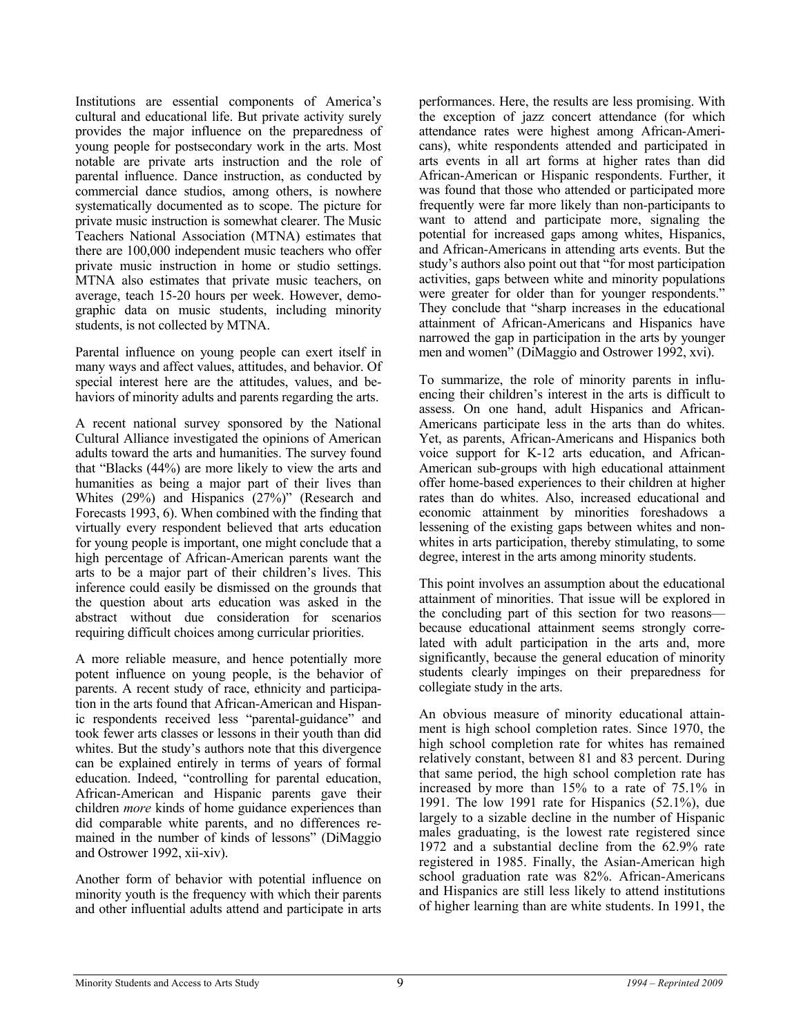Institutions are essential components of America's cultural and educational life. But private activity surely provides the major influence on the preparedness of young people for postsecondary work in the arts. Most notable are private arts instruction and the role of parental influence. Dance instruction, as conducted by commercial dance studios, among others, is nowhere systematically documented as to scope. The picture for private music instruction is somewhat clearer. The Music Teachers National Association (MTNA) estimates that there are 100,000 independent music teachers who offer private music instruction in home or studio settings. MTNA also estimates that private music teachers, on average, teach 15-20 hours per week. However, demographic data on music students, including minority students, is not collected by MTNA.

Parental influence on young people can exert itself in many ways and affect values, attitudes, and behavior. Of special interest here are the attitudes, values, and behaviors of minority adults and parents regarding the arts.

A recent national survey sponsored by the National Cultural Alliance investigated the opinions of American adults toward the arts and humanities. The survey found that "Blacks (44%) are more likely to view the arts and humanities as being a major part of their lives than Whites (29%) and Hispanics (27%)" (Research and Forecasts 1993, 6). When combined with the finding that virtually every respondent believed that arts education for young people is important, one might conclude that a high percentage of African-American parents want the arts to be a major part of their children's lives. This inference could easily be dismissed on the grounds that the question about arts education was asked in the abstract without due consideration for scenarios requiring difficult choices among curricular priorities.

A more reliable measure, and hence potentially more potent influence on young people, is the behavior of parents. A recent study of race, ethnicity and participation in the arts found that African-American and Hispanic respondents received less "parental-guidance" and took fewer arts classes or lessons in their youth than did whites. But the study's authors note that this divergence can be explained entirely in terms of years of formal education. Indeed, "controlling for parental education, African-American and Hispanic parents gave their children *more* kinds of home guidance experiences than did comparable white parents, and no differences remained in the number of kinds of lessons" (DiMaggio and Ostrower 1992, xii-xiv).

Another form of behavior with potential influence on minority youth is the frequency with which their parents and other influential adults attend and participate in arts performances. Here, the results are less promising. With the exception of jazz concert attendance (for which attendance rates were highest among African-Americans), white respondents attended and participated in arts events in all art forms at higher rates than did African-American or Hispanic respondents. Further, it was found that those who attended or participated more frequently were far more likely than non-participants to want to attend and participate more, signaling the potential for increased gaps among whites, Hispanics, and African-Americans in attending arts events. But the study's authors also point out that "for most participation activities, gaps between white and minority populations were greater for older than for younger respondents." They conclude that "sharp increases in the educational attainment of African-Americans and Hispanics have narrowed the gap in participation in the arts by younger men and women" (DiMaggio and Ostrower 1992, xvi).

To summarize, the role of minority parents in influencing their children's interest in the arts is difficult to assess. On one hand, adult Hispanics and African-Americans participate less in the arts than do whites. Yet, as parents, African-Americans and Hispanics both voice support for K-12 arts education, and African-American sub-groups with high educational attainment offer home-based experiences to their children at higher rates than do whites. Also, increased educational and economic attainment by minorities foreshadows a lessening of the existing gaps between whites and non-whites in arts participation, thereby stimulating, to some degree, interest in the arts among minority students.

This point involves an assumption about the educational attainment of minorities. That issue will be explored in the concluding part of this section for two reasons—because educational attainment seems strongly correlated with adult participation in the arts and, more significantly, because the general education of minority students clearly impinges on their preparedness for collegiate study in the arts.

An obvious measure of minority educational attainment is high school completion rates. Since 1970, the high school completion rate for whites has remained relatively constant, between 81 and 83 percent. During that same period, the high school completion rate has increased by more than 15% to a rate of 75.1% in 1991. The low 1991 rate for Hispanics (52.1%), due largely to a sizable decline in the number of Hispanic males graduating, is the lowest rate registered since 1972 and a substantial decline from the 62.9% rate registered in 1985. Finally, the Asian-American high school graduation rate was 82%. African-Americans and Hispanics are still less likely to attend institutions of higher learning than are white students. In 1991, the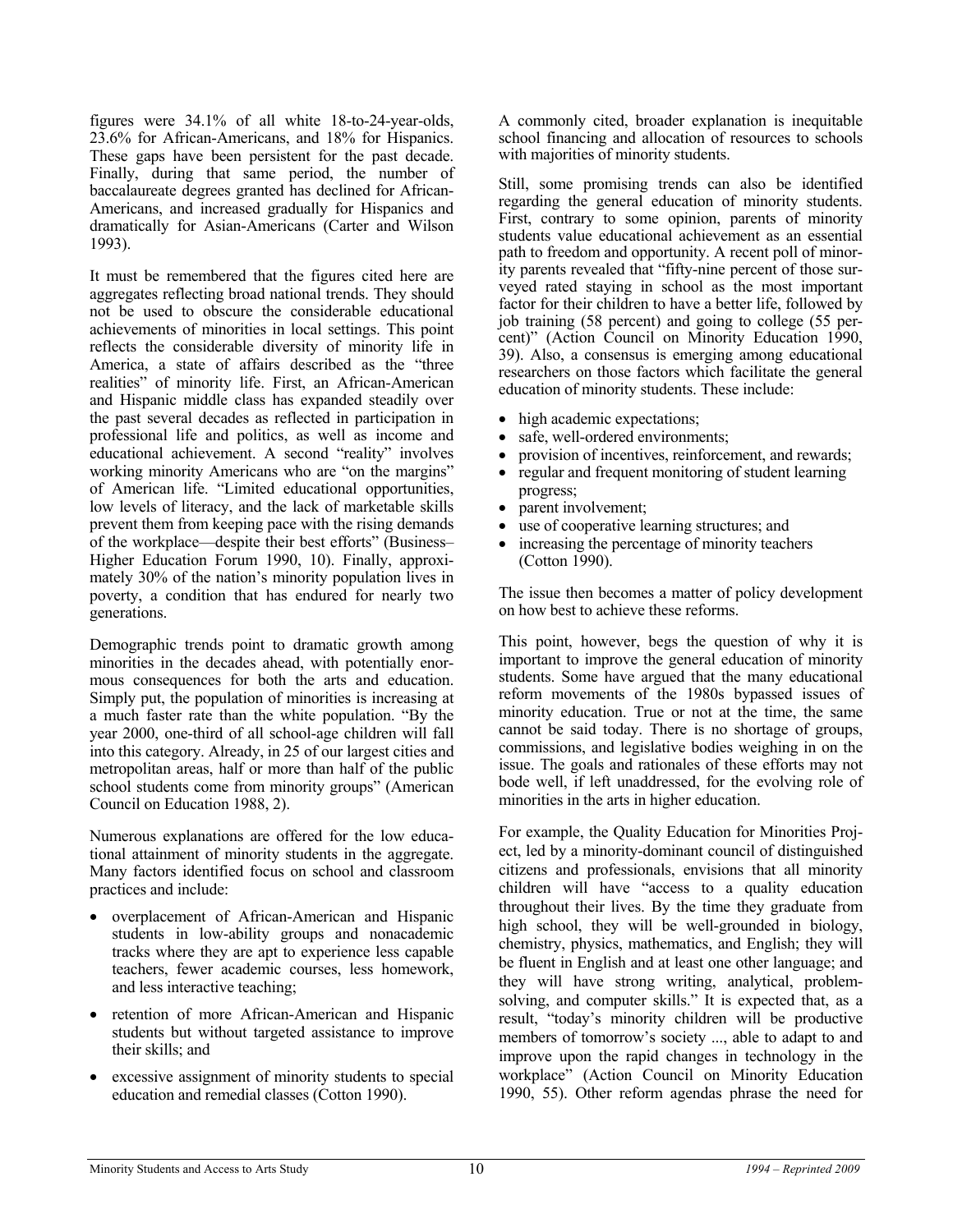figures were 34.1% of all white 18-to-24-year-olds, 23.6% for African-Americans, and 18% for Hispanics. These gaps have been persistent for the past decade. Finally, during that same period, the number of baccalaureate degrees granted has declined for African-Americans, and increased gradually for Hispanics and dramatically for Asian-Americans (Carter and Wilson 1993).

It must be remembered that the figures cited here are aggregates reflecting broad national trends. They should not be used to obscure the considerable educational achievements of minorities in local settings. This point reflects the considerable diversity of minority life in America, a state of affairs described as the "three realities" of minority life. First, an African-American and Hispanic middle class has expanded steadily over the past several decades as reflected in participation in professional life and politics, as well as income and educational achievement. A second "reality" involves working minority Americans who are "on the margins" of American life. "Limited educational opportunities, low levels of literacy, and the lack of marketable skills prevent them from keeping pace with the rising demands of the workplace—despite their best efforts" (Business–Higher Education Forum 1990, 10). Finally, approximately 30% of the nation's minority population lives in poverty, a condition that has endured for nearly two generations.

Demographic trends point to dramatic growth among minorities in the decades ahead, with potentially enormous consequences for both the arts and education. Simply put, the population of minorities is increasing at a much faster rate than the white population. "By the year 2000, one-third of all school-age children will fall into this category. Already, in 25 of our largest cities and metropolitan areas, half or more than half of the public school students come from minority groups" (American Council on Education 1988, 2).

Numerous explanations are offered for the low educational attainment of minority students in the aggregate. Many factors identified focus on school and classroom practices and include:

- overplacement of African-American and Hispanic students in low-ability groups and nonacademic tracks where they are apt to experience less capable teachers, fewer academic courses, less homework, and less interactive teaching;
- retention of more African-American and Hispanic students but without targeted assistance to improve their skills; and
- excessive assignment of minority students to special education and remedial classes (Cotton 1990).

A commonly cited, broader explanation is inequitable school financing and allocation of resources to schools with majorities of minority students.

Still, some promising trends can also be identified regarding the general education of minority students. First, contrary to some opinion, parents of minority students value educational achievement as an essential path to freedom and opportunity. A recent poll of minority parents revealed that "fifty-nine percent of those surveyed rated staying in school as the most important factor for their children to have a better life, followed by job training (58 percent) and going to college (55 percent)" (Action Council on Minority Education 1990, 39). Also, a consensus is emerging among educational researchers on those factors which facilitate the general education of minority students. These include:

- high academic expectations;
- safe, well-ordered environments;
- provision of incentives, reinforcement, and rewards;
- regular and frequent monitoring of student learning progress;
- parent involvement;
- use of cooperative learning structures; and
- increasing the percentage of minority teachers (Cotton 1990).

The issue then becomes a matter of policy development on how best to achieve these reforms.

This point, however, begs the question of why it is important to improve the general education of minority students. Some have argued that the many educational reform movements of the 1980s bypassed issues of minority education. True or not at the time, the same cannot be said today. There is no shortage of groups, commissions, and legislative bodies weighing in on the issue. The goals and rationales of these efforts may not bode well, if left unaddressed, for the evolving role of minorities in the arts in higher education.

For example, the Quality Education for Minorities Project, led by a minority-dominant council of distinguished citizens and professionals, envisions that all minority children will have "access to a quality education throughout their lives. By the time they graduate from high school, they will be well-grounded in biology, chemistry, physics, mathematics, and English; they will be fluent in English and at least one other language; and they will have strong writing, analytical, problem-solving, and computer skills." It is expected that, as a result, "today's minority children will be productive members of tomorrow's society ..., able to adapt to and improve upon the rapid changes in technology in the workplace" (Action Council on Minority Education 1990, 55). Other reform agendas phrase the need for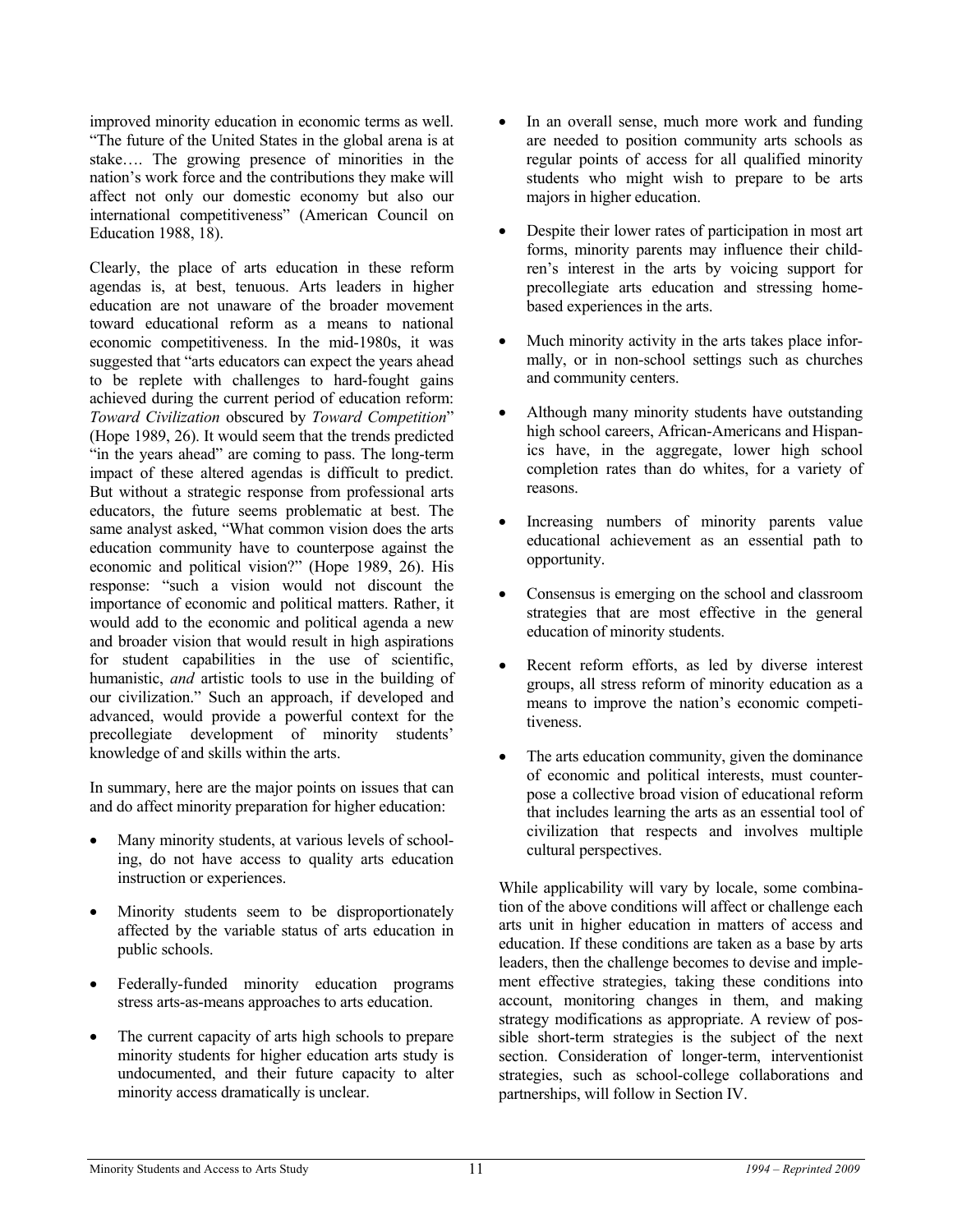improved minority education in economic terms as well. "The future of the United States in the global arena is at stake…. The growing presence of minorities in the nation's work force and the contributions they make will affect not only our domestic economy but also our international competitiveness" (American Council on Education 1988, 18).

Clearly, the place of arts education in these reform agendas is, at best, tenuous. Arts leaders in higher education are not unaware of the broader movement toward educational reform as a means to national economic competitiveness. In the mid-1980s, it was suggested that "arts educators can expect the years ahead to be replete with challenges to hard-fought gains achieved during the current period of education reform: *Toward Civilization* obscured by *Toward Competition*" (Hope 1989, 26). It would seem that the trends predicted "in the years ahead" are coming to pass. The long-term impact of these altered agendas is difficult to predict. But without a strategic response from professional arts educators, the future seems problematic at best. The same analyst asked, "What common vision does the arts education community have to counterpose against the economic and political vision?" (Hope 1989, 26). His response: "such a vision would not discount the importance of economic and political matters. Rather, it would add to the economic and political agenda a new and broader vision that would result in high aspirations for student capabilities in the use of scientific, humanistic, *and* artistic tools to use in the building of our civilization." Such an approach, if developed and advanced, would provide a powerful context for the precollegiate development of minority students' knowledge of and skills within the arts.

In summary, here are the major points on issues that can and do affect minority preparation for higher education:

- Many minority students, at various levels of schooling, do not have access to quality arts education instruction or experiences.
- Minority students seem to be disproportionately affected by the variable status of arts education in public schools.
- Federally-funded minority education programs stress arts-as-means approaches to arts education.
- The current capacity of arts high schools to prepare minority students for higher education arts study is undocumented, and their future capacity to alter minority access dramatically is unclear.
- In an overall sense, much more work and funding are needed to position community arts schools as regular points of access for all qualified minority students who might wish to prepare to be arts majors in higher education.
- Despite their lower rates of participation in most art forms, minority parents may influence their children's interest in the arts by voicing support for precollegiate arts education and stressing home-based experiences in the arts.
- Much minority activity in the arts takes place informally, or in non-school settings such as churches and community centers.
- Although many minority students have outstanding high school careers, African-Americans and Hispanics have, in the aggregate, lower high school completion rates than do whites, for a variety of reasons.
- Increasing numbers of minority parents value educational achievement as an essential path to opportunity.
- Consensus is emerging on the school and classroom strategies that are most effective in the general education of minority students.
- Recent reform efforts, as led by diverse interest groups, all stress reform of minority education as a means to improve the nation's economic competitiveness.
- The arts education community, given the dominance of economic and political interests, must counterpose a collective broad vision of educational reform that includes learning the arts as an essential tool of civilization that respects and involves multiple cultural perspectives.

While applicability will vary by locale, some combination of the above conditions will affect or challenge each arts unit in higher education in matters of access and education. If these conditions are taken as a base by arts leaders, then the challenge becomes to devise and implement effective strategies, taking these conditions into account, monitoring changes in them, and making strategy modifications as appropriate. A review of possible short-term strategies is the subject of the next section. Consideration of longer-term, interventionist strategies, such as school-college collaborations and partnerships, will follow in Section IV.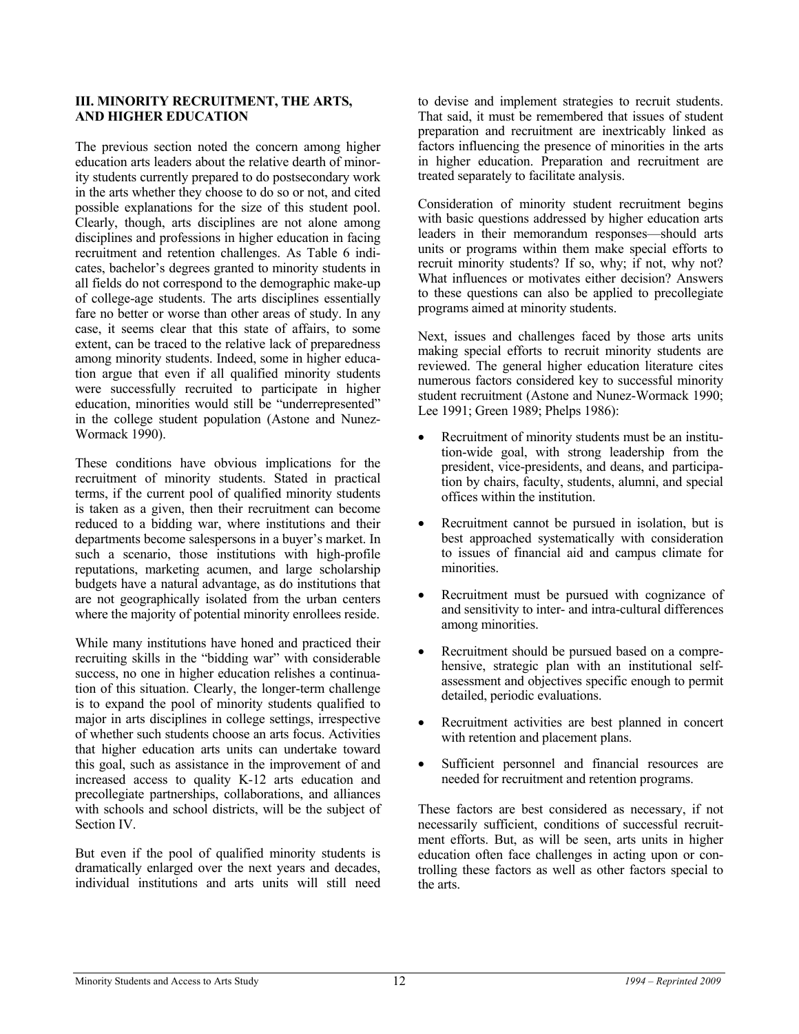## III. MINORITY RECRUITMENT, THE ARTS, AND HIGHER EDUCATION

The previous section noted the concern among higher education arts leaders about the relative dearth of minority students currently prepared to do postsecondary work in the arts whether they choose to do so or not, and cited possible explanations for the size of this student pool. Clearly, though, arts disciplines are not alone among disciplines and professions in higher education in facing recruitment and retention challenges. As Table 6 indicates, bachelor's degrees granted to minority students in all fields do not correspond to the demographic make-up of college-age students. The arts disciplines essentially fare no better or worse than other areas of study. In any case, it seems clear that this state of affairs, to some extent, can be traced to the relative lack of preparedness among minority students. Indeed, some in higher education argue that even if all qualified minority students were successfully recruited to participate in higher education, minorities would still be "underrepresented" in the college student population (Astone and Nunez-Wormack 1990).

These conditions have obvious implications for the recruitment of minority students. Stated in practical terms, if the current pool of qualified minority students is taken as a given, then their recruitment can become reduced to a bidding war, where institutions and their departments become salespersons in a buyer's market. In such a scenario, those institutions with high-profile reputations, marketing acumen, and large scholarship budgets have a natural advantage, as do institutions that are not geographically isolated from the urban centers where the majority of potential minority enrollees reside.

While many institutions have honed and practiced their recruiting skills in the "bidding war" with considerable success, no one in higher education relishes a continuation of this situation. Clearly, the longer-term challenge is to expand the pool of minority students qualified to major in arts disciplines in college settings, irrespective of whether such students choose an arts focus. Activities that higher education arts units can undertake toward this goal, such as assistance in the improvement of and increased access to quality K-12 arts education and precollegiate partnerships, collaborations, and alliances with schools and school districts, will be the subject of Section IV.

But even if the pool of qualified minority students is dramatically enlarged over the next years and decades, individual institutions and arts units will still need to devise and implement strategies to recruit students. That said, it must be remembered that issues of student preparation and recruitment are inextricably linked as factors influencing the presence of minorities in the arts in higher education. Preparation and recruitment are treated separately to facilitate analysis.

Consideration of minority student recruitment begins with basic questions addressed by higher education arts leaders in their memorandum responses—should arts units or programs within them make special efforts to recruit minority students? If so, why; if not, why not? What influences or motivates either decision? Answers to these questions can also be applied to precollegiate programs aimed at minority students.

Next, issues and challenges faced by those arts units making special efforts to recruit minority students are reviewed. The general higher education literature cites numerous factors considered key to successful minority student recruitment (Astone and Nunez-Wormack 1990; Lee 1991; Green 1989; Phelps 1986):

- Recruitment of minority students must be an institution-wide goal, with strong leadership from the president, vice-presidents, and deans, and participation by chairs, faculty, students, alumni, and special offices within the institution.
- Recruitment cannot be pursued in isolation, but is best approached systematically with consideration to issues of financial aid and campus climate for minorities.
- Recruitment must be pursued with cognizance of and sensitivity to inter- and intra-cultural differences among minorities.
- Recruitment should be pursued based on a comprehensive, strategic plan with an institutional self-assessment and objectives specific enough to permit detailed, periodic evaluations.
- Recruitment activities are best planned in concert with retention and placement plans.
- Sufficient personnel and financial resources are needed for recruitment and retention programs.

These factors are best considered as necessary, if not necessarily sufficient, conditions of successful recruitment efforts. But, as will be seen, arts units in higher education often face challenges in acting upon or controlling these factors as well as other factors special to the arts.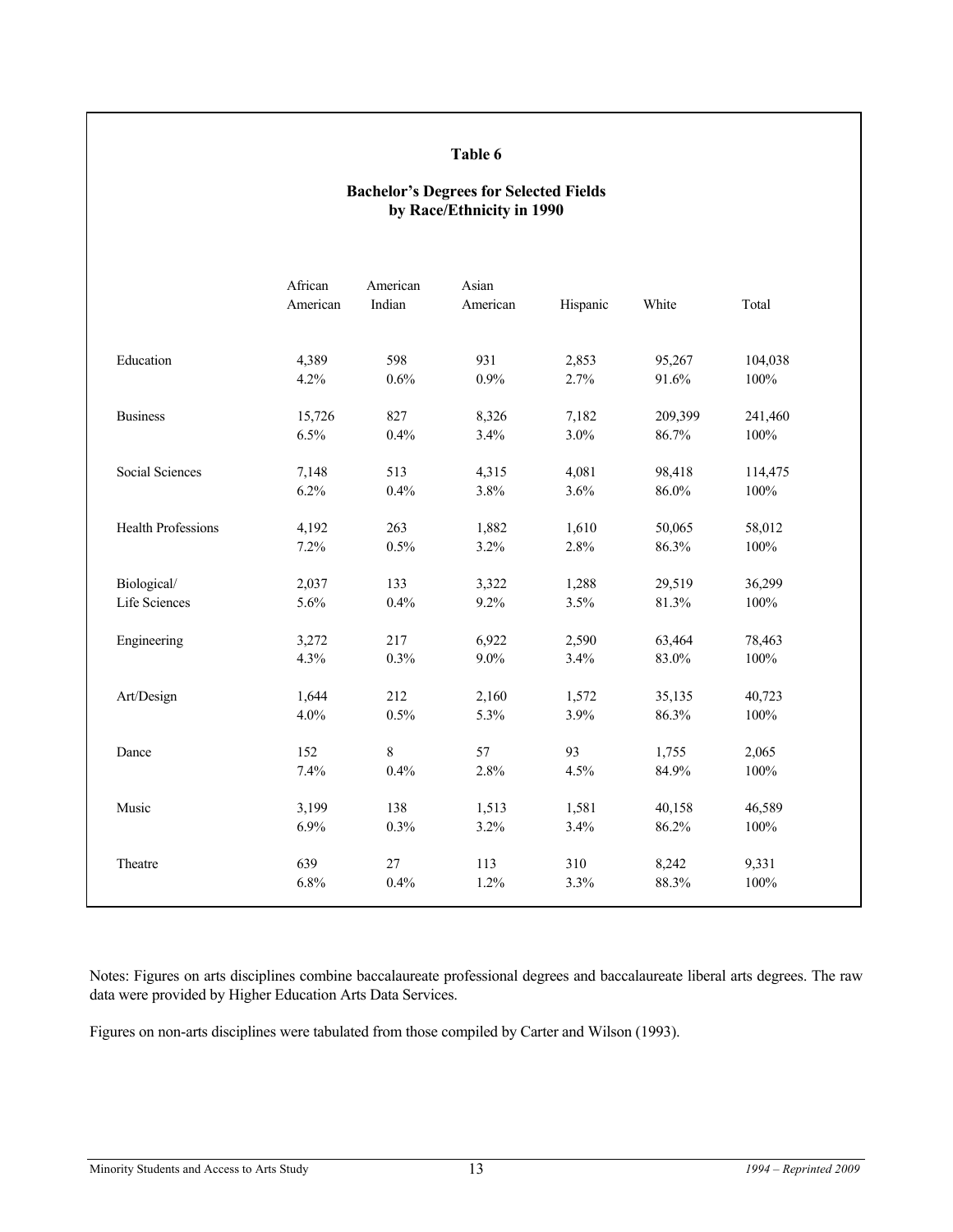## Table 6

### Bachelor's Degrees for Selected Fields by Race/Ethnicity in 1990

| | African American | American Indian | Asian American | Hispanic | White | Total |
|---|---|---|---|---|---|---|
| Education | 4,389<br>4.2% | 598<br>0.6% | 931<br>0.9% | 2,853<br>2.7% | 95,267<br>91.6% | 104,038<br>100% |
| Business | 15,726<br>6.5% | 827<br>0.4% | 8,326<br>3.4% | 7,182<br>3.0% | 209,399<br>86.7% | 241,460<br>100% |
| Social Sciences | 7,148<br>6.2% | 513<br>0.4% | 4,315<br>3.8% | 4,081<br>3.6% | 98,418<br>86.0% | 114,475<br>100% |
| Health Professions | 4,192<br>7.2% | 263<br>0.5% | 1,882<br>3.2% | 1,610<br>2.8% | 50,065<br>86.3% | 58,012<br>100% |
| Biological/ Life Sciences | 2,037<br>5.6% | 133<br>0.4% | 3,322<br>9.2% | 1,288<br>3.5% | 29,519<br>81.3% | 36,299<br>100% |
| Engineering | 3,272<br>4.3% | 217<br>0.3% | 6,922<br>9.0% | 2,590<br>3.4% | 63,464<br>83.0% | 78,463<br>100% |
| Art/Design | 1,644<br>4.0% | 212<br>0.5% | 2,160<br>5.3% | 1,572<br>3.9% | 35,135<br>86.3% | 40,723<br>100% |
| Dance | 152<br>7.4% | 8<br>0.4% | 57<br>2.8% | 93<br>4.5% | 1,755<br>84.9% | 2,065<br>100% |
| Music | 3,199<br>6.9% | 138<br>0.3% | 1,513<br>3.2% | 1,581<br>3.4% | 40,158<br>86.2% | 46,589<br>100% |
| Theatre | 639<br>6.8% | 27<br>0.4% | 113<br>1.2% | 310<br>3.3% | 8,242<br>88.3% | 9,331<br>100% |

Notes: Figures on arts disciplines combine baccalaureate professional degrees and baccalaureate liberal arts degrees. The raw data were provided by Higher Education Arts Data Services.

Figures on non-arts disciplines were tabulated from those compiled by Carter and Wilson (1993).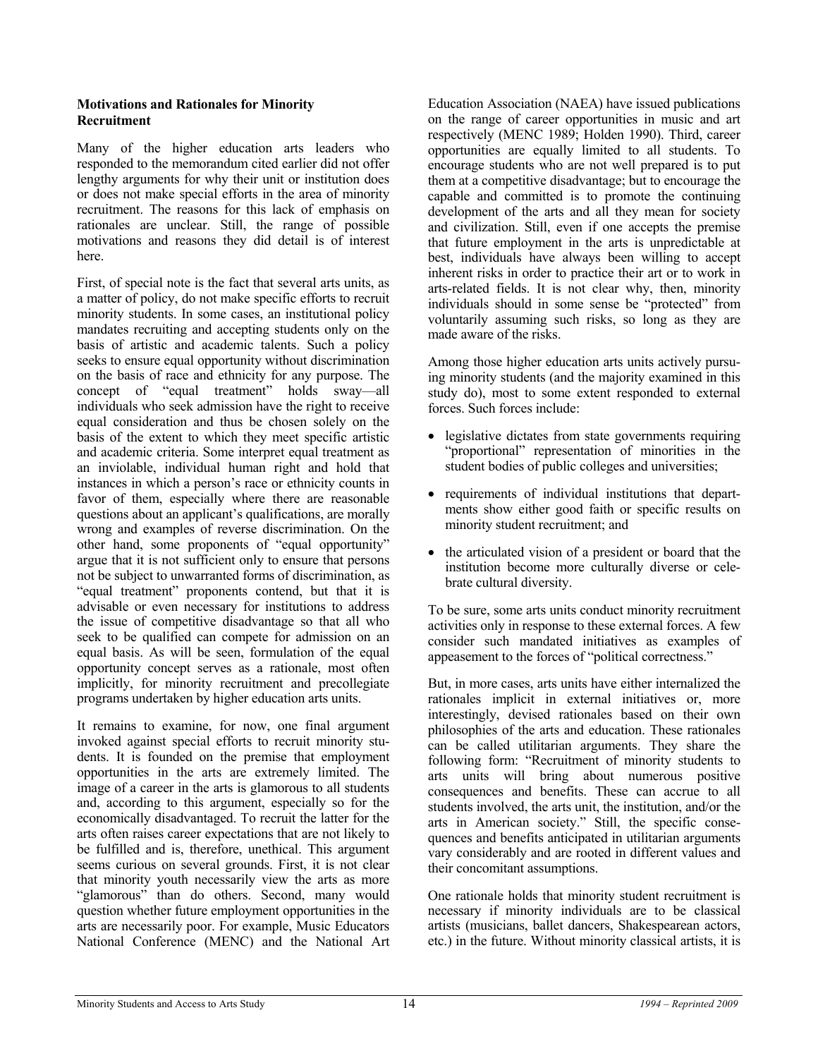**Motivations and Rationales for Minority Recruitment**

Many of the higher education arts leaders who responded to the memorandum cited earlier did not offer lengthy arguments for why their unit or institution does or does not make special efforts in the area of minority recruitment. The reasons for this lack of emphasis on rationales are unclear. Still, the range of possible motivations and reasons they did detail is of interest here.

First, of special note is the fact that several arts units, as a matter of policy, do not make specific efforts to recruit minority students. In some cases, an institutional policy mandates recruiting and accepting students only on the basis of artistic and academic talents. Such a policy seeks to ensure equal opportunity without discrimination on the basis of race and ethnicity for any purpose. The concept of "equal treatment" holds sway—all individuals who seek admission have the right to receive equal consideration and thus be chosen solely on the basis of the extent to which they meet specific artistic and academic criteria. Some interpret equal treatment as an inviolable, individual human right and hold that instances in which a person's race or ethnicity counts in favor of them, especially where there are reasonable questions about an applicant's qualifications, are morally wrong and examples of reverse discrimination. On the other hand, some proponents of "equal opportunity" argue that it is not sufficient only to ensure that persons not be subject to unwarranted forms of discrimination, as "equal treatment" proponents contend, but that it is advisable or even necessary for institutions to address the issue of competitive disadvantage so that all who seek to be qualified can compete for admission on an equal basis. As will be seen, formulation of the equal opportunity concept serves as a rationale, most often implicitly, for minority recruitment and precollegiate programs undertaken by higher education arts units.

It remains to examine, for now, one final argument invoked against special efforts to recruit minority students. It is founded on the premise that employment opportunities in the arts are extremely limited. The image of a career in the arts is glamorous to all students and, according to this argument, especially so for the economically disadvantaged. To recruit the latter for the arts often raises career expectations that are not likely to be fulfilled and is, therefore, unethical. This argument seems curious on several grounds. First, it is not clear that minority youth necessarily view the arts as more "glamorous" than do others. Second, many would question whether future employment opportunities in the arts are necessarily poor. For example, Music Educators National Conference (MENC) and the National Art Education Association (NAEA) have issued publications on the range of career opportunities in music and art respectively (MENC 1989; Holden 1990). Third, career opportunities are equally limited to all students. To encourage students who are not well prepared is to put them at a competitive disadvantage; but to encourage the capable and committed is to promote the continuing development of the arts and all they mean for society and civilization. Still, even if one accepts the premise that future employment in the arts is unpredictable at best, individuals have always been willing to accept inherent risks in order to practice their art or to work in arts-related fields. It is not clear why, then, minority individuals should in some sense be "protected" from voluntarily assuming such risks, so long as they are made aware of the risks.

Among those higher education arts units actively pursuing minority students (and the majority examined in this study do), most to some extent responded to external forces. Such forces include:

- legislative dictates from state governments requiring "proportional" representation of minorities in the student bodies of public colleges and universities;
- requirements of individual institutions that departments show either good faith or specific results on minority student recruitment; and
- the articulated vision of a president or board that the institution become more culturally diverse or celebrate cultural diversity.

To be sure, some arts units conduct minority recruitment activities only in response to these external forces. A few consider such mandated initiatives as examples of appeasement to the forces of "political correctness."

But, in more cases, arts units have either internalized the rationales implicit in external initiatives or, more interestingly, devised rationales based on their own philosophies of the arts and education. These rationales can be called utilitarian arguments. They share the following form: "Recruitment of minority students to arts units will bring about numerous positive consequences and benefits. These can accrue to all students involved, the arts unit, the institution, and/or the arts in American society." Still, the specific consequences and benefits anticipated in utilitarian arguments vary considerably and are rooted in different values and their concomitant assumptions.

One rationale holds that minority student recruitment is necessary if minority individuals are to be classical artists (musicians, ballet dancers, Shakespearean actors, etc.) in the future. Without minority classical artists, it is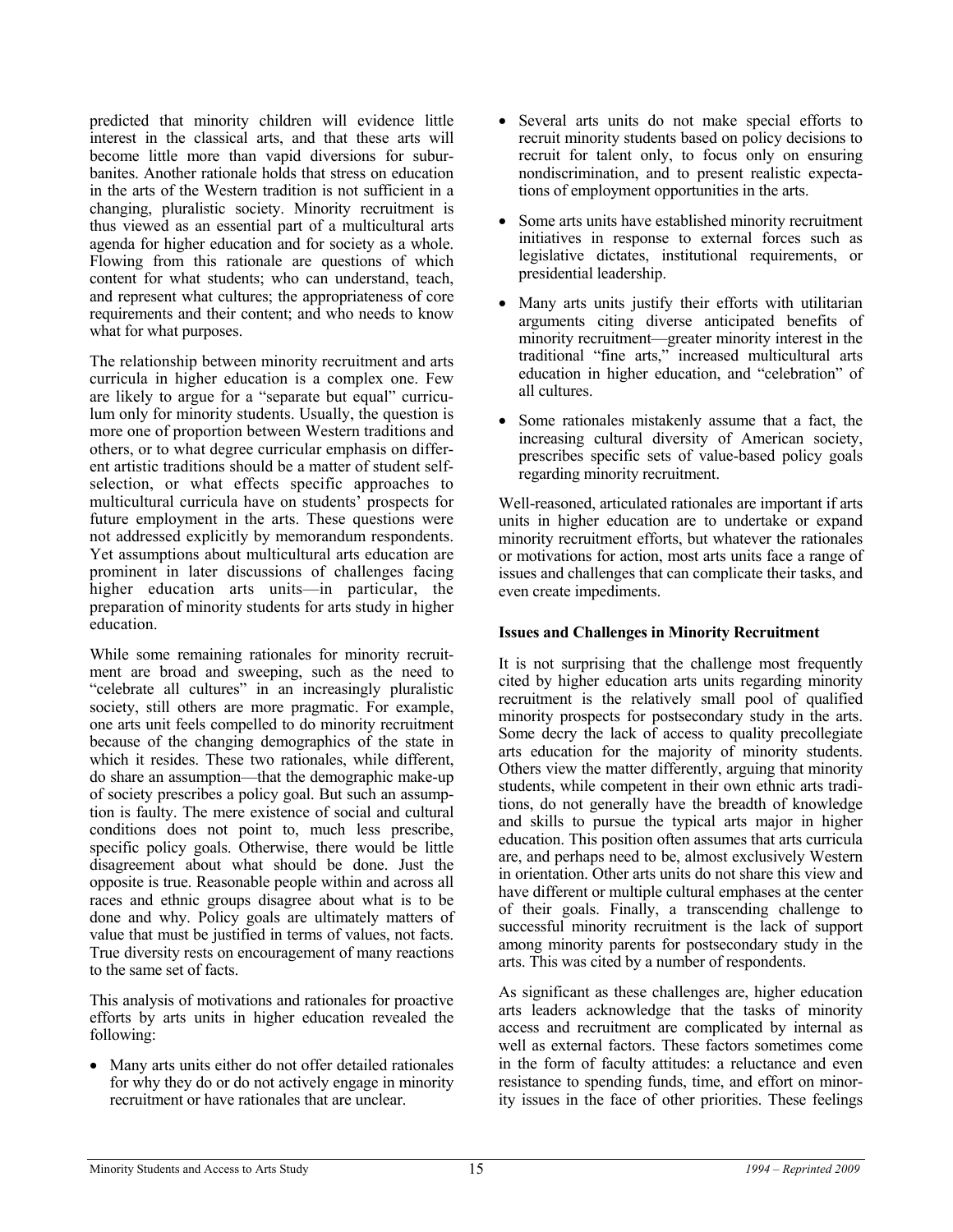predicted that minority children will evidence little interest in the classical arts, and that these arts will become little more than vapid diversions for suburbanites. Another rationale holds that stress on education in the arts of the Western tradition is not sufficient in a changing, pluralistic society. Minority recruitment is thus viewed as an essential part of a multicultural arts agenda for higher education and for society as a whole. Flowing from this rationale are questions of which content for what students; who can understand, teach, and represent what cultures; the appropriateness of core requirements and their content; and who needs to know what for what purposes.

The relationship between minority recruitment and arts curricula in higher education is a complex one. Few are likely to argue for a "separate but equal" curriculum only for minority students. Usually, the question is more one of proportion between Western traditions and others, or to what degree curricular emphasis on different artistic traditions should be a matter of student self-selection, or what effects specific approaches to multicultural curricula have on students' prospects for future employment in the arts. These questions were not addressed explicitly by memorandum respondents. Yet assumptions about multicultural arts education are prominent in later discussions of challenges facing higher education arts units—in particular, the preparation of minority students for arts study in higher education.

While some remaining rationales for minority recruitment are broad and sweeping, such as the need to "celebrate all cultures" in an increasingly pluralistic society, still others are more pragmatic. For example, one arts unit feels compelled to do minority recruitment because of the changing demographics of the state in which it resides. These two rationales, while different, do share an assumption—that the demographic make-up of society prescribes a policy goal. But such an assumption is faulty. The mere existence of social and cultural conditions does not point to, much less prescribe, specific policy goals. Otherwise, there would be little disagreement about what should be done. Just the opposite is true. Reasonable people within and across all races and ethnic groups disagree about what is to be done and why. Policy goals are ultimately matters of value that must be justified in terms of values, not facts. True diversity rests on encouragement of many reactions to the same set of facts.

This analysis of motivations and rationales for proactive efforts by arts units in higher education revealed the following:

- Many arts units either do not offer detailed rationales for why they do or do not actively engage in minority recruitment or have rationales that are unclear.
- Several arts units do not make special efforts to recruit minority students based on policy decisions to recruit for talent only, to focus only on ensuring nondiscrimination, and to present realistic expectations of employment opportunities in the arts.
- Some arts units have established minority recruitment initiatives in response to external forces such as legislative dictates, institutional requirements, or presidential leadership.
- Many arts units justify their efforts with utilitarian arguments citing diverse anticipated benefits of minority recruitment—greater minority interest in the traditional "fine arts," increased multicultural arts education in higher education, and "celebration" of all cultures.
- Some rationales mistakenly assume that a fact, the increasing cultural diversity of American society, prescribes specific sets of value-based policy goals regarding minority recruitment.

Well-reasoned, articulated rationales are important if arts units in higher education are to undertake or expand minority recruitment efforts, but whatever the rationales or motivations for action, most arts units face a range of issues and challenges that can complicate their tasks, and even create impediments.

### Issues and Challenges in Minority Recruitment

It is not surprising that the challenge most frequently cited by higher education arts units regarding minority recruitment is the relatively small pool of qualified minority prospects for postsecondary study in the arts. Some decry the lack of access to quality precollegiate arts education for the majority of minority students. Others view the matter differently, arguing that minority students, while competent in their own ethnic arts traditions, do not generally have the breadth of knowledge and skills to pursue the typical arts major in higher education. This position often assumes that arts curricula are, and perhaps need to be, almost exclusively Western in orientation. Other arts units do not share this view and have different or multiple cultural emphases at the center of their goals. Finally, a transcending challenge to successful minority recruitment is the lack of support among minority parents for postsecondary study in the arts. This was cited by a number of respondents.

As significant as these challenges are, higher education arts leaders acknowledge that the tasks of minority access and recruitment are complicated by internal as well as external factors. These factors sometimes come in the form of faculty attitudes: a reluctance and even resistance to spending funds, time, and effort on minority issues in the face of other priorities. These feelings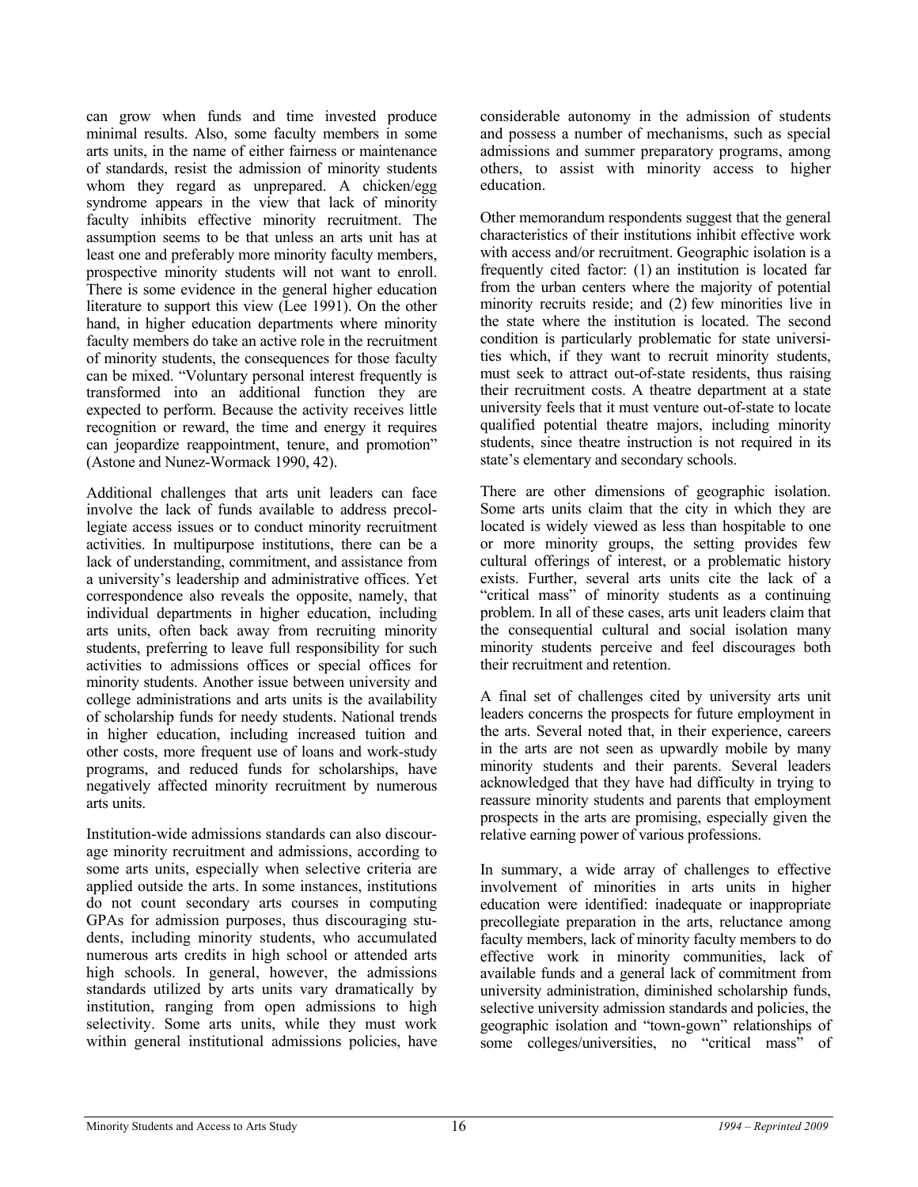can grow when funds and time invested produce minimal results. Also, some faculty members in some arts units, in the name of either fairness or maintenance of standards, resist the admission of minority students whom they regard as unprepared. A chicken/egg syndrome appears in the view that lack of minority faculty inhibits effective minority recruitment. The assumption seems to be that unless an arts unit has at least one and preferably more minority faculty members, prospective minority students will not want to enroll. There is some evidence in the general higher education literature to support this view (Lee 1991). On the other hand, in higher education departments where minority faculty members do take an active role in the recruitment of minority students, the consequences for those faculty can be mixed. "Voluntary personal interest frequently is transformed into an additional function they are expected to perform. Because the activity receives little recognition or reward, the time and energy it requires can jeopardize reappointment, tenure, and promotion" (Astone and Nunez-Wormack 1990, 42).

Additional challenges that arts unit leaders can face involve the lack of funds available to address precollegiate access issues or to conduct minority recruitment activities. In multipurpose institutions, there can be a lack of understanding, commitment, and assistance from a university's leadership and administrative offices. Yet correspondence also reveals the opposite, namely, that individual departments in higher education, including arts units, often back away from recruiting minority students, preferring to leave full responsibility for such activities to admissions offices or special offices for minority students. Another issue between university and college administrations and arts units is the availability of scholarship funds for needy students. National trends in higher education, including increased tuition and other costs, more frequent use of loans and work-study programs, and reduced funds for scholarships, have negatively affected minority recruitment by numerous arts units.

Institution-wide admissions standards can also discourage minority recruitment and admissions, according to some arts units, especially when selective criteria are applied outside the arts. In some instances, institutions do not count secondary arts courses in computing GPAs for admission purposes, thus discouraging students, including minority students, who accumulated numerous arts credits in high school or attended arts high schools. In general, however, the admissions standards utilized by arts units vary dramatically by institution, ranging from open admissions to high selectivity. Some arts units, while they must work within general institutional admissions policies, have considerable autonomy in the admission of students and possess a number of mechanisms, such as special admissions and summer preparatory programs, among others, to assist with minority access to higher education.

Other memorandum respondents suggest that the general characteristics of their institutions inhibit effective work with access and/or recruitment. Geographic isolation is a frequently cited factor: (1) an institution is located far from the urban centers where the majority of potential minority recruits reside; and (2) few minorities live in the state where the institution is located. The second condition is particularly problematic for state universities which, if they want to recruit minority students, must seek to attract out-of-state residents, thus raising their recruitment costs. A theatre department at a state university feels that it must venture out-of-state to locate qualified potential theatre majors, including minority students, since theatre instruction is not required in its state's elementary and secondary schools.

There are other dimensions of geographic isolation. Some arts units claim that the city in which they are located is widely viewed as less than hospitable to one or more minority groups, the setting provides few cultural offerings of interest, or a problematic history exists. Further, several arts units cite the lack of a "critical mass" of minority students as a continuing problem. In all of these cases, arts unit leaders claim that the consequential cultural and social isolation many minority students perceive and feel discourages both their recruitment and retention.

A final set of challenges cited by university arts unit leaders concerns the prospects for future employment in the arts. Several noted that, in their experience, careers in the arts are not seen as upwardly mobile by many minority students and their parents. Several leaders acknowledged that they have had difficulty in trying to reassure minority students and parents that employment prospects in the arts are promising, especially given the relative earning power of various professions.

In summary, a wide array of challenges to effective involvement of minorities in arts units in higher education were identified: inadequate or inappropriate precollegiate preparation in the arts, reluctance among faculty members, lack of minority faculty members to do effective work in minority communities, lack of available funds and a general lack of commitment from university administration, diminished scholarship funds, selective university admission standards and policies, the geographic isolation and "town-gown" relationships of some colleges/universities, no "critical mass" of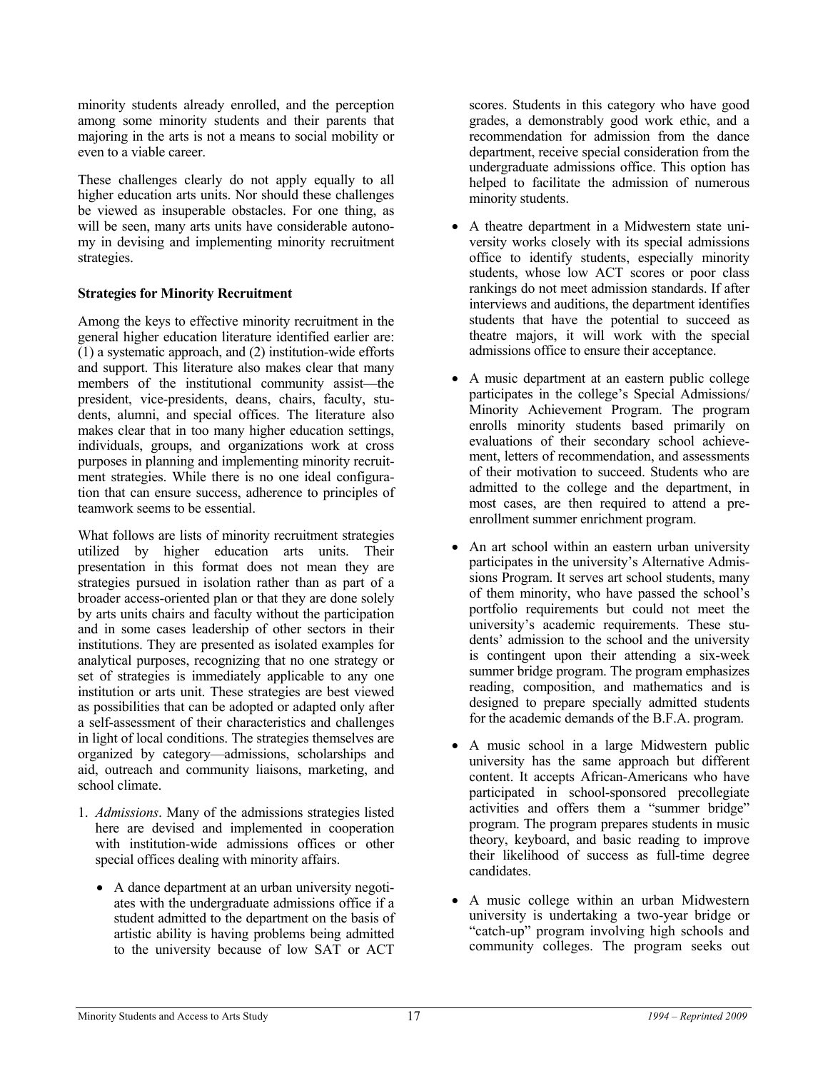minority students already enrolled, and the perception among some minority students and their parents that majoring in the arts is not a means to social mobility or even to a viable career.

These challenges clearly do not apply equally to all higher education arts units. Nor should these challenges be viewed as insuperable obstacles. For one thing, as will be seen, many arts units have considerable autonomy in devising and implementing minority recruitment strategies.

**Strategies for Minority Recruitment**

Among the keys to effective minority recruitment in the general higher education literature identified earlier are: (1) a systematic approach, and (2) institution-wide efforts and support. This literature also makes clear that many members of the institutional community assist—the president, vice-presidents, deans, chairs, faculty, students, alumni, and special offices. The literature also makes clear that in too many higher education settings, individuals, groups, and organizations work at cross purposes in planning and implementing minority recruitment strategies. While there is no one ideal configuration that can ensure success, adherence to principles of teamwork seems to be essential.

What follows are lists of minority recruitment strategies utilized by higher education arts units. Their presentation in this format does not mean they are strategies pursued in isolation rather than as part of a broader access-oriented plan or that they are done solely by arts units chairs and faculty without the participation and in some cases leadership of other sectors in their institutions. They are presented as isolated examples for analytical purposes, recognizing that no one strategy or set of strategies is immediately applicable to any one institution or arts unit. These strategies are best viewed as possibilities that can be adopted or adapted only after a self-assessment of their characteristics and challenges in light of local conditions. The strategies themselves are organized by category—admissions, scholarships and aid, outreach and community liaisons, marketing, and school climate.

1. *Admissions*. Many of the admissions strategies listed here are devised and implemented in cooperation with institution-wide admissions offices or other special offices dealing with minority affairs.

   - A dance department at an urban university negotiates with the undergraduate admissions office if a student admitted to the department on the basis of artistic ability is having problems being admitted to the university because of low SAT or ACT scores. Students in this category who have good grades, a demonstrably good work ethic, and a recommendation for admission from the dance department, receive special consideration from the undergraduate admissions office. This option has helped to facilitate the admission of numerous minority students.

   - A theatre department in a Midwestern state university works closely with its special admissions office to identify students, especially minority students, whose low ACT scores or poor class rankings do not meet admission standards. If after interviews and auditions, the department identifies students that have the potential to succeed as theatre majors, it will work with the special admissions office to ensure their acceptance.

   - A music department at an eastern public college participates in the college's Special Admissions/ Minority Achievement Program. The program enrolls minority students based primarily on evaluations of their secondary school achievement, letters of recommendation, and assessments of their motivation to succeed. Students who are admitted to the college and the department, in most cases, are then required to attend a pre-enrollment summer enrichment program.

   - An art school within an eastern urban university participates in the university's Alternative Admissions Program. It serves art school students, many of them minority, who have passed the school's portfolio requirements but could not meet the university's academic requirements. These students' admission to the school and the university is contingent upon their attending a six-week summer bridge program. The program emphasizes reading, composition, and mathematics and is designed to prepare specially admitted students for the academic demands of the B.F.A. program.

   - A music school in a large Midwestern public university has the same approach but different content. It accepts African-Americans who have participated in school-sponsored precollegiate activities and offers them a "summer bridge" program. The program prepares students in music theory, keyboard, and basic reading to improve their likelihood of success as full-time degree candidates.

   - A music college within an urban Midwestern university is undertaking a two-year bridge or "catch-up" program involving high schools and community colleges. The program seeks out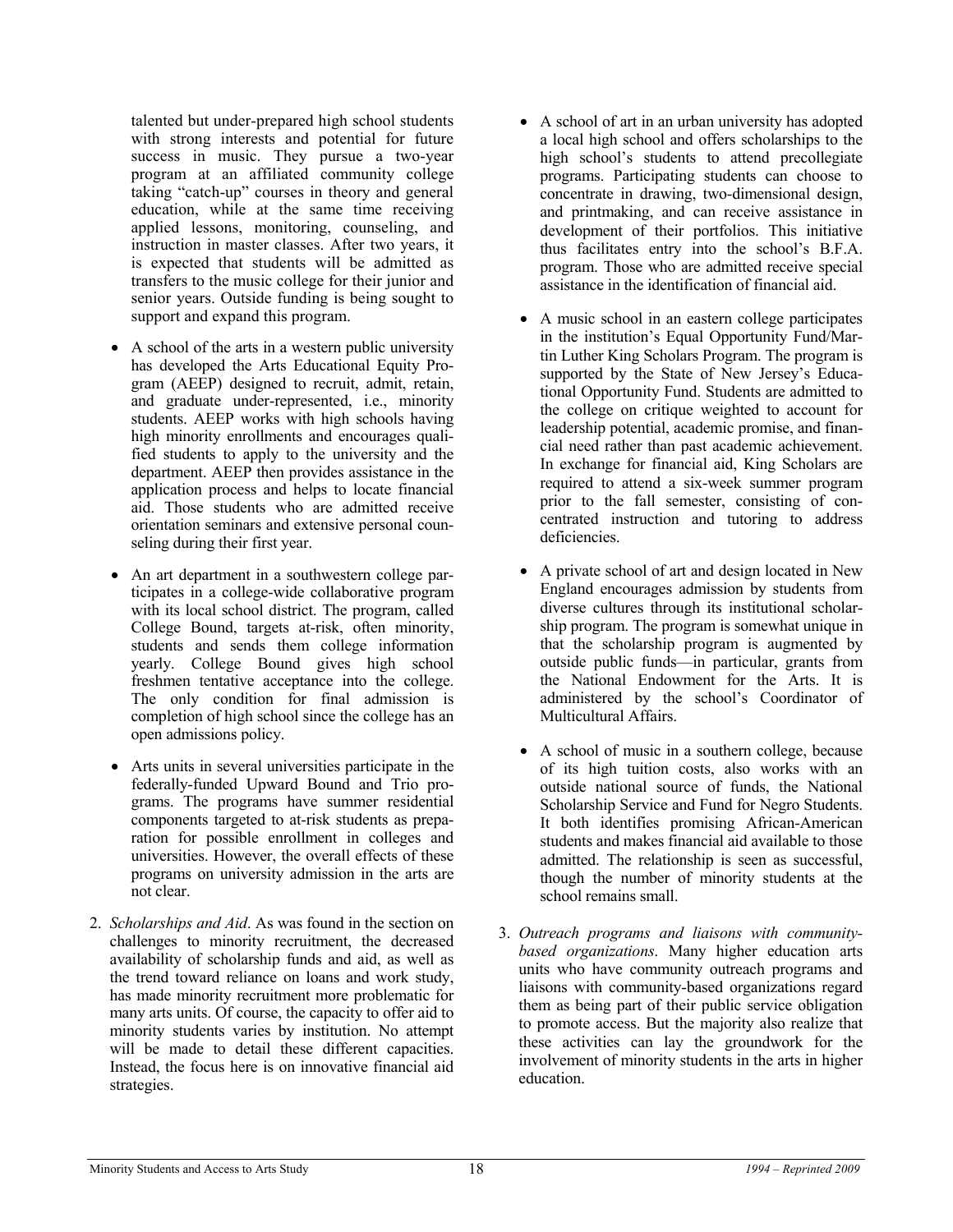talented but under-prepared high school students with strong interests and potential for future success in music. They pursue a two-year program at an affiliated community college taking "catch-up" courses in theory and general education, while at the same time receiving applied lessons, monitoring, counseling, and instruction in master classes. After two years, it is expected that students will be admitted as transfers to the music college for their junior and senior years. Outside funding is being sought to support and expand this program.

- A school of the arts in a western public university has developed the Arts Educational Equity Program (AEEP) designed to recruit, admit, retain, and graduate under-represented, i.e., minority students. AEEP works with high schools having high minority enrollments and encourages qualified students to apply to the university and the department. AEEP then provides assistance in the application process and helps to locate financial aid. Those students who are admitted receive orientation seminars and extensive personal counseling during their first year.
- An art department in a southwestern college participates in a college-wide collaborative program with its local school district. The program, called College Bound, targets at-risk, often minority, students and sends them college information yearly. College Bound gives high school freshmen tentative acceptance into the college. The only condition for final admission is completion of high school since the college has an open admissions policy.
- Arts units in several universities participate in the federally-funded Upward Bound and Trio programs. The programs have summer residential components targeted to at-risk students as preparation for possible enrollment in colleges and universities. However, the overall effects of these programs on university admission in the arts are not clear.

2. *Scholarships and Aid*. As was found in the section on challenges to minority recruitment, the decreased availability of scholarship funds and aid, as well as the trend toward reliance on loans and work study, has made minority recruitment more problematic for many arts units. Of course, the capacity to offer aid to minority students varies by institution. No attempt will be made to detail these different capacities. Instead, the focus here is on innovative financial aid strategies.

- A school of art in an urban university has adopted a local high school and offers scholarships to the high school's students to attend precollegiate programs. Participating students can choose to concentrate in drawing, two-dimensional design, and printmaking, and can receive assistance in development of their portfolios. This initiative thus facilitates entry into the school's B.F.A. program. Those who are admitted receive special assistance in the identification of financial aid.
- A music school in an eastern college participates in the institution's Equal Opportunity Fund/Martin Luther King Scholars Program. The program is supported by the State of New Jersey's Educational Opportunity Fund. Students are admitted to the college on critique weighted to account for leadership potential, academic promise, and financial need rather than past academic achievement. In exchange for financial aid, King Scholars are required to attend a six-week summer program prior to the fall semester, consisting of concentrated instruction and tutoring to address deficiencies.
- A private school of art and design located in New England encourages admission by students from diverse cultures through its institutional scholarship program. The program is somewhat unique in that the scholarship program is augmented by outside public funds—in particular, grants from the National Endowment for the Arts. It is administered by the school's Coordinator of Multicultural Affairs.
- A school of music in a southern college, because of its high tuition costs, also works with an outside national source of funds, the National Scholarship Service and Fund for Negro Students. It both identifies promising African-American students and makes financial aid available to those admitted. The relationship is seen as successful, though the number of minority students at the school remains small.

3. *Outreach programs and liaisons with community-based organizations*. Many higher education arts units who have community outreach programs and liaisons with community-based organizations regard them as being part of their public service obligation to promote access. But the majority also realize that these activities can lay the groundwork for the involvement of minority students in the arts in higher education.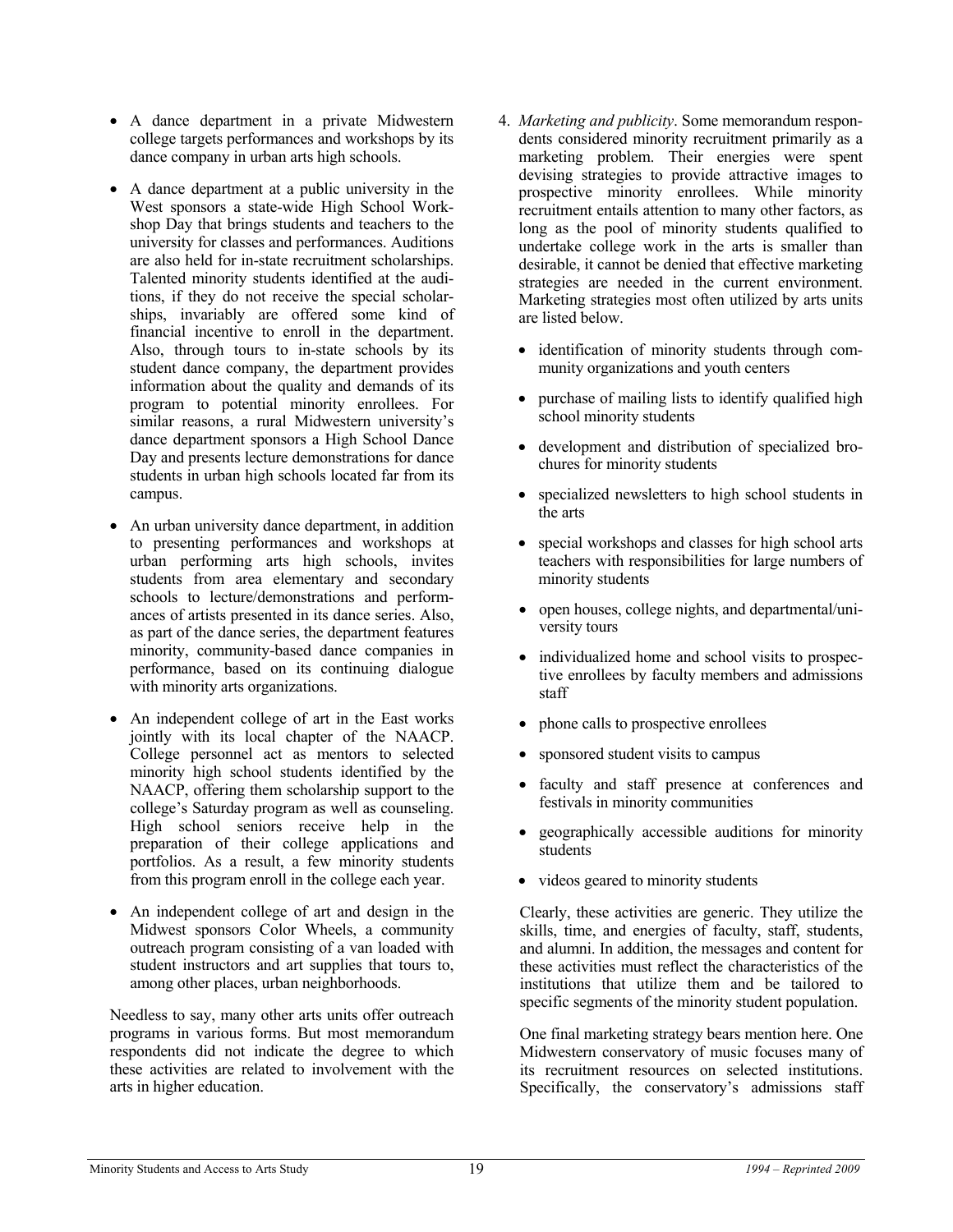- A dance department in a private Midwestern college targets performances and workshops by its dance company in urban arts high schools.

- A dance department at a public university in the West sponsors a state-wide High School Workshop Day that brings students and teachers to the university for classes and performances. Auditions are also held for in-state recruitment scholarships. Talented minority students identified at the auditions, if they do not receive the special scholarships, invariably are offered some kind of financial incentive to enroll in the department. Also, through tours to in-state schools by its student dance company, the department provides information about the quality and demands of its program to potential minority enrollees. For similar reasons, a rural Midwestern university's dance department sponsors a High School Dance Day and presents lecture demonstrations for dance students in urban high schools located far from its campus.

- An urban university dance department, in addition to presenting performances and workshops at urban performing arts high schools, invites students from area elementary and secondary schools to lecture/demonstrations and performances of artists presented in its dance series. Also, as part of the dance series, the department features minority, community-based dance companies in performance, based on its continuing dialogue with minority arts organizations.

- An independent college of art in the East works jointly with its local chapter of the NAACP. College personnel act as mentors to selected minority high school students identified by the NAACP, offering them scholarship support to the college's Saturday program as well as counseling. High school seniors receive help in the preparation of their college applications and portfolios. As a result, a few minority students from this program enroll in the college each year.

- An independent college of art and design in the Midwest sponsors Color Wheels, a community outreach program consisting of a van loaded with student instructors and art supplies that tours to, among other places, urban neighborhoods.

Needless to say, many other arts units offer outreach programs in various forms. But most memorandum respondents did not indicate the degree to which these activities are related to involvement with the arts in higher education.

4. *Marketing and publicity*. Some memorandum respondents considered minority recruitment primarily as a marketing problem. Their energies were spent devising strategies to provide attractive images to prospective minority enrollees. While minority recruitment entails attention to many other factors, as long as the pool of minority students qualified to undertake college work in the arts is smaller than desirable, it cannot be denied that effective marketing strategies are needed in the current environment. Marketing strategies most often utilized by arts units are listed below.

   - identification of minority students through community organizations and youth centers
   - purchase of mailing lists to identify qualified high school minority students
   - development and distribution of specialized brochures for minority students
   - specialized newsletters to high school students in the arts
   - special workshops and classes for high school arts teachers with responsibilities for large numbers of minority students
   - open houses, college nights, and departmental/university tours
   - individualized home and school visits to prospective enrollees by faculty members and admissions staff
   - phone calls to prospective enrollees
   - sponsored student visits to campus
   - faculty and staff presence at conferences and festivals in minority communities
   - geographically accessible auditions for minority students
   - videos geared to minority students

   Clearly, these activities are generic. They utilize the skills, time, and energies of faculty, staff, students, and alumni. In addition, the messages and content for these activities must reflect the characteristics of the institutions that utilize them and be tailored to specific segments of the minority student population.

   One final marketing strategy bears mention here. One Midwestern conservatory of music focuses many of its recruitment resources on selected institutions. Specifically, the conservatory's admissions staff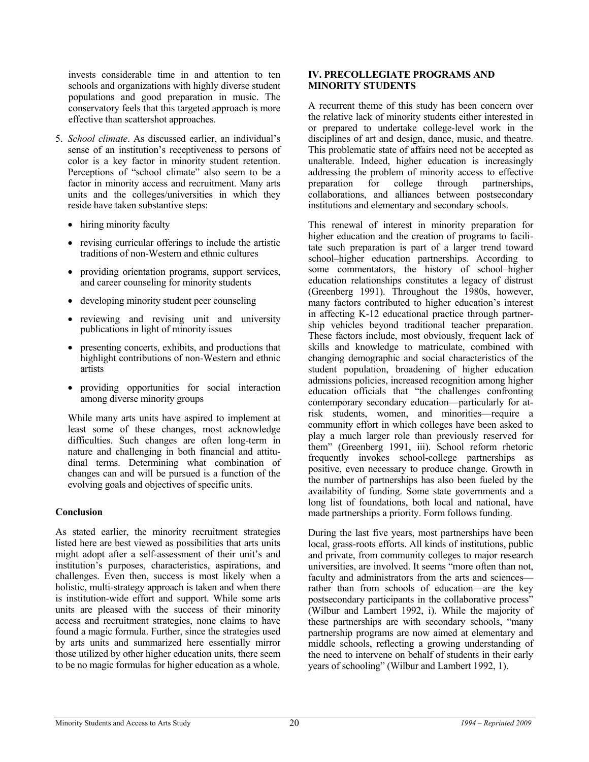invests considerable time in and attention to ten schools and organizations with highly diverse student populations and good preparation in music. The conservatory feels that this targeted approach is more effective than scattershot approaches.

5. *School climate*. As discussed earlier, an individual's sense of an institution's receptiveness to persons of color is a key factor in minority student retention. Perceptions of "school climate" also seem to be a factor in minority access and recruitment. Many arts units and the colleges/universities in which they reside have taken substantive steps:

   - hiring minority faculty
   - revising curricular offerings to include the artistic traditions of non-Western and ethnic cultures
   - providing orientation programs, support services, and career counseling for minority students
   - developing minority student peer counseling
   - reviewing and revising unit and university publications in light of minority issues
   - presenting concerts, exhibits, and productions that highlight contributions of non-Western and ethnic artists
   - providing opportunities for social interaction among diverse minority groups

   While many arts units have aspired to implement at least some of these changes, most acknowledge difficulties. Such changes are often long-term in nature and challenging in both financial and attitudinal terms. Determining what combination of changes can and will be pursued is a function of the evolving goals and objectives of specific units.

### Conclusion

As stated earlier, the minority recruitment strategies listed here are best viewed as possibilities that arts units might adopt after a self-assessment of their unit's and institution's purposes, characteristics, aspirations, and challenges. Even then, success is most likely when a holistic, multi-strategy approach is taken and when there is institution-wide effort and support. While some arts units are pleased with the success of their minority access and recruitment strategies, none claims to have found a magic formula. Further, since the strategies used by arts units and summarized here essentially mirror those utilized by other higher education units, there seem to be no magic formulas for higher education as a whole.

## IV. PRECOLLEGIATE PROGRAMS AND MINORITY STUDENTS

A recurrent theme of this study has been concern over the relative lack of minority students either interested in or prepared to undertake college-level work in the disciplines of art and design, dance, music, and theatre. This problematic state of affairs need not be accepted as unalterable. Indeed, higher education is increasingly addressing the problem of minority access to effective preparation for college through partnerships, collaborations, and alliances between postsecondary institutions and elementary and secondary schools.

This renewal of interest in minority preparation for higher education and the creation of programs to facilitate such preparation is part of a larger trend toward school–higher education partnerships. According to some commentators, the history of school–higher education relationships constitutes a legacy of distrust (Greenberg 1991). Throughout the 1980s, however, many factors contributed to higher education's interest in affecting K-12 educational practice through partnership vehicles beyond traditional teacher preparation. These factors include, most obviously, frequent lack of skills and knowledge to matriculate, combined with changing demographic and social characteristics of the student population, broadening of higher education admissions policies, increased recognition among higher education officials that "the challenges confronting contemporary secondary education—particularly for at-risk students, women, and minorities—require a community effort in which colleges have been asked to play a much larger role than previously reserved for them" (Greenberg 1991, iii). School reform rhetoric frequently invokes school-college partnerships as positive, even necessary to produce change. Growth in the number of partnerships has also been fueled by the availability of funding. Some state governments and a long list of foundations, both local and national, have made partnerships a priority. Form follows funding.

During the last five years, most partnerships have been local, grass-roots efforts. All kinds of institutions, public and private, from community colleges to major research universities, are involved. It seems "more often than not, faculty and administrators from the arts and sciences—rather than from schools of education—are the key postsecondary participants in the collaborative process" (Wilbur and Lambert 1992, i). While the majority of these partnerships are with secondary schools, "many partnership programs are now aimed at elementary and middle schools, reflecting a growing understanding of the need to intervene on behalf of students in their early years of schooling" (Wilbur and Lambert 1992, 1).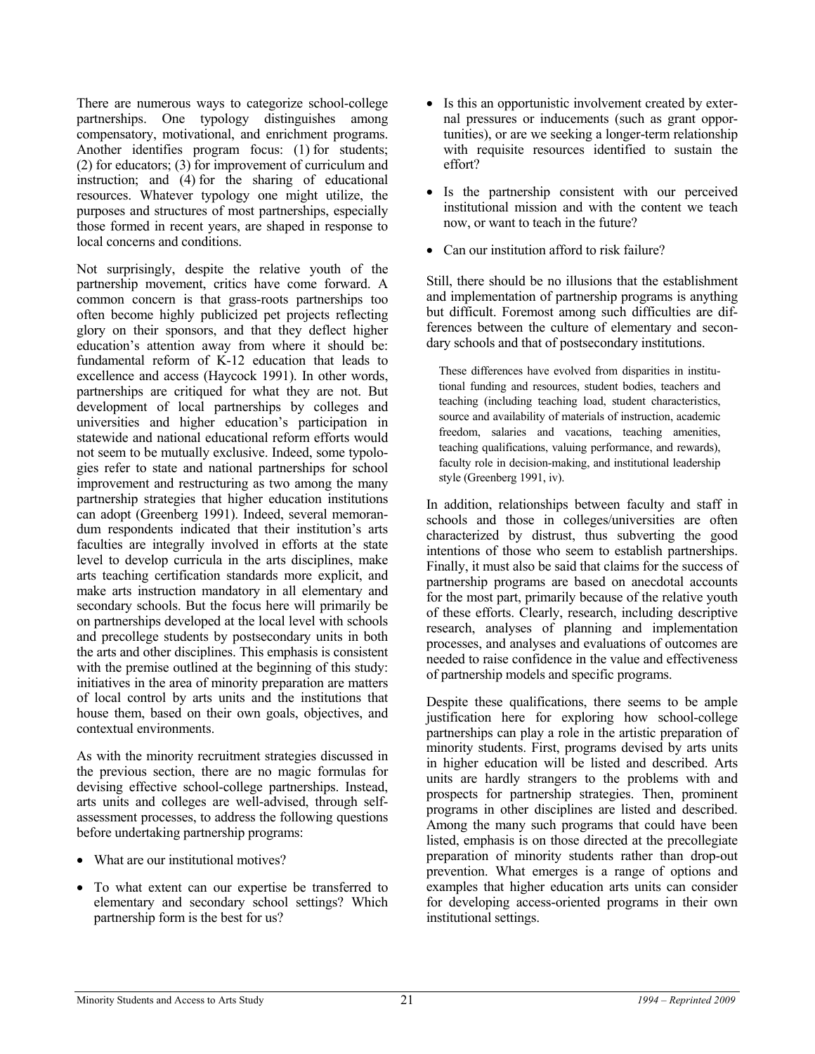There are numerous ways to categorize school-college partnerships. One typology distinguishes among compensatory, motivational, and enrichment programs. Another identifies program focus: (1) for students; (2) for educators; (3) for improvement of curriculum and instruction; and (4) for the sharing of educational resources. Whatever typology one might utilize, the purposes and structures of most partnerships, especially those formed in recent years, are shaped in response to local concerns and conditions.

Not surprisingly, despite the relative youth of the partnership movement, critics have come forward. A common concern is that grass-roots partnerships too often become highly publicized pet projects reflecting glory on their sponsors, and that they deflect higher education's attention away from where it should be: fundamental reform of K-12 education that leads to excellence and access (Haycock 1991). In other words, partnerships are critiqued for what they are not. But development of local partnerships by colleges and universities and higher education's participation in statewide and national educational reform efforts would not seem to be mutually exclusive. Indeed, some typologies refer to state and national partnerships for school improvement and restructuring as two among the many partnership strategies that higher education institutions can adopt (Greenberg 1991). Indeed, several memorandum respondents indicated that their institution's arts faculties are integrally involved in efforts at the state level to develop curricula in the arts disciplines, make arts teaching certification standards more explicit, and make arts instruction mandatory in all elementary and secondary schools. But the focus here will primarily be on partnerships developed at the local level with schools and precollege students by postsecondary units in both the arts and other disciplines. This emphasis is consistent with the premise outlined at the beginning of this study: initiatives in the area of minority preparation are matters of local control by arts units and the institutions that house them, based on their own goals, objectives, and contextual environments.

As with the minority recruitment strategies discussed in the previous section, there are no magic formulas for devising effective school-college partnerships. Instead, arts units and colleges are well-advised, through self-assessment processes, to address the following questions before undertaking partnership programs:

- What are our institutional motives?
- To what extent can our expertise be transferred to elementary and secondary school settings? Which partnership form is the best for us?
- Is this an opportunistic involvement created by external pressures or inducements (such as grant opportunities), or are we seeking a longer-term relationship with requisite resources identified to sustain the effort?
- Is the partnership consistent with our perceived institutional mission and with the content we teach now, or want to teach in the future?
- Can our institution afford to risk failure?

Still, there should be no illusions that the establishment and implementation of partnership programs is anything but difficult. Foremost among such difficulties are differences between the culture of elementary and secondary schools and that of postsecondary institutions.

> These differences have evolved from disparities in institutional funding and resources, student bodies, teachers and teaching (including teaching load, student characteristics, source and availability of materials of instruction, academic freedom, salaries and vacations, teaching amenities, teaching qualifications, valuing performance, and rewards), faculty role in decision-making, and institutional leadership style (Greenberg 1991, iv).

In addition, relationships between faculty and staff in schools and those in colleges/universities are often characterized by distrust, thus subverting the good intentions of those who seem to establish partnerships. Finally, it must also be said that claims for the success of partnership programs are based on anecdotal accounts for the most part, primarily because of the relative youth of these efforts. Clearly, research, including descriptive research, analyses of planning and implementation processes, and analyses and evaluations of outcomes are needed to raise confidence in the value and effectiveness of partnership models and specific programs.

Despite these qualifications, there seems to be ample justification here for exploring how school-college partnerships can play a role in the artistic preparation of minority students. First, programs devised by arts units in higher education will be listed and described. Arts units are hardly strangers to the problems with and prospects for partnership strategies. Then, prominent programs in other disciplines are listed and described. Among the many such programs that could have been listed, emphasis is on those directed at the precollegiate preparation of minority students rather than drop-out prevention. What emerges is a range of options and examples that higher education arts units can consider for developing access-oriented programs in their own institutional settings.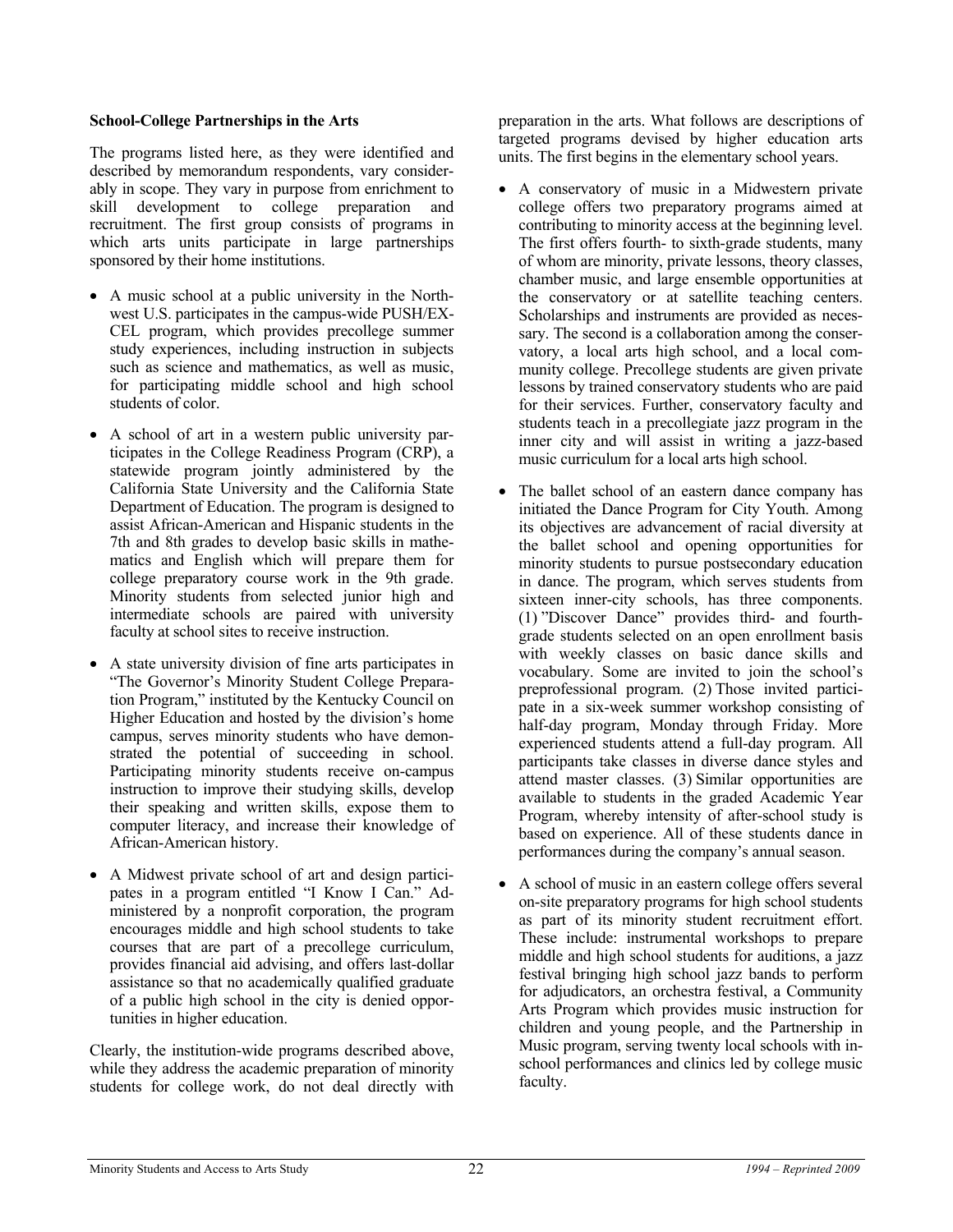**School-College Partnerships in the Arts**

The programs listed here, as they were identified and described by memorandum respondents, vary considerably in scope. They vary in purpose from enrichment to skill development to college preparation and recruitment. The first group consists of programs in which arts units participate in large partnerships sponsored by their home institutions.

- A music school at a public university in the Northwest U.S. participates in the campus-wide PUSH/EXCEL program, which provides precollege summer study experiences, including instruction in subjects such as science and mathematics, as well as music, for participating middle school and high school students of color.
- A school of art in a western public university participates in the College Readiness Program (CRP), a statewide program jointly administered by the California State University and the California State Department of Education. The program is designed to assist African-American and Hispanic students in the 7th and 8th grades to develop basic skills in mathematics and English which will prepare them for college preparatory course work in the 9th grade. Minority students from selected junior high and intermediate schools are paired with university faculty at school sites to receive instruction.
- A state university division of fine arts participates in "The Governor's Minority Student College Preparation Program," instituted by the Kentucky Council on Higher Education and hosted by the division's home campus, serves minority students who have demonstrated the potential of succeeding in school. Participating minority students receive on-campus instruction to improve their studying skills, develop their speaking and written skills, expose them to computer literacy, and increase their knowledge of African-American history.
- A Midwest private school of art and design participates in a program entitled "I Know I Can." Administered by a nonprofit corporation, the program encourages middle and high school students to take courses that are part of a precollege curriculum, provides financial aid advising, and offers last-dollar assistance so that no academically qualified graduate of a public high school in the city is denied opportunities in higher education.

Clearly, the institution-wide programs described above, while they address the academic preparation of minority students for college work, do not deal directly with preparation in the arts. What follows are descriptions of targeted programs devised by higher education arts units. The first begins in the elementary school years.

- A conservatory of music in a Midwestern private college offers two preparatory programs aimed at contributing to minority access at the beginning level. The first offers fourth- to sixth-grade students, many of whom are minority, private lessons, theory classes, chamber music, and large ensemble opportunities at the conservatory or at satellite teaching centers. Scholarships and instruments are provided as necessary. The second is a collaboration among the conservatory, a local arts high school, and a local community college. Precollege students are given private lessons by trained conservatory students who are paid for their services. Further, conservatory faculty and students teach in a precollegiate jazz program in the inner city and will assist in writing a jazz-based music curriculum for a local arts high school.
- The ballet school of an eastern dance company has initiated the Dance Program for City Youth. Among its objectives are advancement of racial diversity at the ballet school and opening opportunities for minority students to pursue postsecondary education in dance. The program, which serves students from sixteen inner-city schools, has three components. (1) "Discover Dance" provides third- and fourth-grade students selected on an open enrollment basis with weekly classes on basic dance skills and vocabulary. Some are invited to join the school's preprofessional program. (2) Those invited participate in a six-week summer workshop consisting of half-day program, Monday through Friday. More experienced students attend a full-day program. All participants take classes in diverse dance styles and attend master classes. (3) Similar opportunities are available to students in the graded Academic Year Program, whereby intensity of after-school study is based on experience. All of these students dance in performances during the company's annual season.
- A school of music in an eastern college offers several on-site preparatory programs for high school students as part of its minority student recruitment effort. These include: instrumental workshops to prepare middle and high school students for auditions, a jazz festival bringing high school jazz bands to perform for adjudicators, an orchestra festival, a Community Arts Program which provides music instruction for children and young people, and the Partnership in Music program, serving twenty local schools with in-school performances and clinics led by college music faculty.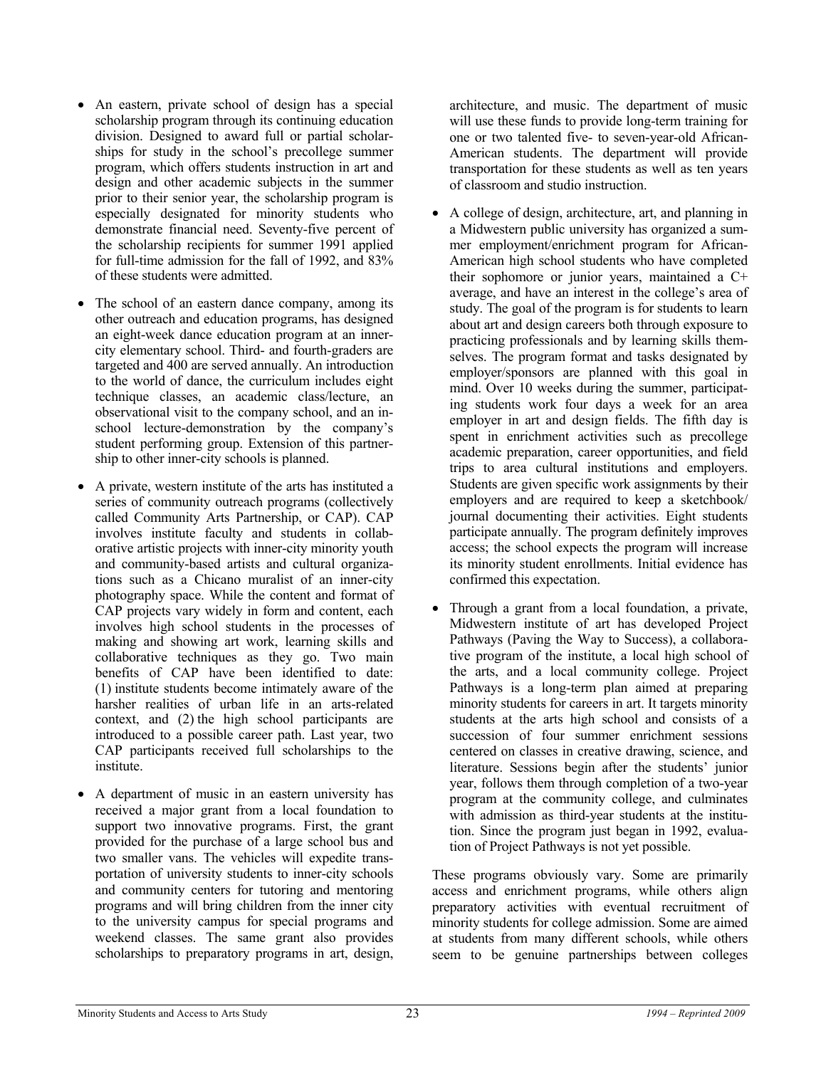- An eastern, private school of design has a special scholarship program through its continuing education division. Designed to award full or partial scholarships for study in the school's precollege summer program, which offers students instruction in art and design and other academic subjects in the summer prior to their senior year, the scholarship program is especially designated for minority students who demonstrate financial need. Seventy-five percent of the scholarship recipients for summer 1991 applied for full-time admission for the fall of 1992, and 83% of these students were admitted.

- The school of an eastern dance company, among its other outreach and education programs, has designed an eight-week dance education program at an inner-city elementary school. Third- and fourth-graders are targeted and 400 are served annually. An introduction to the world of dance, the curriculum includes eight technique classes, an academic class/lecture, an observational visit to the company school, and an in-school lecture-demonstration by the company's student performing group. Extension of this partnership to other inner-city schools is planned.

- A private, western institute of the arts has instituted a series of community outreach programs (collectively called Community Arts Partnership, or CAP). CAP involves institute faculty and students in collaborative artistic projects with inner-city minority youth and community-based artists and cultural organizations such as a Chicano muralist of an inner-city photography space. While the content and format of CAP projects vary widely in form and content, each involves high school students in the processes of making and showing art work, learning skills and collaborative techniques as they go. Two main benefits of CAP have been identified to date: (1) institute students become intimately aware of the harsher realities of urban life in an arts-related context, and (2) the high school participants are introduced to a possible career path. Last year, two CAP participants received full scholarships to the institute.

- A department of music in an eastern university has received a major grant from a local foundation to support two innovative programs. First, the grant provided for the purchase of a large school bus and two smaller vans. The vehicles will expedite transportation of university students to inner-city schools and community centers for tutoring and mentoring programs and will bring children from the inner city to the university campus for special programs and weekend classes. The same grant also provides scholarships to preparatory programs in art, design, architecture, and music. The department of music will use these funds to provide long-term training for one or two talented five- to seven-year-old African-American students. The department will provide transportation for these students as well as ten years of classroom and studio instruction.

- A college of design, architecture, art, and planning in a Midwestern public university has organized a summer employment/enrichment program for African-American high school students who have completed their sophomore or junior years, maintained a C+ average, and have an interest in the college's area of study. The goal of the program is for students to learn about art and design careers both through exposure to practicing professionals and by learning skills themselves. The program format and tasks designated by employer/sponsors are planned with this goal in mind. Over 10 weeks during the summer, participating students work four days a week for an area employer in art and design fields. The fifth day is spent in enrichment activities such as precollege academic preparation, career opportunities, and field trips to area cultural institutions and employers. Students are given specific work assignments by their employers and are required to keep a sketchbook/journal documenting their activities. Eight students participate annually. The program definitely improves access; the school expects the program will increase its minority student enrollments. Initial evidence has confirmed this expectation.

- Through a grant from a local foundation, a private, Midwestern institute of art has developed Project Pathways (Paving the Way to Success), a collaborative program of the institute, a local high school of the arts, and a local community college. Project Pathways is a long-term plan aimed at preparing minority students for careers in art. It targets minority students at the arts high school and consists of a succession of four summer enrichment sessions centered on classes in creative drawing, science, and literature. Sessions begin after the students' junior year, follows them through completion of a two-year program at the community college, and culminates with admission as third-year students at the institution. Since the program just began in 1992, evaluation of Project Pathways is not yet possible.

These programs obviously vary. Some are primarily access and enrichment programs, while others align preparatory activities with eventual recruitment of minority students for college admission. Some are aimed at students from many different schools, while others seem to be genuine partnerships between colleges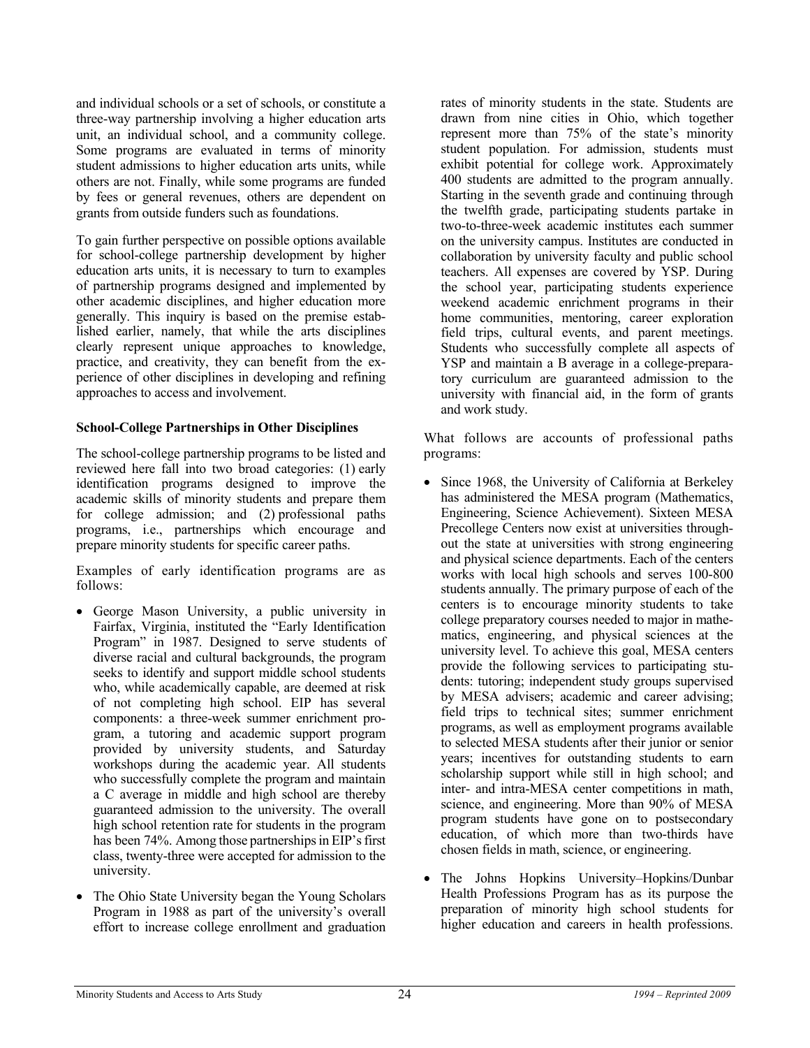and individual schools or a set of schools, or constitute a three-way partnership involving a higher education arts unit, an individual school, and a community college. Some programs are evaluated in terms of minority student admissions to higher education arts units, while others are not. Finally, while some programs are funded by fees or general revenues, others are dependent on grants from outside funders such as foundations.

To gain further perspective on possible options available for school-college partnership development by higher education arts units, it is necessary to turn to examples of partnership programs designed and implemented by other academic disciplines, and higher education more generally. This inquiry is based on the premise established earlier, namely, that while the arts disciplines clearly represent unique approaches to knowledge, practice, and creativity, they can benefit from the experience of other disciplines in developing and refining approaches to access and involvement.

**School-College Partnerships in Other Disciplines**

The school-college partnership programs to be listed and reviewed here fall into two broad categories: (1) early identification programs designed to improve the academic skills of minority students and prepare them for college admission; and (2) professional paths programs, i.e., partnerships which encourage and prepare minority students for specific career paths.

Examples of early identification programs are as follows:

- George Mason University, a public university in Fairfax, Virginia, instituted the "Early Identification Program" in 1987. Designed to serve students of diverse racial and cultural backgrounds, the program seeks to identify and support middle school students who, while academically capable, are deemed at risk of not completing high school. EIP has several components: a three-week summer enrichment program, a tutoring and academic support program provided by university students, and Saturday workshops during the academic year. All students who successfully complete the program and maintain a C average in middle and high school are thereby guaranteed admission to the university. The overall high school retention rate for students in the program has been 74%. Among those partnerships in EIP's first class, twenty-three were accepted for admission to the university.
- The Ohio State University began the Young Scholars Program in 1988 as part of the university's overall effort to increase college enrollment and graduation rates of minority students in the state. Students are drawn from nine cities in Ohio, which together represent more than 75% of the state's minority student population. For admission, students must exhibit potential for college work. Approximately 400 students are admitted to the program annually. Starting in the seventh grade and continuing through the twelfth grade, participating students partake in two-to-three-week academic institutes each summer on the university campus. Institutes are conducted in collaboration by university faculty and public school teachers. All expenses are covered by YSP. During the school year, participating students experience weekend academic enrichment programs in their home communities, mentoring, career exploration field trips, cultural events, and parent meetings. Students who successfully complete all aspects of YSP and maintain a B average in a college-preparatory curriculum are guaranteed admission to the university with financial aid, in the form of grants and work study.

What follows are accounts of professional paths programs:

- Since 1968, the University of California at Berkeley has administered the MESA program (Mathematics, Engineering, Science Achievement). Sixteen MESA Precollege Centers now exist at universities throughout the state at universities with strong engineering and physical science departments. Each of the centers works with local high schools and serves 100-800 students annually. The primary purpose of each of the centers is to encourage minority students to take college preparatory courses needed to major in mathematics, engineering, and physical sciences at the university level. To achieve this goal, MESA centers provide the following services to participating students: tutoring; independent study groups supervised by MESA advisers; academic and career advising; field trips to technical sites; summer enrichment programs, as well as employment programs available to selected MESA students after their junior or senior years; incentives for outstanding students to earn scholarship support while still in high school; and inter- and intra-MESA center competitions in math, science, and engineering. More than 90% of MESA program students have gone on to postsecondary education, of which more than two-thirds have chosen fields in math, science, or engineering.
- The Johns Hopkins University–Hopkins/Dunbar Health Professions Program has as its purpose the preparation of minority high school students for higher education and careers in health professions.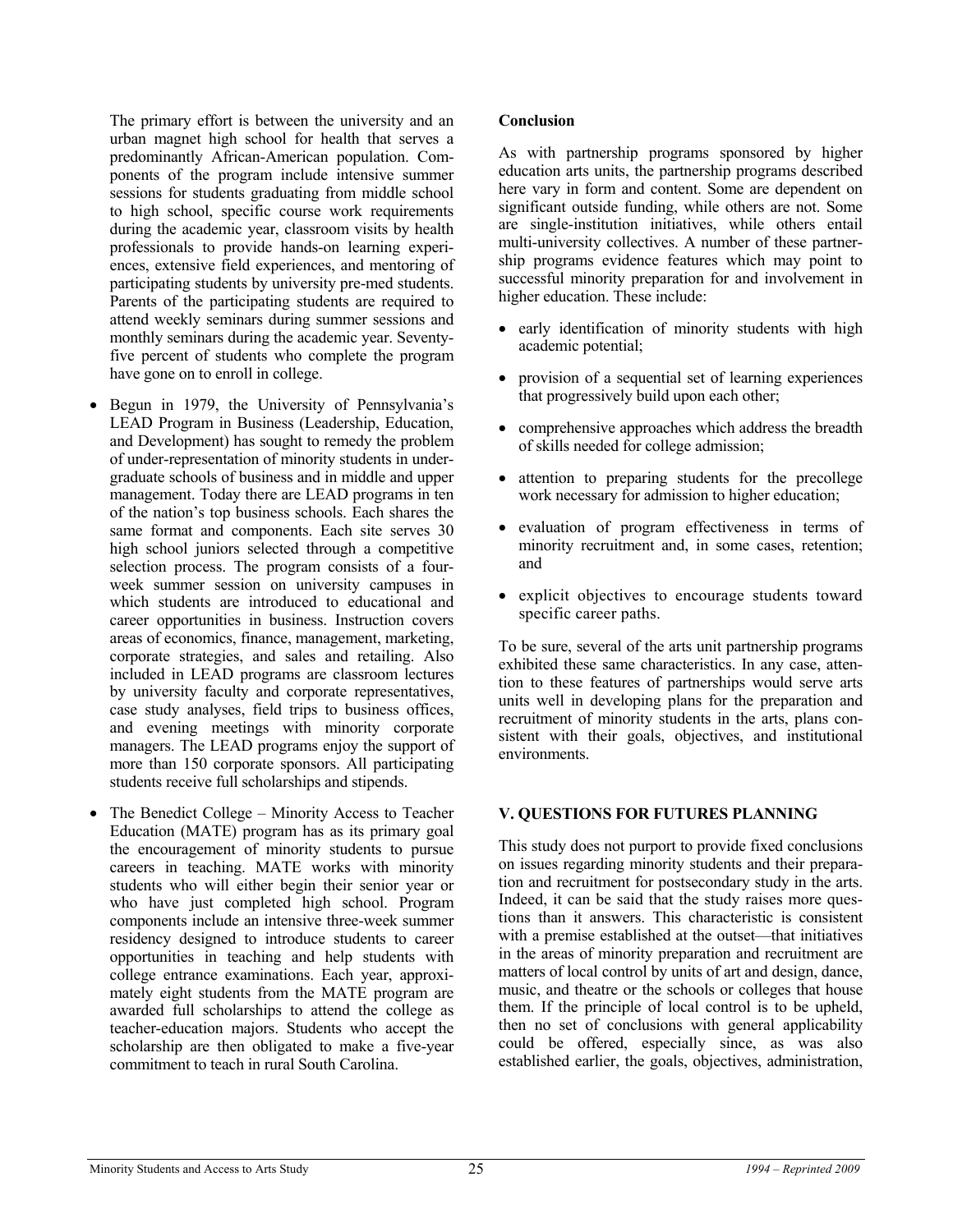The primary effort is between the university and an urban magnet high school for health that serves a predominantly African-American population. Components of the program include intensive summer sessions for students graduating from middle school to high school, specific course work requirements during the academic year, classroom visits by health professionals to provide hands-on learning experiences, extensive field experiences, and mentoring of participating students by university pre-med students. Parents of the participating students are required to attend weekly seminars during summer sessions and monthly seminars during the academic year. Seventy-five percent of students who complete the program have gone on to enroll in college.

- Begun in 1979, the University of Pennsylvania's LEAD Program in Business (Leadership, Education, and Development) has sought to remedy the problem of under-representation of minority students in undergraduate schools of business and in middle and upper management. Today there are LEAD programs in ten of the nation's top business schools. Each shares the same format and components. Each site serves 30 high school juniors selected through a competitive selection process. The program consists of a four-week summer session on university campuses in which students are introduced to educational and career opportunities in business. Instruction covers areas of economics, finance, management, marketing, corporate strategies, and sales and retailing. Also included in LEAD programs are classroom lectures by university faculty and corporate representatives, case study analyses, field trips to business offices, and evening meetings with minority corporate managers. The LEAD programs enjoy the support of more than 150 corporate sponsors. All participating students receive full scholarships and stipends.

- The Benedict College – Minority Access to Teacher Education (MATE) program has as its primary goal the encouragement of minority students to pursue careers in teaching. MATE works with minority students who will either begin their senior year or who have just completed high school. Program components include an intensive three-week summer residency designed to introduce students to career opportunities in teaching and help students with college entrance examinations. Each year, approximately eight students from the MATE program are awarded full scholarships to attend the college as teacher-education majors. Students who accept the scholarship are then obligated to make a five-year commitment to teach in rural South Carolina.

**Conclusion**

As with partnership programs sponsored by higher education arts units, the partnership programs described here vary in form and content. Some are dependent on significant outside funding, while others are not. Some are single-institution initiatives, while others entail multi-university collectives. A number of these partnership programs evidence features which may point to successful minority preparation for and involvement in higher education. These include:

- early identification of minority students with high academic potential;
- provision of a sequential set of learning experiences that progressively build upon each other;
- comprehensive approaches which address the breadth of skills needed for college admission;
- attention to preparing students for the precollege work necessary for admission to higher education;
- evaluation of program effectiveness in terms of minority recruitment and, in some cases, retention; and
- explicit objectives to encourage students toward specific career paths.

To be sure, several of the arts unit partnership programs exhibited these same characteristics. In any case, attention to these features of partnerships would serve arts units well in developing plans for the preparation and recruitment of minority students in the arts, plans consistent with their goals, objectives, and institutional environments.

## V. QUESTIONS FOR FUTURES PLANNING

This study does not purport to provide fixed conclusions on issues regarding minority students and their preparation and recruitment for postsecondary study in the arts. Indeed, it can be said that the study raises more questions than it answers. This characteristic is consistent with a premise established at the outset—that initiatives in the areas of minority preparation and recruitment are matters of local control by units of art and design, dance, music, and theatre or the schools or colleges that house them. If the principle of local control is to be upheld, then no set of conclusions with general applicability could be offered, especially since, as was also established earlier, the goals, objectives, administration,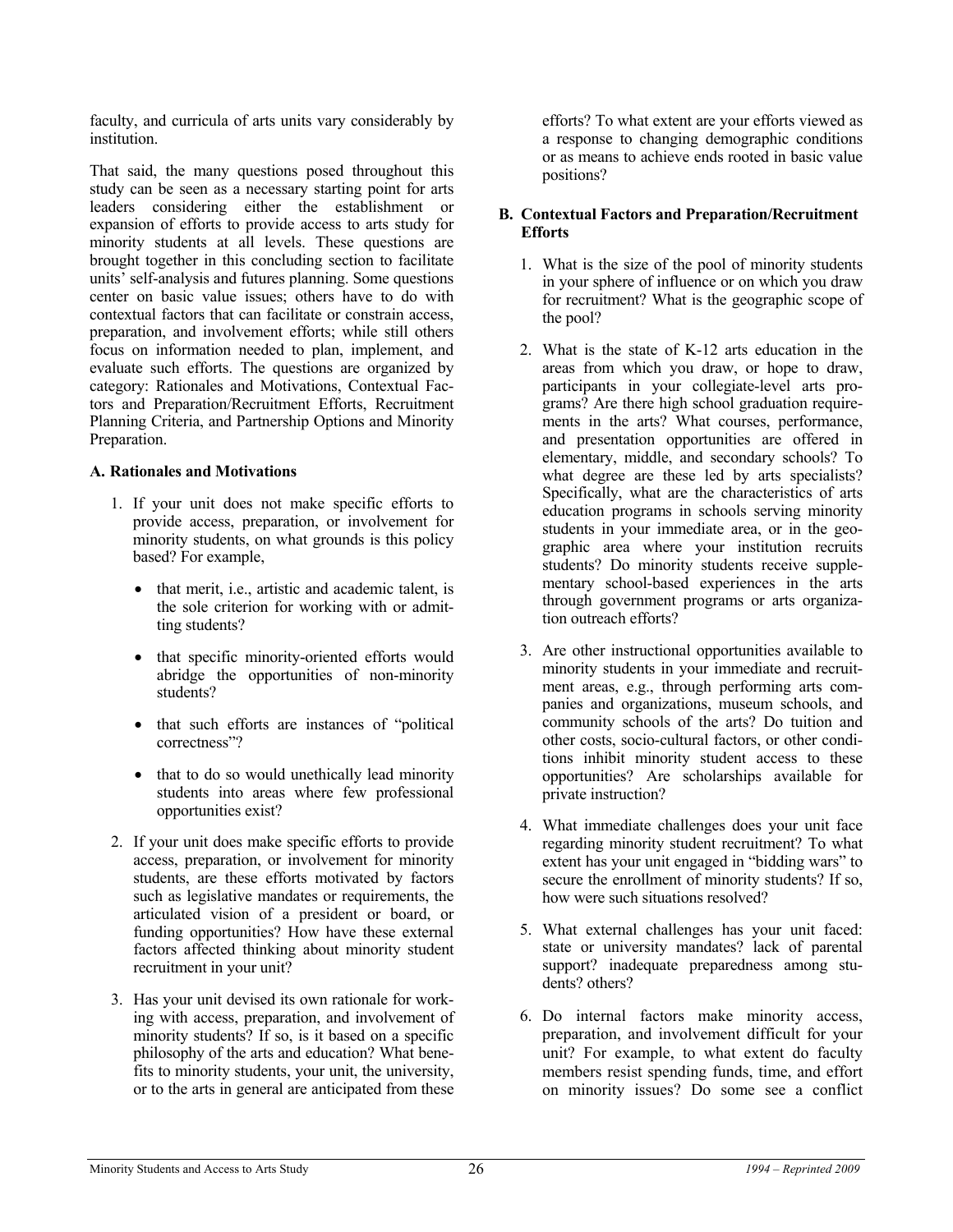faculty, and curricula of arts units vary considerably by institution.

That said, the many questions posed throughout this study can be seen as a necessary starting point for arts leaders considering either the establishment or expansion of efforts to provide access to arts study for minority students at all levels. These questions are brought together in this concluding section to facilitate units' self-analysis and futures planning. Some questions center on basic value issues; others have to do with contextual factors that can facilitate or constrain access, preparation, and involvement efforts; while still others focus on information needed to plan, implement, and evaluate such efforts. The questions are organized by category: Rationales and Motivations, Contextual Factors and Preparation/Recruitment Efforts, Recruitment Planning Criteria, and Partnership Options and Minority Preparation.

**A. Rationales and Motivations**

1. If your unit does not make specific efforts to provide access, preparation, or involvement for minority students, on what grounds is this policy based? For example,
   - that merit, i.e., artistic and academic talent, is the sole criterion for working with or admitting students?
   - that specific minority-oriented efforts would abridge the opportunities of non-minority students?
   - that such efforts are instances of "political correctness"?
   - that to do so would unethically lead minority students into areas where few professional opportunities exist?
2. If your unit does make specific efforts to provide access, preparation, or involvement for minority students, are these efforts motivated by factors such as legislative mandates or requirements, the articulated vision of a president or board, or funding opportunities? How have these external factors affected thinking about minority student recruitment in your unit?
3. Has your unit devised its own rationale for working with access, preparation, and involvement of minority students? If so, is it based on a specific philosophy of the arts and education? What benefits to minority students, your unit, the university, or to the arts in general are anticipated from these efforts? To what extent are your efforts viewed as a response to changing demographic conditions or as means to achieve ends rooted in basic value positions?

**B. Contextual Factors and Preparation/Recruitment Efforts**

1. What is the size of the pool of minority students in your sphere of influence or on which you draw for recruitment? What is the geographic scope of the pool?
2. What is the state of K-12 arts education in the areas from which you draw, or hope to draw, participants in your collegiate-level arts programs? Are there high school graduation requirements in the arts? What courses, performance, and presentation opportunities are offered in elementary, middle, and secondary schools? To what degree are these led by arts specialists? Specifically, what are the characteristics of arts education programs in schools serving minority students in your immediate area, or in the geographic area where your institution recruits students? Do minority students receive supplementary school-based experiences in the arts through government programs or arts organization outreach efforts?
3. Are other instructional opportunities available to minority students in your immediate and recruitment areas, e.g., through performing arts companies and organizations, museum schools, and community schools of the arts? Do tuition and other costs, socio-cultural factors, or other conditions inhibit minority student access to these opportunities? Are scholarships available for private instruction?
4. What immediate challenges does your unit face regarding minority student recruitment? To what extent has your unit engaged in "bidding wars" to secure the enrollment of minority students? If so, how were such situations resolved?
5. What external challenges has your unit faced: state or university mandates? lack of parental support? inadequate preparedness among students? others?
6. Do internal factors make minority access, preparation, and involvement difficult for your unit? For example, to what extent do faculty members resist spending funds, time, and effort on minority issues? Do some see a conflict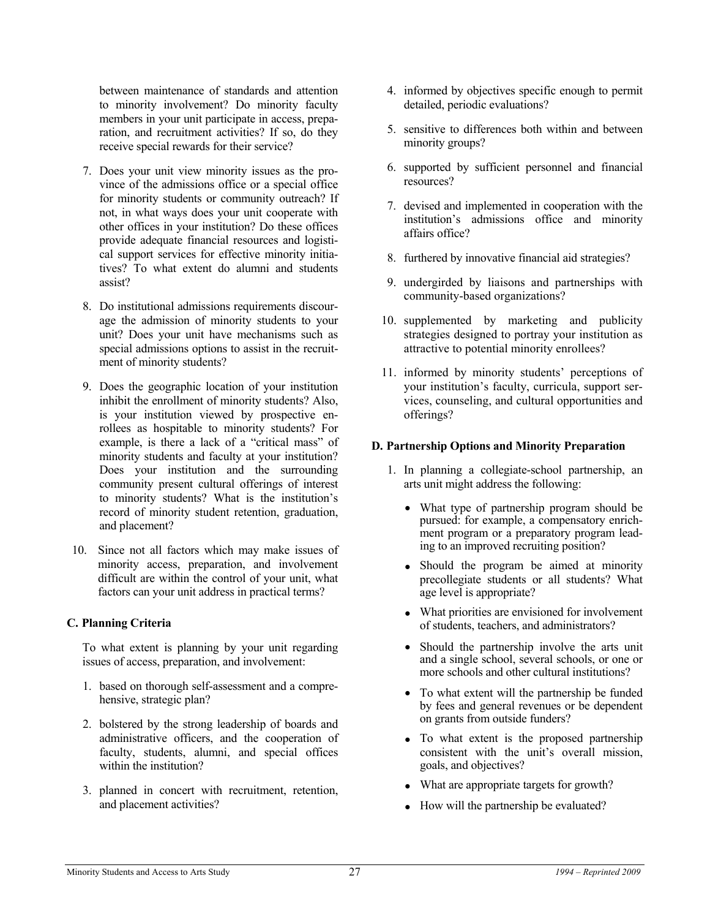between maintenance of standards and attention to minority involvement? Do minority faculty members in your unit participate in access, preparation, and recruitment activities? If so, do they receive special rewards for their service?

7. Does your unit view minority issues as the province of the admissions office or a special office for minority students or community outreach? If not, in what ways does your unit cooperate with other offices in your institution? Do these offices provide adequate financial resources and logistical support services for effective minority initiatives? To what extent do alumni and students assist?

8. Do institutional admissions requirements discourage the admission of minority students to your unit? Does your unit have mechanisms such as special admissions options to assist in the recruitment of minority students?

9. Does the geographic location of your institution inhibit the enrollment of minority students? Also, is your institution viewed by prospective enrollees as hospitable to minority students? For example, is there a lack of a "critical mass" of minority students and faculty at your institution? Does your institution and the surrounding community present cultural offerings of interest to minority students? What is the institution's record of minority student retention, graduation, and placement?

10. Since not all factors which may make issues of minority access, preparation, and involvement difficult are within the control of your unit, what factors can your unit address in practical terms?

### C. Planning Criteria

To what extent is planning by your unit regarding issues of access, preparation, and involvement:

1. based on thorough self-assessment and a comprehensive, strategic plan?

2. bolstered by the strong leadership of boards and administrative officers, and the cooperation of faculty, students, alumni, and special offices within the institution?

3. planned in concert with recruitment, retention, and placement activities?

4. informed by objectives specific enough to permit detailed, periodic evaluations?

5. sensitive to differences both within and between minority groups?

6. supported by sufficient personnel and financial resources?

7. devised and implemented in cooperation with the institution's admissions office and minority affairs office?

8. furthered by innovative financial aid strategies?

9. undergirded by liaisons and partnerships with community-based organizations?

10. supplemented by marketing and publicity strategies designed to portray your institution as attractive to potential minority enrollees?

11. informed by minority students' perceptions of your institution's faculty, curricula, support services, counseling, and cultural opportunities and offerings?

### D. Partnership Options and Minority Preparation

1. In planning a collegiate-school partnership, an arts unit might address the following:

   - What type of partnership program should be pursued: for example, a compensatory enrichment program or a preparatory program leading to an improved recruiting position?
   - Should the program be aimed at minority precollegiate students or all students? What age level is appropriate?
   - What priorities are envisioned for involvement of students, teachers, and administrators?
   - Should the partnership involve the arts unit and a single school, several schools, or one or more schools and other cultural institutions?
   - To what extent will the partnership be funded by fees and general revenues or be dependent on grants from outside funders?
   - To what extent is the proposed partnership consistent with the unit's overall mission, goals, and objectives?
   - What are appropriate targets for growth?
   - How will the partnership be evaluated?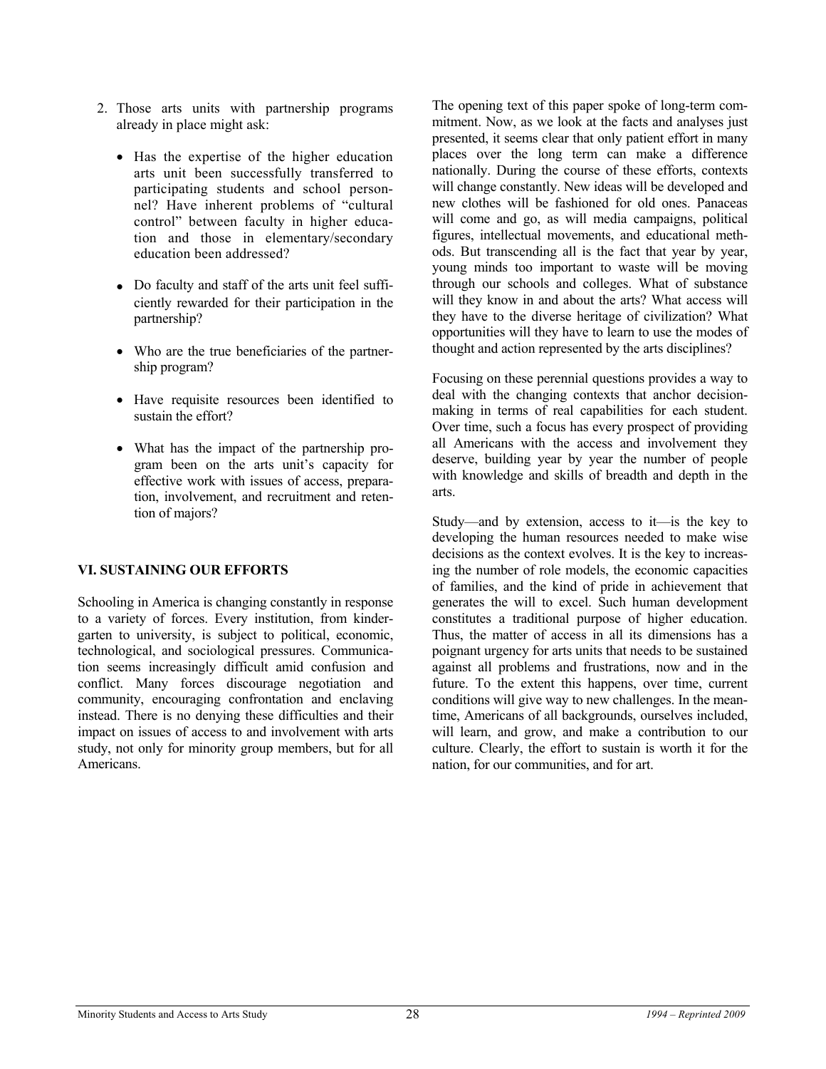2. Those arts units with partnership programs already in place might ask:

   - Has the expertise of the higher education arts unit been successfully transferred to participating students and school personnel? Have inherent problems of "cultural control" between faculty in higher education and those in elementary/secondary education been addressed?

   - Do faculty and staff of the arts unit feel sufficiently rewarded for their participation in the partnership?

   - Who are the true beneficiaries of the partnership program?

   - Have requisite resources been identified to sustain the effort?

   - What has the impact of the partnership program been on the arts unit's capacity for effective work with issues of access, preparation, involvement, and recruitment and retention of majors?

## VI. SUSTAINING OUR EFFORTS

Schooling in America is changing constantly in response to a variety of forces. Every institution, from kindergarten to university, is subject to political, economic, technological, and sociological pressures. Communication seems increasingly difficult amid confusion and conflict. Many forces discourage negotiation and community, encouraging confrontation and enclaving instead. There is no denying these difficulties and their impact on issues of access to and involvement with arts study, not only for minority group members, but for all Americans.

The opening text of this paper spoke of long-term commitment. Now, as we look at the facts and analyses just presented, it seems clear that only patient effort in many places over the long term can make a difference nationally. During the course of these efforts, contexts will change constantly. New ideas will be developed and new clothes will be fashioned for old ones. Panaceas will come and go, as will media campaigns, political figures, intellectual movements, and educational methods. But transcending all is the fact that year by year, young minds too important to waste will be moving through our schools and colleges. What of substance will they know in and about the arts? What access will they have to the diverse heritage of civilization? What opportunities will they have to learn to use the modes of thought and action represented by the arts disciplines?

Focusing on these perennial questions provides a way to deal with the changing contexts that anchor decision-making in terms of real capabilities for each student. Over time, such a focus has every prospect of providing all Americans with the access and involvement they deserve, building year by year the number of people with knowledge and skills of breadth and depth in the arts.

Study—and by extension, access to it—is the key to developing the human resources needed to make wise decisions as the context evolves. It is the key to increasing the number of role models, the economic capacities of families, and the kind of pride in achievement that generates the will to excel. Such human development constitutes a traditional purpose of higher education. Thus, the matter of access in all its dimensions has a poignant urgency for arts units that needs to be sustained against all problems and frustrations, now and in the future. To the extent this happens, over time, current conditions will give way to new challenges. In the meantime, Americans of all backgrounds, ourselves included, will learn, and grow, and make a contribution to our culture. Clearly, the effort to sustain is worth it for the nation, for our communities, and for art.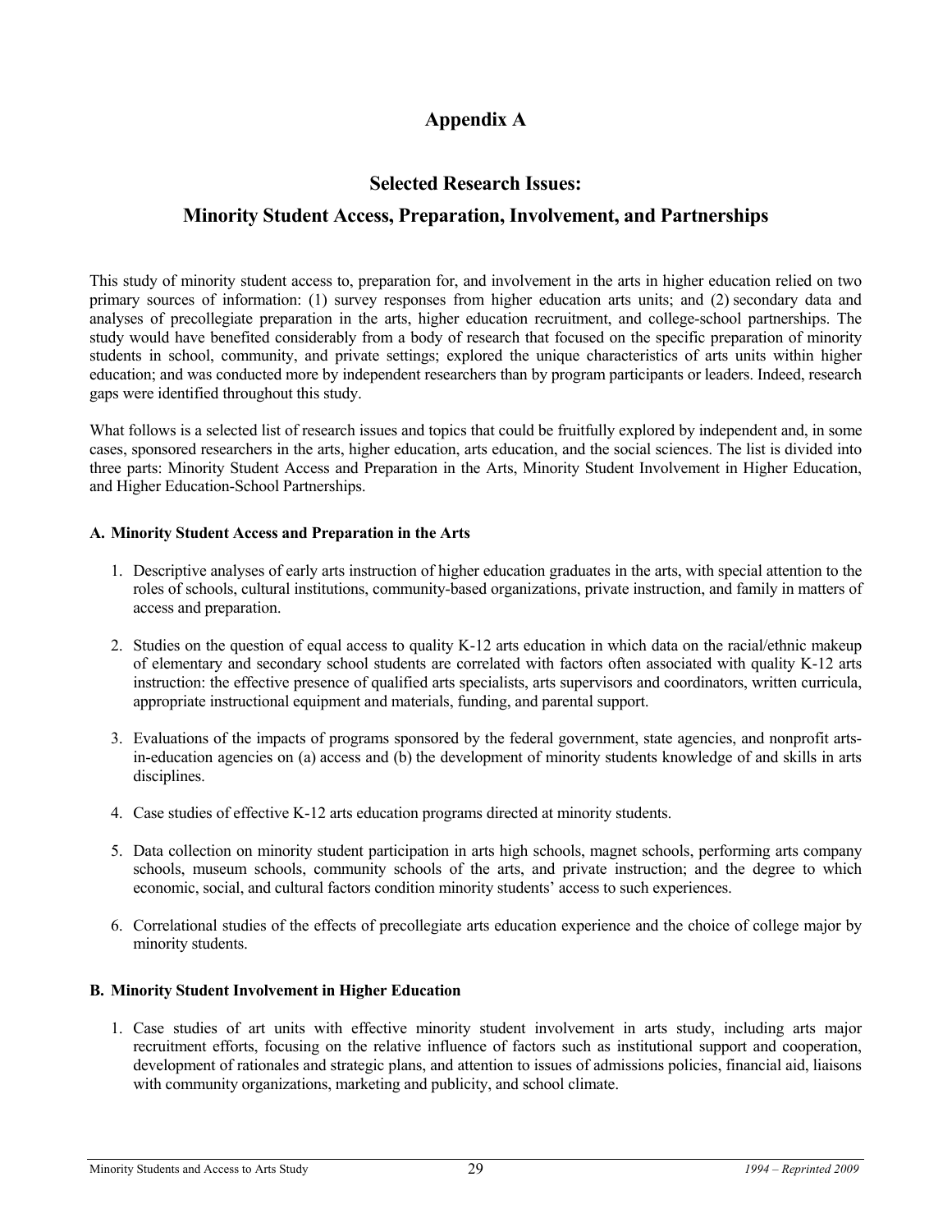# Appendix A

## Selected Research Issues:

## Minority Student Access, Preparation, Involvement, and Partnerships

This study of minority student access to, preparation for, and involvement in the arts in higher education relied on two primary sources of information: (1) survey responses from higher education arts units; and (2) secondary data and analyses of precollegiate preparation in the arts, higher education recruitment, and college-school partnerships. The study would have benefited considerably from a body of research that focused on the specific preparation of minority students in school, community, and private settings; explored the unique characteristics of arts units within higher education; and was conducted more by independent researchers than by program participants or leaders. Indeed, research gaps were identified throughout this study.

What follows is a selected list of research issues and topics that could be fruitfully explored by independent and, in some cases, sponsored researchers in the arts, higher education, arts education, and the social sciences. The list is divided into three parts: Minority Student Access and Preparation in the Arts, Minority Student Involvement in Higher Education, and Higher Education-School Partnerships.

### A. Minority Student Access and Preparation in the Arts

1. Descriptive analyses of early arts instruction of higher education graduates in the arts, with special attention to the roles of schools, cultural institutions, community-based organizations, private instruction, and family in matters of access and preparation.

2. Studies on the question of equal access to quality K-12 arts education in which data on the racial/ethnic makeup of elementary and secondary school students are correlated with factors often associated with quality K-12 arts instruction: the effective presence of qualified arts specialists, arts supervisors and coordinators, written curricula, appropriate instructional equipment and materials, funding, and parental support.

3. Evaluations of the impacts of programs sponsored by the federal government, state agencies, and nonprofit arts-in-education agencies on (a) access and (b) the development of minority students knowledge of and skills in arts disciplines.

4. Case studies of effective K-12 arts education programs directed at minority students.

5. Data collection on minority student participation in arts high schools, magnet schools, performing arts company schools, museum schools, community schools of the arts, and private instruction; and the degree to which economic, social, and cultural factors condition minority students' access to such experiences.

6. Correlational studies of the effects of precollegiate arts education experience and the choice of college major by minority students.

### B. Minority Student Involvement in Higher Education

1. Case studies of art units with effective minority student involvement in arts study, including arts major recruitment efforts, focusing on the relative influence of factors such as institutional support and cooperation, development of rationales and strategic plans, and attention to issues of admissions policies, financial aid, liaisons with community organizations, marketing and publicity, and school climate.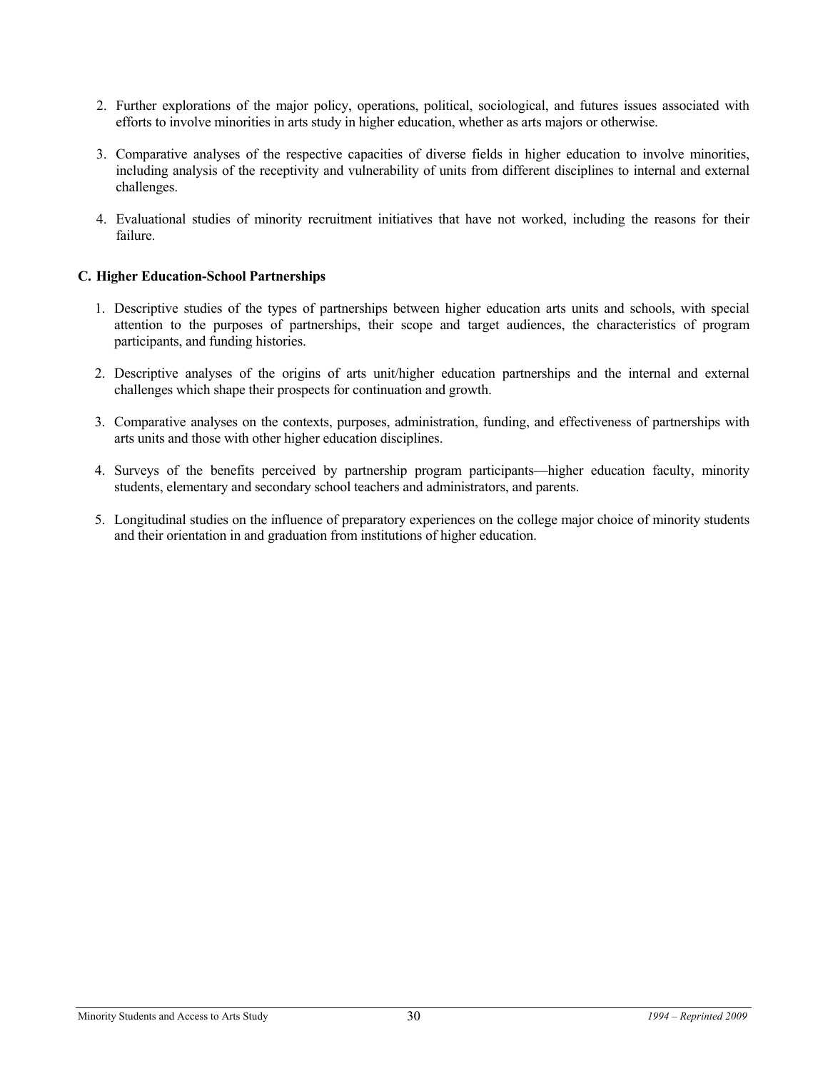2. Further explorations of the major policy, operations, political, sociological, and futures issues associated with efforts to involve minorities in arts study in higher education, whether as arts majors or otherwise.

3. Comparative analyses of the respective capacities of diverse fields in higher education to involve minorities, including analysis of the receptivity and vulnerability of units from different disciplines to internal and external challenges.

4. Evaluational studies of minority recruitment initiatives that have not worked, including the reasons for their failure.

### C. Higher Education-School Partnerships

1. Descriptive studies of the types of partnerships between higher education arts units and schools, with special attention to the purposes of partnerships, their scope and target audiences, the characteristics of program participants, and funding histories.

2. Descriptive analyses of the origins of arts unit/higher education partnerships and the internal and external challenges which shape their prospects for continuation and growth.

3. Comparative analyses on the contexts, purposes, administration, funding, and effectiveness of partnerships with arts units and those with other higher education disciplines.

4. Surveys of the benefits perceived by partnership program participants—higher education faculty, minority students, elementary and secondary school teachers and administrators, and parents.

5. Longitudinal studies on the influence of preparatory experiences on the college major choice of minority students and their orientation in and graduation from institutions of higher education.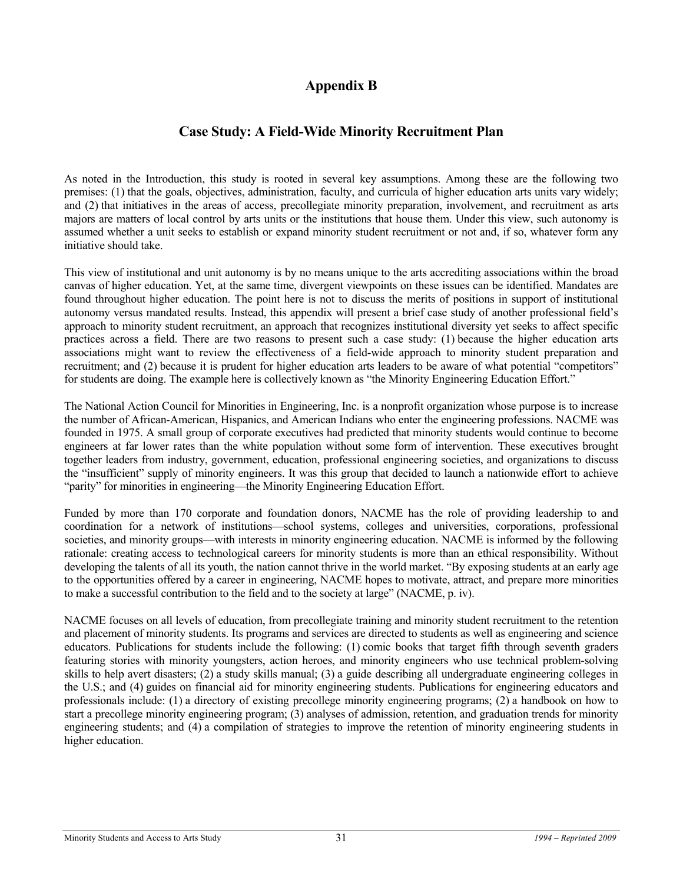# Appendix B

## Case Study: A Field-Wide Minority Recruitment Plan

As noted in the Introduction, this study is rooted in several key assumptions. Among these are the following two premises: (1) that the goals, objectives, administration, faculty, and curricula of higher education arts units vary widely; and (2) that initiatives in the areas of access, precollegiate minority preparation, involvement, and recruitment as arts majors are matters of local control by arts units or the institutions that house them. Under this view, such autonomy is assumed whether a unit seeks to establish or expand minority student recruitment or not and, if so, whatever form any initiative should take.

This view of institutional and unit autonomy is by no means unique to the arts accrediting associations within the broad canvas of higher education. Yet, at the same time, divergent viewpoints on these issues can be identified. Mandates are found throughout higher education. The point here is not to discuss the merits of positions in support of institutional autonomy versus mandated results. Instead, this appendix will present a brief case study of another professional field's approach to minority student recruitment, an approach that recognizes institutional diversity yet seeks to affect specific practices across a field. There are two reasons to present such a case study: (1) because the higher education arts associations might want to review the effectiveness of a field-wide approach to minority student preparation and recruitment; and (2) because it is prudent for higher education arts leaders to be aware of what potential "competitors" for students are doing. The example here is collectively known as "the Minority Engineering Education Effort."

The National Action Council for Minorities in Engineering, Inc. is a nonprofit organization whose purpose is to increase the number of African-American, Hispanics, and American Indians who enter the engineering professions. NACME was founded in 1975. A small group of corporate executives had predicted that minority students would continue to become engineers at far lower rates than the white population without some form of intervention. These executives brought together leaders from industry, government, education, professional engineering societies, and organizations to discuss the "insufficient" supply of minority engineers. It was this group that decided to launch a nationwide effort to achieve "parity" for minorities in engineering—the Minority Engineering Education Effort.

Funded by more than 170 corporate and foundation donors, NACME has the role of providing leadership to and coordination for a network of institutions—school systems, colleges and universities, corporations, professional societies, and minority groups—with interests in minority engineering education. NACME is informed by the following rationale: creating access to technological careers for minority students is more than an ethical responsibility. Without developing the talents of all its youth, the nation cannot thrive in the world market. "By exposing students at an early age to the opportunities offered by a career in engineering, NACME hopes to motivate, attract, and prepare more minorities to make a successful contribution to the field and to the society at large" (NACME, p. iv).

NACME focuses on all levels of education, from precollegiate training and minority student recruitment to the retention and placement of minority students. Its programs and services are directed to students as well as engineering and science educators. Publications for students include the following: (1) comic books that target fifth through seventh graders featuring stories with minority youngsters, action heroes, and minority engineers who use technical problem-solving skills to help avert disasters; (2) a study skills manual; (3) a guide describing all undergraduate engineering colleges in the U.S.; and (4) guides on financial aid for minority engineering students. Publications for engineering educators and professionals include: (1) a directory of existing precollege minority engineering programs; (2) a handbook on how to start a precollege minority engineering program; (3) analyses of admission, retention, and graduation trends for minority engineering students; and (4) a compilation of strategies to improve the retention of minority engineering students in higher education.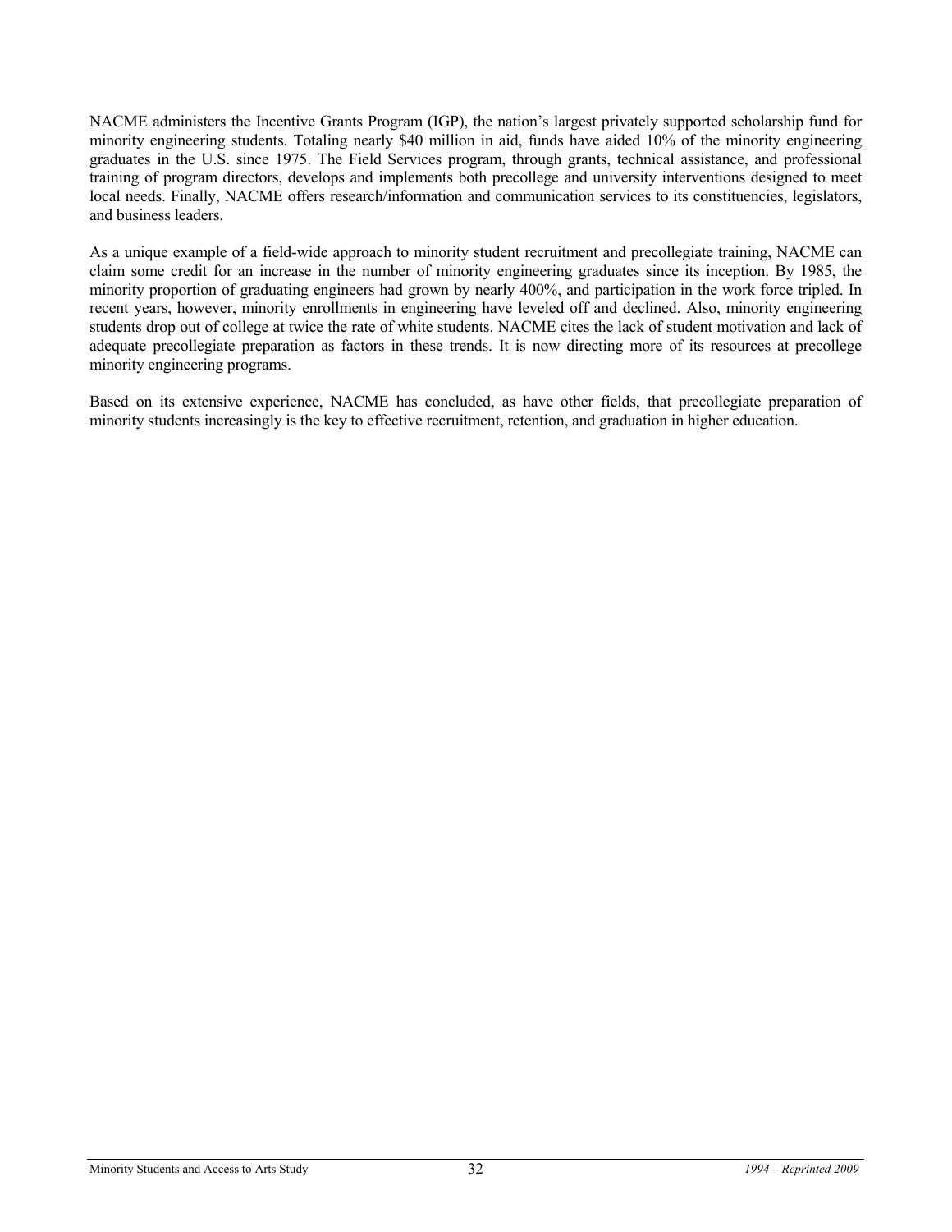NACME administers the Incentive Grants Program (IGP), the nation's largest privately supported scholarship fund for minority engineering students. Totaling nearly $40 million in aid, funds have aided 10% of the minority engineering graduates in the U.S. since 1975. The Field Services program, through grants, technical assistance, and professional training of program directors, develops and implements both precollege and university interventions designed to meet local needs. Finally, NACME offers research/information and communication services to its constituencies, legislators, and business leaders.

As a unique example of a field-wide approach to minority student recruitment and precollegiate training, NACME can claim some credit for an increase in the number of minority engineering graduates since its inception. By 1985, the minority proportion of graduating engineers had grown by nearly 400%, and participation in the work force tripled. In recent years, however, minority enrollments in engineering have leveled off and declined. Also, minority engineering students drop out of college at twice the rate of white students. NACME cites the lack of student motivation and lack of adequate precollegiate preparation as factors in these trends. It is now directing more of its resources at precollege minority engineering programs.

Based on its extensive experience, NACME has concluded, as have other fields, that precollegiate preparation of minority students increasingly is the key to effective recruitment, retention, and graduation in higher education.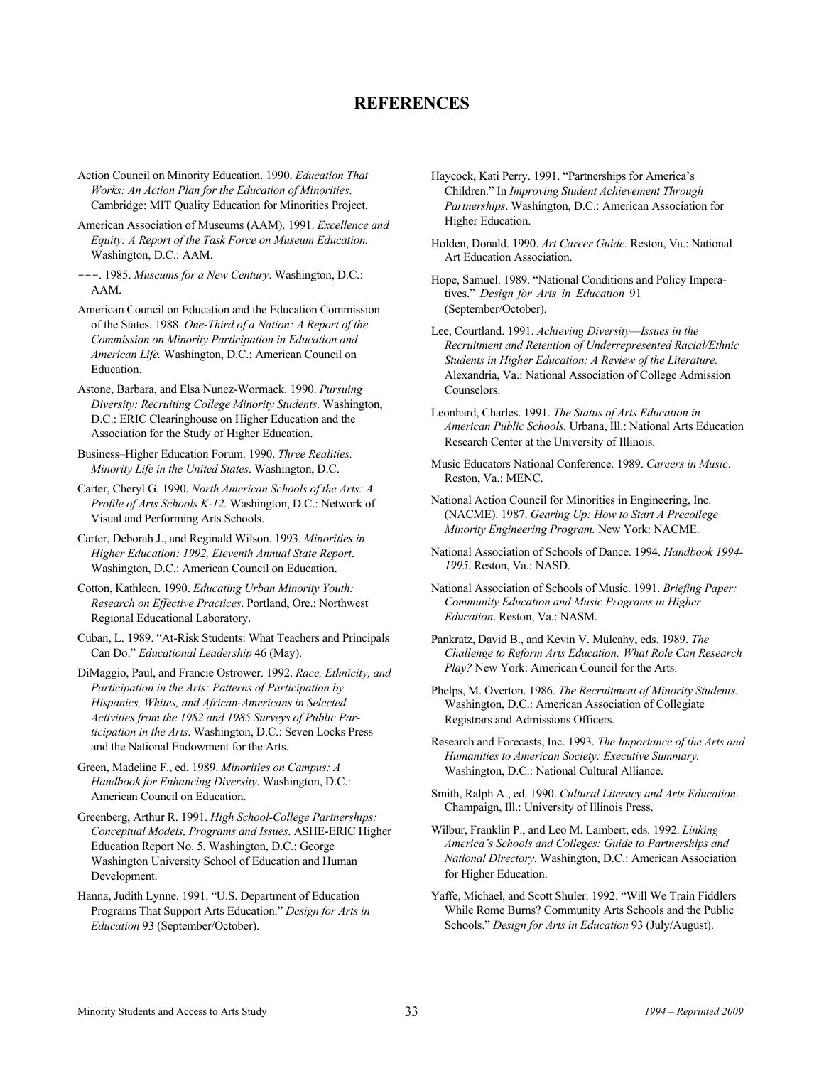# REFERENCES

Action Council on Minority Education. 1990. *Education That Works: An Action Plan for the Education of Minorities*. Cambridge: MIT Quality Education for Minorities Project.

American Association of Museums (AAM). 1991. *Excellence and Equity: A Report of the Task Force on Museum Education.* Washington, D.C.: AAM.

–––. 1985. *Museums for a New Century*. Washington, D.C.: AAM.

American Council on Education and the Education Commission of the States. 1988. *One-Third of a Nation: A Report of the Commission on Minority Participation in Education and American Life.* Washington, D.C.: American Council on Education.

Astone, Barbara, and Elsa Nunez-Wormack. 1990. *Pursuing Diversity: Recruiting College Minority Students*. Washington, D.C.: ERIC Clearinghouse on Higher Education and the Association for the Study of Higher Education.

Business–Higher Education Forum. 1990. *Three Realities: Minority Life in the United States*. Washington, D.C.

Carter, Cheryl G. 1990. *North American Schools of the Arts: A Profile of Arts Schools K-12.* Washington, D.C.: Network of Visual and Performing Arts Schools.

Carter, Deborah J., and Reginald Wilson. 1993. *Minorities in Higher Education: 1992, Eleventh Annual State Report*. Washington, D.C.: American Council on Education.

Cotton, Kathleen. 1990. *Educating Urban Minority Youth: Research on Effective Practices*. Portland, Ore.: Northwest Regional Educational Laboratory.

Cuban, L. 1989. "At-Risk Students: What Teachers and Principals Can Do." *Educational Leadership* 46 (May).

DiMaggio, Paul, and Francie Ostrower. 1992. *Race, Ethnicity, and Participation in the Arts: Patterns of Participation by Hispanics, Whites, and African-Americans in Selected Activities from the 1982 and 1985 Surveys of Public Participation in the Arts*. Washington, D.C.: Seven Locks Press and the National Endowment for the Arts.

Green, Madeline F., ed. 1989. *Minorities on Campus: A Handbook for Enhancing Diversity*. Washington, D.C.: American Council on Education.

Greenberg, Arthur R. 1991. *High School-College Partnerships: Conceptual Models, Programs and Issues*. ASHE-ERIC Higher Education Report No. 5. Washington, D.C.: George Washington University School of Education and Human Development.

Hanna, Judith Lynne. 1991. "U.S. Department of Education Programs That Support Arts Education." *Design for Arts in Education* 93 (September/October).

Haycock, Kati Perry. 1991. "Partnerships for America's Children." In *Improving Student Achievement Through Partnerships*. Washington, D.C.: American Association for Higher Education.

Holden, Donald. 1990. *Art Career Guide.* Reston, Va.: National Art Education Association.

Hope, Samuel. 1989. "National Conditions and Policy Imperatives." *Design for Arts in Education* 91 (September/October).

Lee, Courtland. 1991. *Achieving Diversity—Issues in the Recruitment and Retention of Underrepresented Racial/Ethnic Students in Higher Education: A Review of the Literature.* Alexandria, Va.: National Association of College Admission Counselors.

Leonhard, Charles. 1991. *The Status of Arts Education in American Public Schools.* Urbana, Ill.: National Arts Education Research Center at the University of Illinois.

Music Educators National Conference. 1989. *Careers in Music*. Reston, Va.: MENC.

National Action Council for Minorities in Engineering, Inc. (NACME). 1987. *Gearing Up: How to Start A Precollege Minority Engineering Program.* New York: NACME.

National Association of Schools of Dance. 1994. *Handbook 1994-1995.* Reston, Va.: NASD.

National Association of Schools of Music. 1991. *Briefing Paper: Community Education and Music Programs in Higher Education*. Reston, Va.: NASM.

Pankratz, David B., and Kevin V. Mulcahy, eds. 1989. *The Challenge to Reform Arts Education: What Role Can Research Play?* New York: American Council for the Arts.

Phelps, M. Overton. 1986. *The Recruitment of Minority Students.* Washington, D.C.: American Association of Collegiate Registrars and Admissions Officers.

Research and Forecasts, Inc. 1993. *The Importance of the Arts and Humanities to American Society: Executive Summary.* Washington, D.C.: National Cultural Alliance.

Smith, Ralph A., ed. 1990. *Cultural Literacy and Arts Education*. Champaign, Ill.: University of Illinois Press.

Wilbur, Franklin P., and Leo M. Lambert, eds. 1992. *Linking America's Schools and Colleges: Guide to Partnerships and National Directory.* Washington, D.C.: American Association for Higher Education.

Yaffe, Michael, and Scott Shuler. 1992. "Will We Train Fiddlers While Rome Burns? Community Arts Schools and the Public Schools." *Design for Arts in Education* 93 (July/August).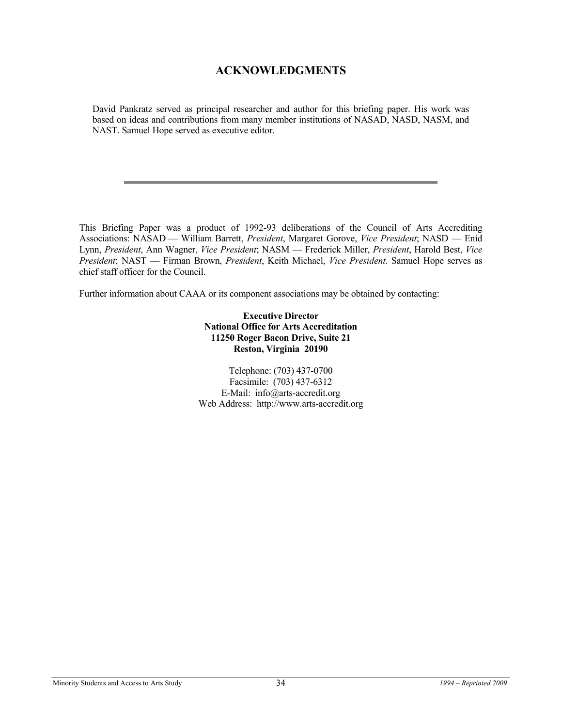# ACKNOWLEDGMENTS

David Pankratz served as principal researcher and author for this briefing paper. His work was based on ideas and contributions from many member institutions of NASAD, NASD, NASM, and NAST. Samuel Hope served as executive editor.

---

This Briefing Paper was a product of 1992-93 deliberations of the Council of Arts Accrediting Associations: NASAD — William Barrett, *President*, Margaret Gorove, *Vice President*; NASD — Enid Lynn, *President*, Ann Wagner, *Vice President*; NASM — Frederick Miller, *President*, Harold Best, *Vice President*; NAST — Firman Brown, *President*, Keith Michael, *Vice President*. Samuel Hope serves as chief staff officer for the Council.

Further information about CAAA or its component associations may be obtained by contacting:

**Executive Director**
**National Office for Arts Accreditation**
**11250 Roger Bacon Drive, Suite 21**
**Reston, Virginia 20190**

Telephone: (703) 437-0700
Facsimile: (703) 437-6312
E-Mail: info@arts-accredit.org
Web Address: http://www.arts-accredit.org